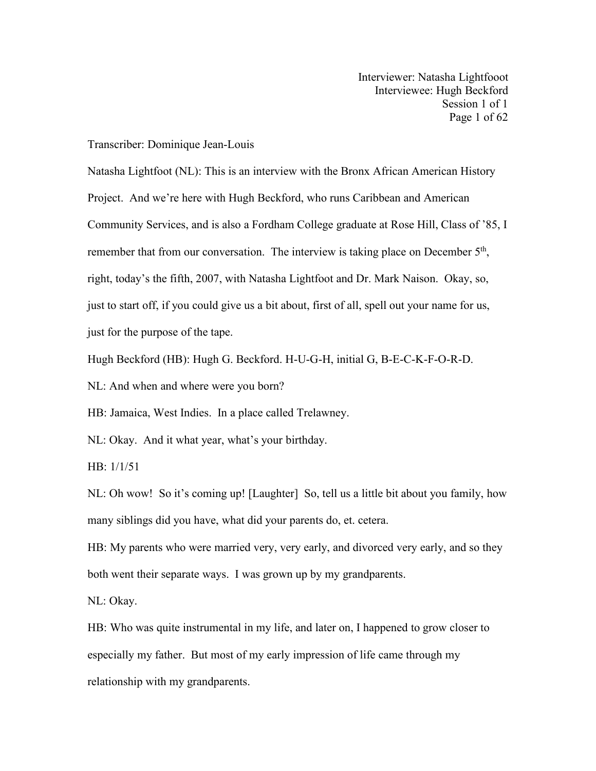Interviewer: Natasha Lightfooot
Interviewee: Hugh Beckford
Session 1 of 1

Transcriber: Dominique Jean-Louis

Natasha Lightfoot (NL): This is an interview with the Bronx African American History Project. And we're here with Hugh Beckford, who runs Caribbean and American Community Services, and is also a Fordham College graduate at Rose Hill, Class of '85, I remember that from our conversation. The interview is taking place on December 5th, right, today's the fifth, 2007, with Natasha Lightfoot and Dr. Mark Naison. Okay, so, just to start off, if you could give us a bit about, first of all, spell out your name for us, just for the purpose of the tape.

Hugh Beckford (HB): Hugh G. Beckford. H-U-G-H, initial G, B-E-C-K-F-O-R-D.

NL: And when and where were you born?

HB: Jamaica, West Indies. In a place called Trelawney.

NL: Okay. And it what year, what's your birthday.

HB: 1/1/51

NL: Oh wow! So it's coming up! [Laughter] So, tell us a little bit about you family, how many siblings did you have, what did your parents do, et. cetera.

HB: My parents who were married very, very early, and divorced very early, and so they both went their separate ways. I was grown up by my grandparents.

NL: Okay.

HB: Who was quite instrumental in my life, and later on, I happened to grow closer to especially my father. But most of my early impression of life came through my relationship with my grandparents.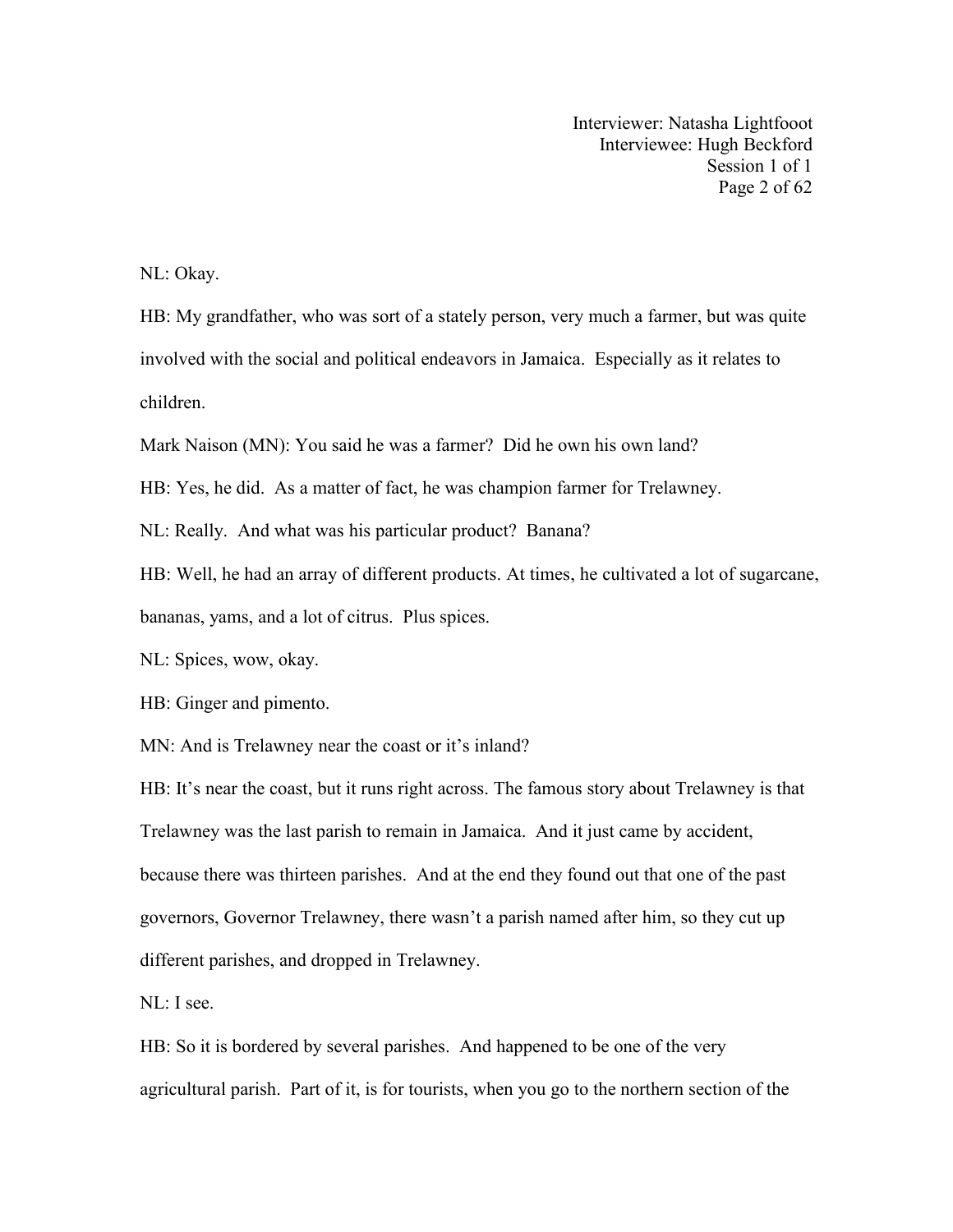NL: Okay.

HB: My grandfather, who was sort of a stately person, very much a farmer, but was quite involved with the social and political endeavors in Jamaica. Especially as it relates to children.

Mark Naison (MN): You said he was a farmer? Did he own his own land?

HB: Yes, he did. As a matter of fact, he was champion farmer for Trelawney.

NL: Really. And what was his particular product? Banana?

HB: Well, he had an array of different products. At times, he cultivated a lot of sugarcane, bananas, yams, and a lot of citrus. Plus spices.

NL: Spices, wow, okay.

HB: Ginger and pimento.

MN: And is Trelawney near the coast or it's inland?

HB: It's near the coast, but it runs right across. The famous story about Trelawney is that Trelawney was the last parish to remain in Jamaica. And it just came by accident, because there was thirteen parishes. And at the end they found out that one of the past governors, Governor Trelawney, there wasn't a parish named after him, so they cut up different parishes, and dropped in Trelawney.

NL: I see.

HB: So it is bordered by several parishes. And happened to be one of the very agricultural parish. Part of it, is for tourists, when you go to the northern section of the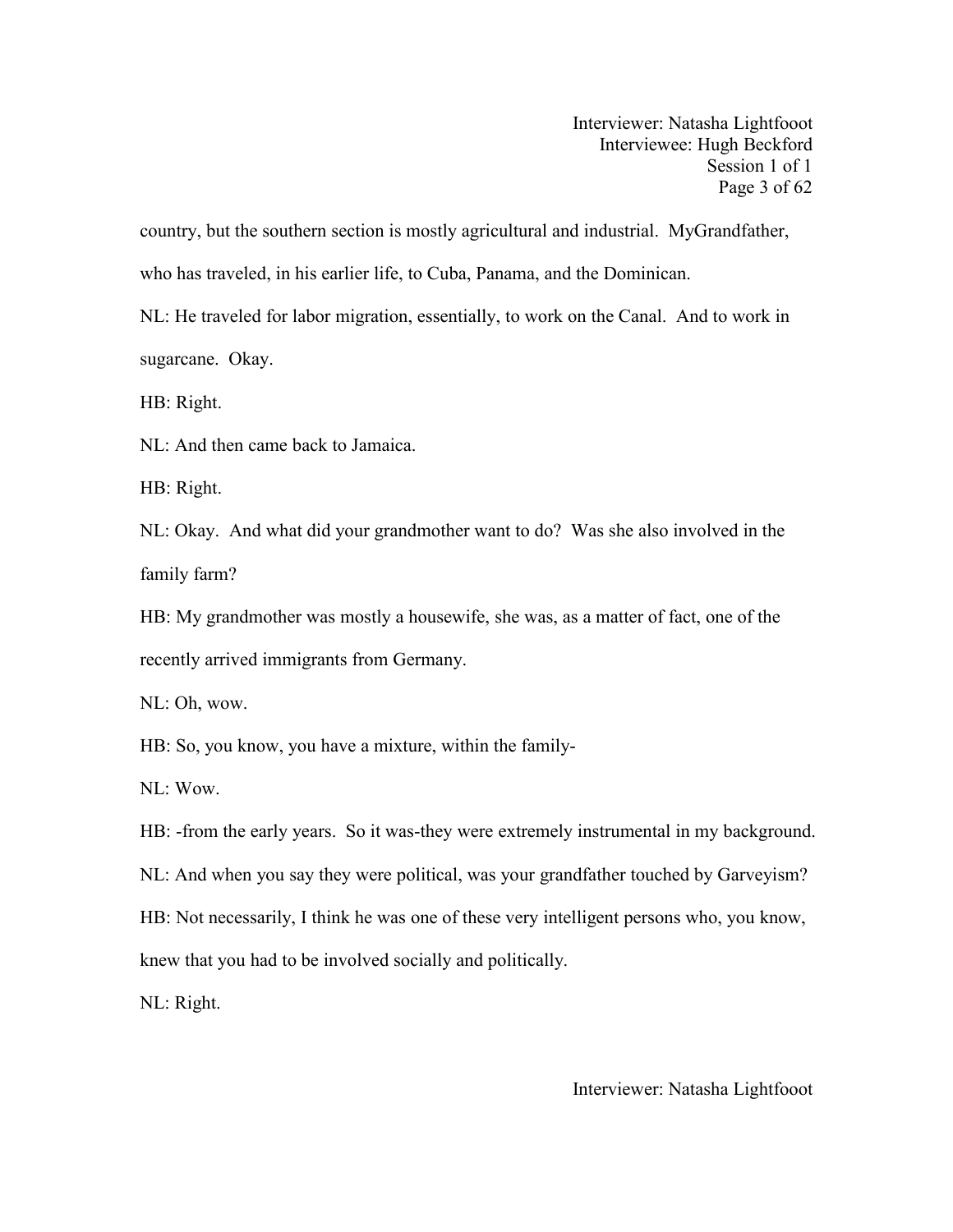country, but the southern section is mostly agricultural and industrial. MyGrandfather, who has traveled, in his earlier life, to Cuba, Panama, and the Dominican.

NL: He traveled for labor migration, essentially, to work on the Canal. And to work in sugarcane. Okay.

HB: Right.

NL: And then came back to Jamaica.

HB: Right.

NL: Okay. And what did your grandmother want to do? Was she also involved in the family farm?

HB: My grandmother was mostly a housewife, she was, as a matter of fact, one of the recently arrived immigrants from Germany.

NL: Oh, wow.

HB: So, you know, you have a mixture, within the family-

NL: Wow.

HB: -from the early years. So it was-they were extremely instrumental in my background.

NL: And when you say they were political, was your grandfather touched by Garveyism?

HB: Not necessarily, I think he was one of these very intelligent persons who, you know, knew that you had to be involved socially and politically.

NL: Right.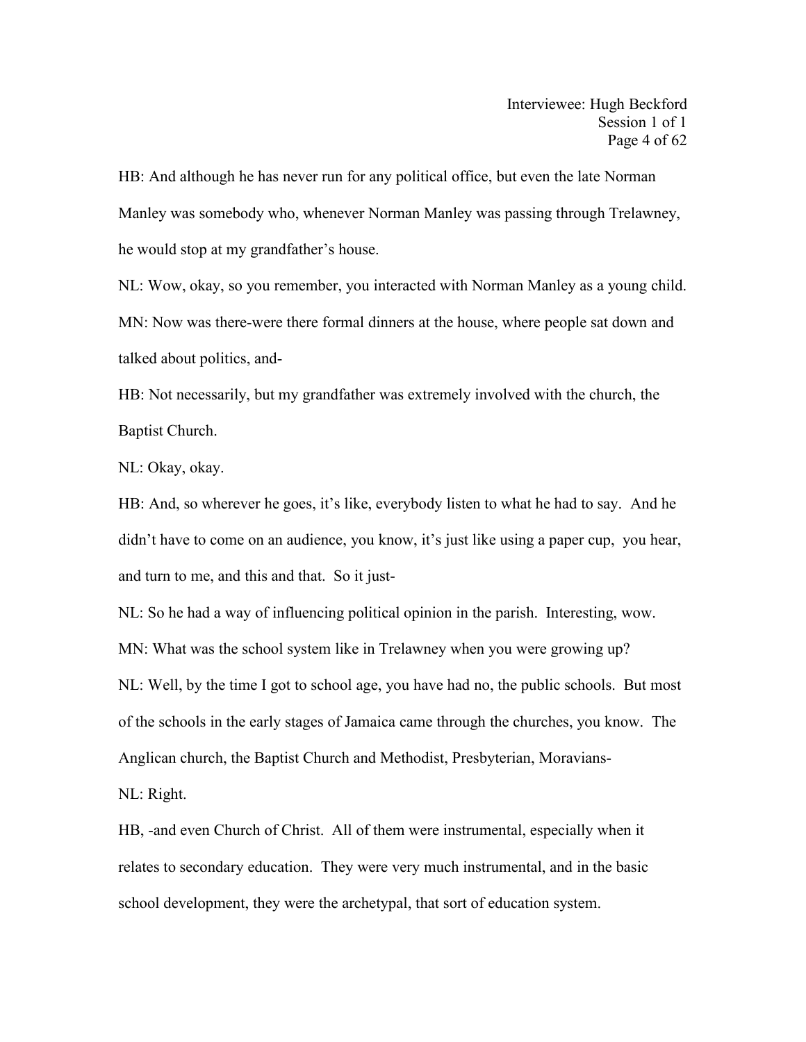HB: And although he has never run for any political office, but even the late Norman Manley was somebody who, whenever Norman Manley was passing through Trelawney, he would stop at my grandfather's house.

NL: Wow, okay, so you remember, you interacted with Norman Manley as a young child.

MN: Now was there-were there formal dinners at the house, where people sat down and talked about politics, and-

HB: Not necessarily, but my grandfather was extremely involved with the church, the Baptist Church.

NL: Okay, okay.

HB: And, so wherever he goes, it's like, everybody listen to what he had to say. And he didn't have to come on an audience, you know, it's just like using a paper cup, you hear, and turn to me, and this and that. So it just-

NL: So he had a way of influencing political opinion in the parish. Interesting, wow.

MN: What was the school system like in Trelawney when you were growing up?

NL: Well, by the time I got to school age, you have had no, the public schools. But most of the schools in the early stages of Jamaica came through the churches, you know. The Anglican church, the Baptist Church and Methodist, Presbyterian, Moravians-

NL: Right.

HB, -and even Church of Christ. All of them were instrumental, especially when it relates to secondary education. They were very much instrumental, and in the basic school development, they were the archetypal, that sort of education system.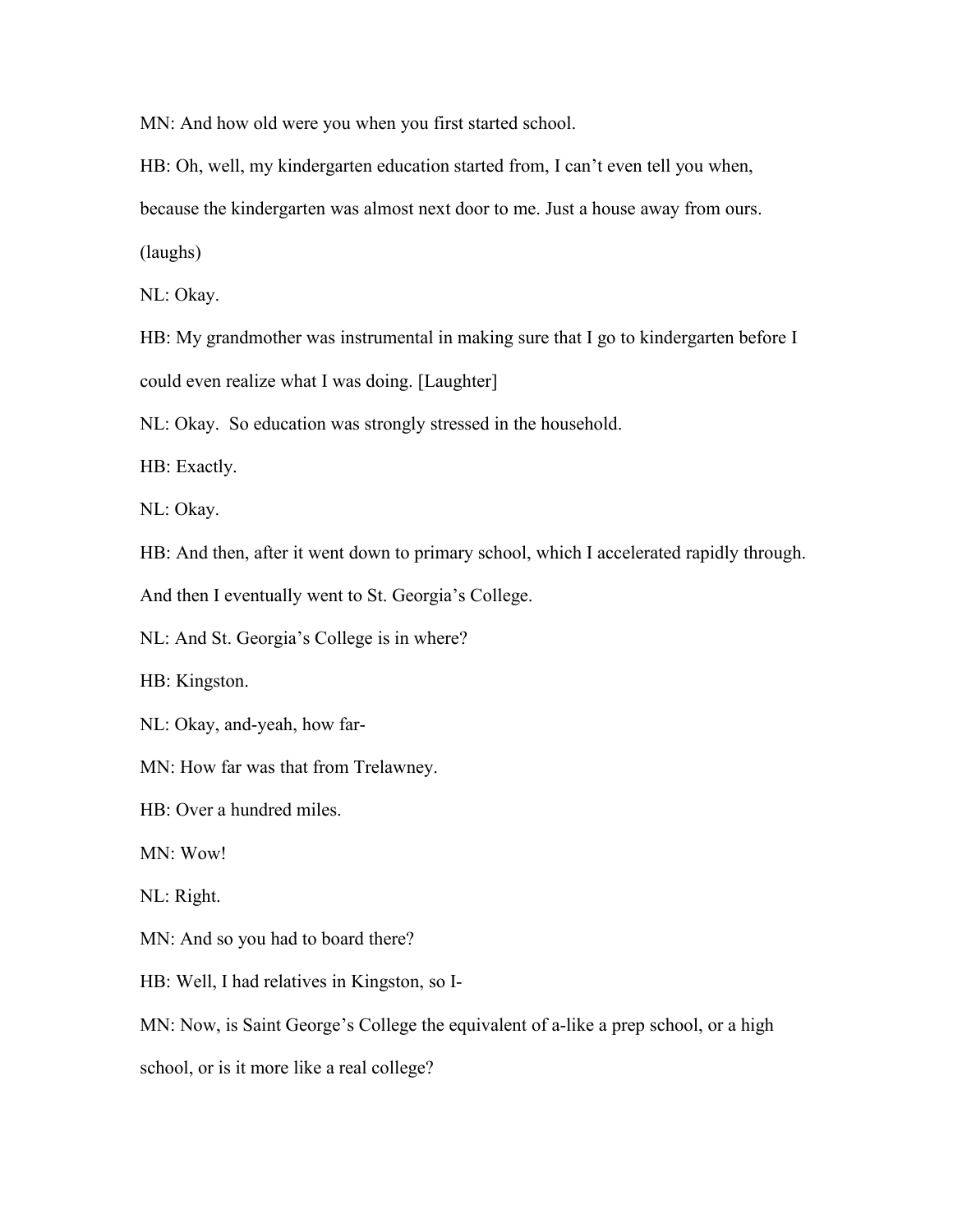MN: And how old were you when you first started school.

HB: Oh, well, my kindergarten education started from, I can't even tell you when, because the kindergarten was almost next door to me. Just a house away from ours. (laughs)

NL: Okay.

HB: My grandmother was instrumental in making sure that I go to kindergarten before I could even realize what I was doing. [Laughter]

NL: Okay. So education was strongly stressed in the household.

HB: Exactly.

NL: Okay.

HB: And then, after it went down to primary school, which I accelerated rapidly through. And then I eventually went to St. Georgia's College.

NL: And St. Georgia's College is in where?

HB: Kingston.

NL: Okay, and-yeah, how far-

MN: How far was that from Trelawney.

HB: Over a hundred miles.

MN: Wow!

NL: Right.

MN: And so you had to board there?

HB: Well, I had relatives in Kingston, so I-

MN: Now, is Saint George's College the equivalent of a-like a prep school, or a high school, or is it more like a real college?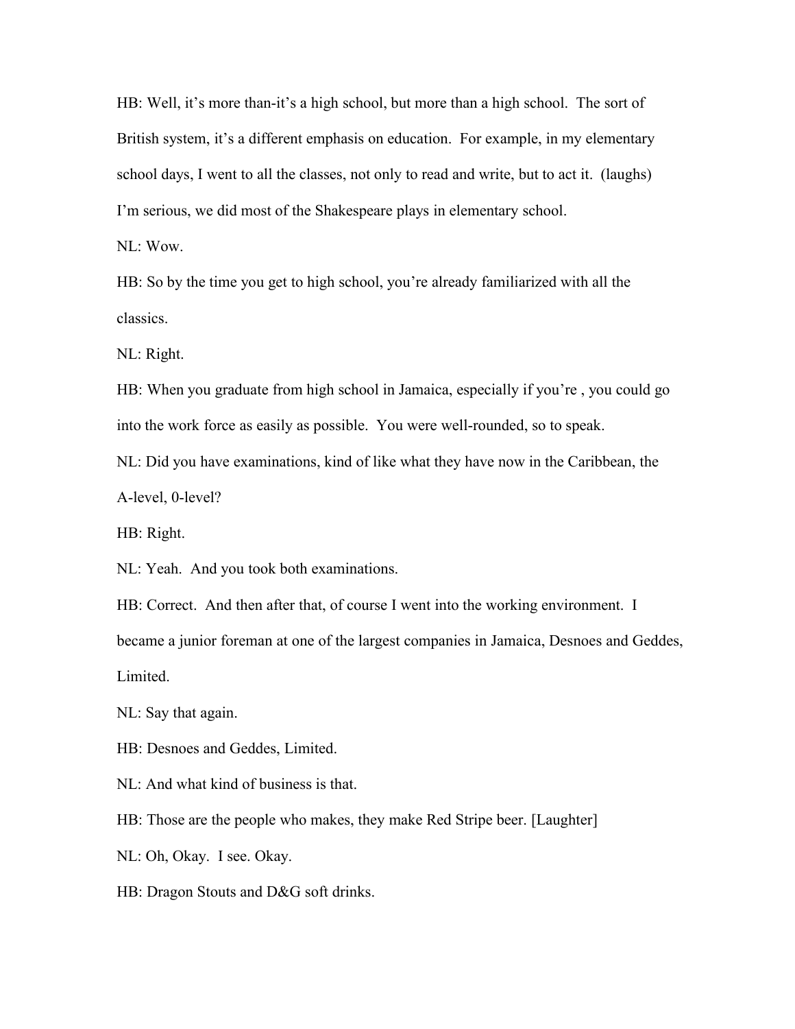HB: Well, it's more than-it's a high school, but more than a high school. The sort of British system, it's a different emphasis on education. For example, in my elementary school days, I went to all the classes, not only to read and write, but to act it. (laughs) I'm serious, we did most of the Shakespeare plays in elementary school.

NL: Wow.

HB: So by the time you get to high school, you're already familiarized with all the classics.

NL: Right.

HB: When you graduate from high school in Jamaica, especially if you're , you could go into the work force as easily as possible. You were well-rounded, so to speak.

NL: Did you have examinations, kind of like what they have now in the Caribbean, the A-level, 0-level?

HB: Right.

NL: Yeah. And you took both examinations.

HB: Correct. And then after that, of course I went into the working environment. I became a junior foreman at one of the largest companies in Jamaica, Desnoes and Geddes, Limited.

NL: Say that again.

HB: Desnoes and Geddes, Limited.

NL: And what kind of business is that.

HB: Those are the people who makes, they make Red Stripe beer. [Laughter]

NL: Oh, Okay. I see. Okay.

HB: Dragon Stouts and D&G soft drinks.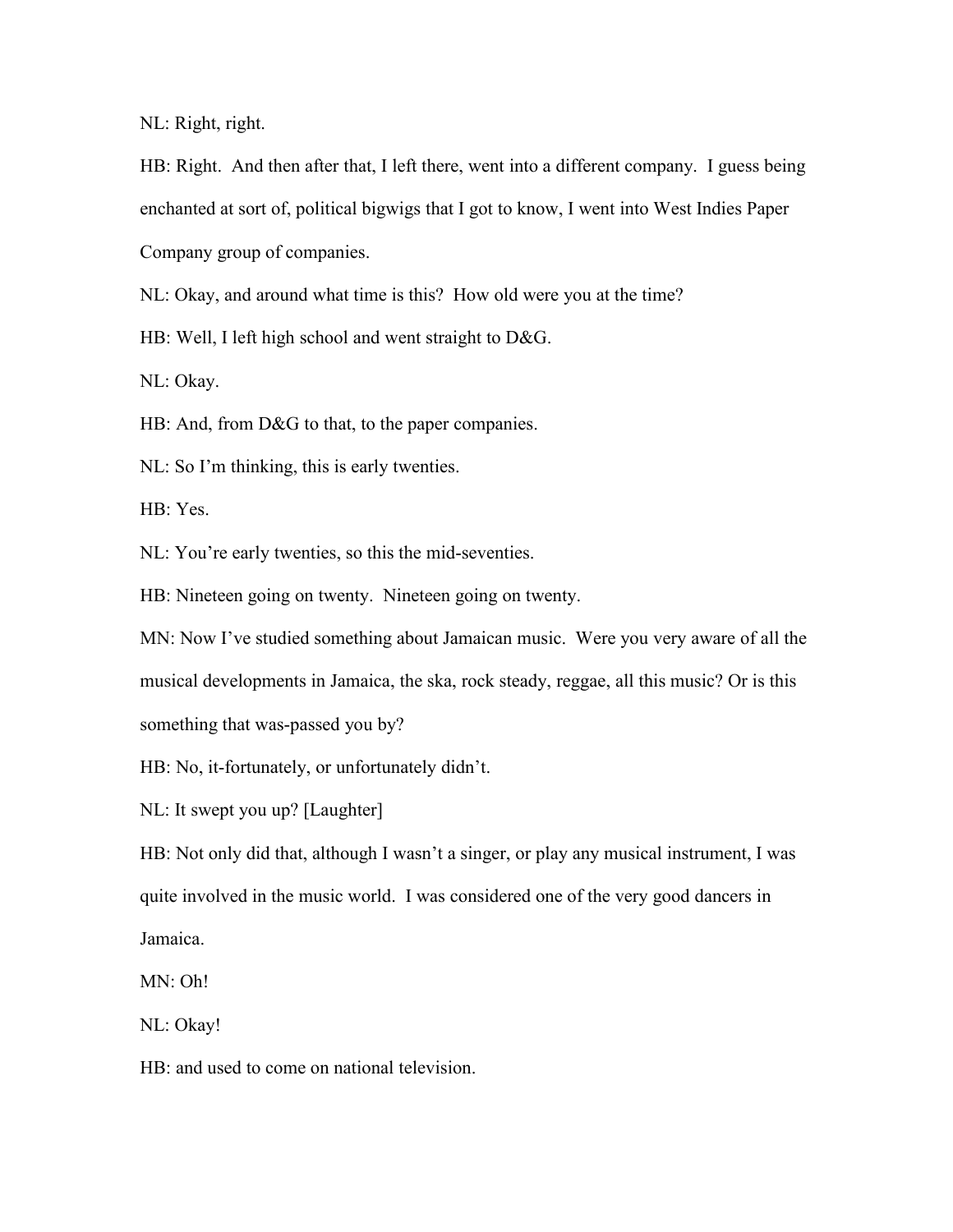NL: Right, right.

HB: Right. And then after that, I left there, went into a different company. I guess being enchanted at sort of, political bigwigs that I got to know, I went into West Indies Paper Company group of companies.

NL: Okay, and around what time is this? How old were you at the time?

HB: Well, I left high school and went straight to D&G.

NL: Okay.

HB: And, from D&G to that, to the paper companies.

NL: So I'm thinking, this is early twenties.

HB: Yes.

NL: You're early twenties, so this the mid-seventies.

HB: Nineteen going on twenty. Nineteen going on twenty.

MN: Now I've studied something about Jamaican music. Were you very aware of all the musical developments in Jamaica, the ska, rock steady, reggae, all this music? Or is this something that was-passed you by?

HB: No, it-fortunately, or unfortunately didn't.

NL: It swept you up? [Laughter]

HB: Not only did that, although I wasn't a singer, or play any musical instrument, I was quite involved in the music world. I was considered one of the very good dancers in Jamaica.

MN: Oh!

NL: Okay!

HB: and used to come on national television.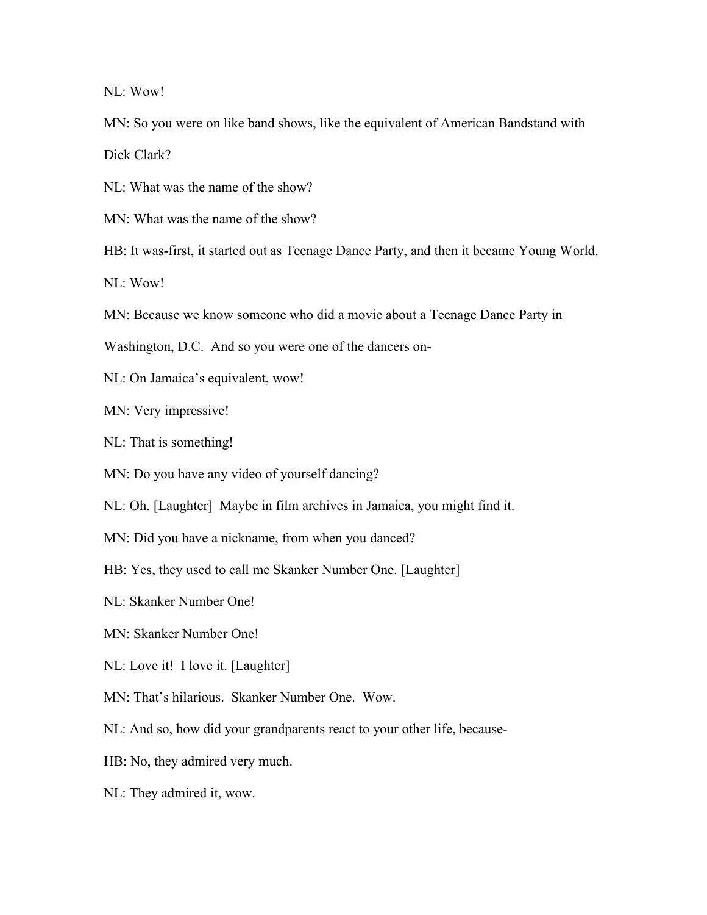NL: Wow!

MN: So you were on like band shows, like the equivalent of American Bandstand with Dick Clark?

NL: What was the name of the show?

MN: What was the name of the show?

HB: It was-first, it started out as Teenage Dance Party, and then it became Young World.

NL: Wow!

MN: Because we know someone who did a movie about a Teenage Dance Party in Washington, D.C. And so you were one of the dancers on-

NL: On Jamaica's equivalent, wow!

MN: Very impressive!

NL: That is something!

MN: Do you have any video of yourself dancing?

NL: Oh. [Laughter] Maybe in film archives in Jamaica, you might find it.

MN: Did you have a nickname, from when you danced?

HB: Yes, they used to call me Skanker Number One. [Laughter]

NL: Skanker Number One!

MN: Skanker Number One!

NL: Love it! I love it. [Laughter]

MN: That's hilarious. Skanker Number One. Wow.

NL: And so, how did your grandparents react to your other life, because-

HB: No, they admired very much.

NL: They admired it, wow.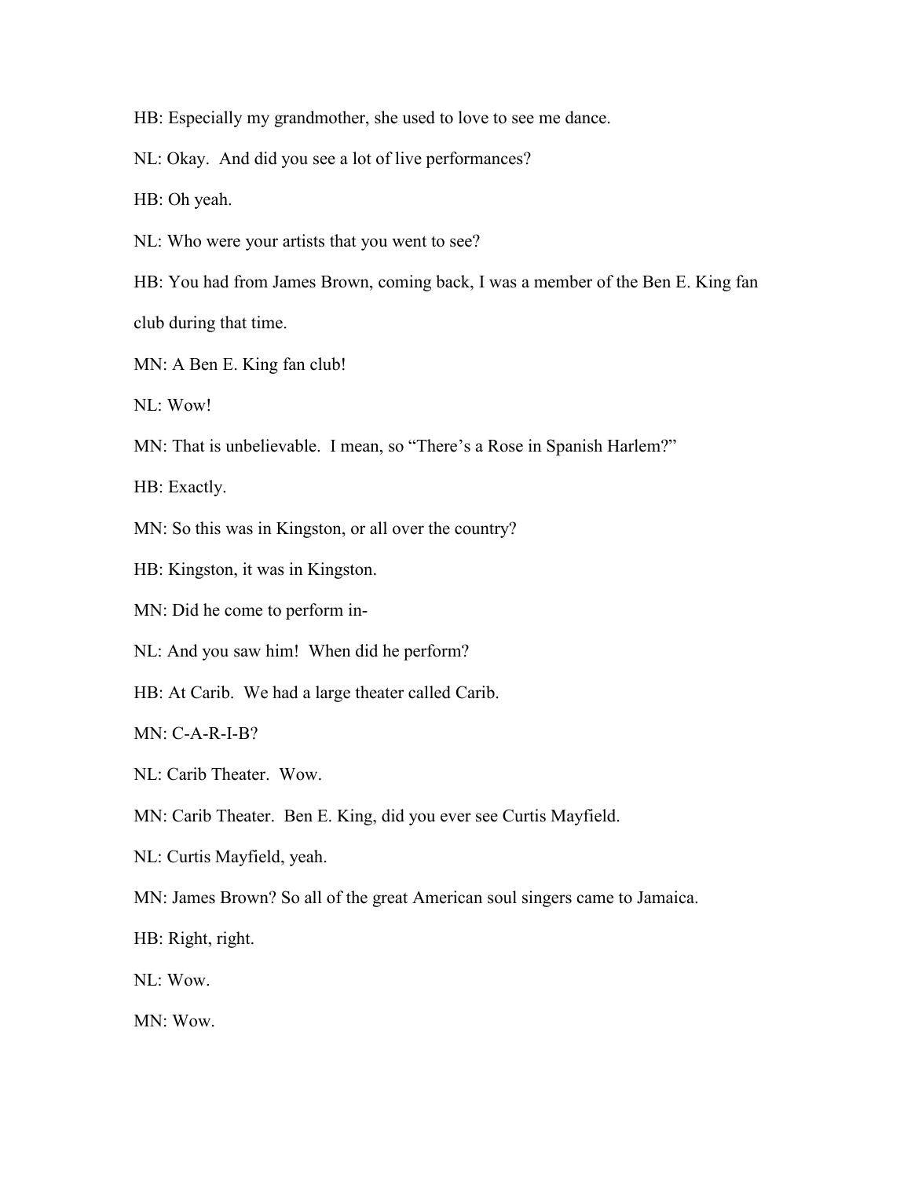HB: Especially my grandmother, she used to love to see me dance.

NL: Okay. And did you see a lot of live performances?

HB: Oh yeah.

NL: Who were your artists that you went to see?

HB: You had from James Brown, coming back, I was a member of the Ben E. King fan club during that time.

MN: A Ben E. King fan club!

NL: Wow!

MN: That is unbelievable. I mean, so "There's a Rose in Spanish Harlem?"

HB: Exactly.

MN: So this was in Kingston, or all over the country?

HB: Kingston, it was in Kingston.

MN: Did he come to perform in-

NL: And you saw him! When did he perform?

HB: At Carib. We had a large theater called Carib.

MN: C-A-R-I-B?

NL: Carib Theater. Wow.

MN: Carib Theater. Ben E. King, did you ever see Curtis Mayfield.

NL: Curtis Mayfield, yeah.

MN: James Brown? So all of the great American soul singers came to Jamaica.

HB: Right, right.

NL: Wow.

MN: Wow.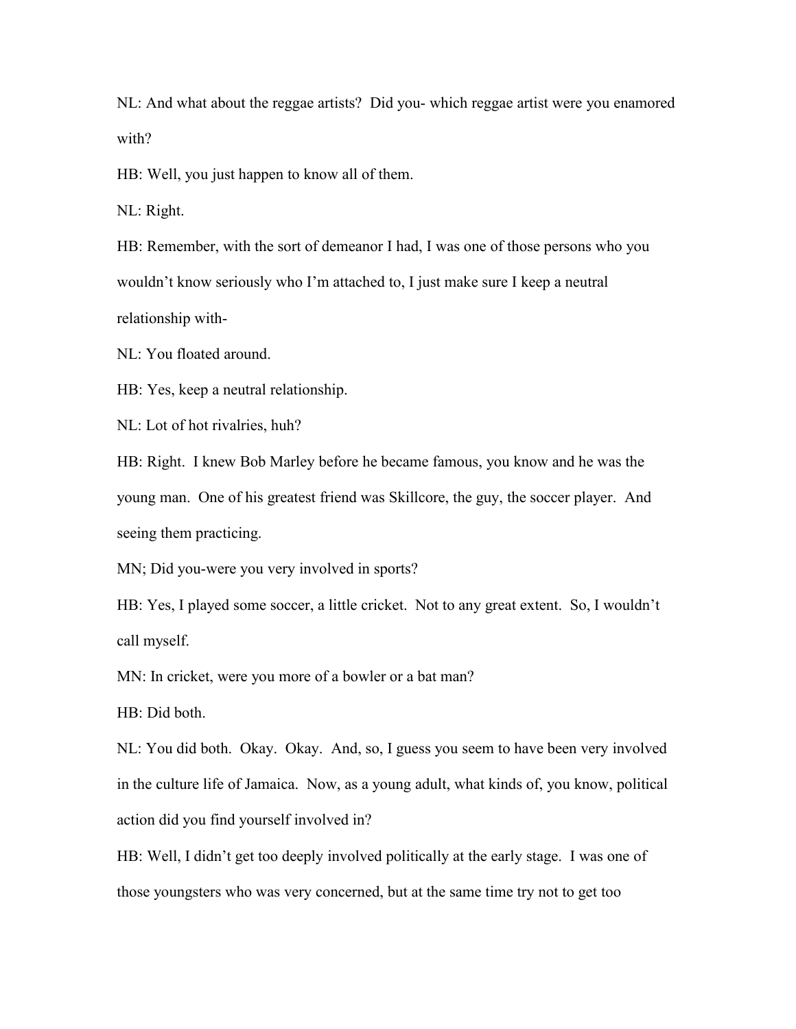NL: And what about the reggae artists? Did you- which reggae artist were you enamored with?

HB: Well, you just happen to know all of them.

NL: Right.

HB: Remember, with the sort of demeanor I had, I was one of those persons who you wouldn't know seriously who I'm attached to, I just make sure I keep a neutral relationship with-

NL: You floated around.

HB: Yes, keep a neutral relationship.

NL: Lot of hot rivalries, huh?

HB: Right. I knew Bob Marley before he became famous, you know and he was the young man. One of his greatest friend was Skillcore, the guy, the soccer player. And seeing them practicing.

MN; Did you-were you very involved in sports?

HB: Yes, I played some soccer, a little cricket. Not to any great extent. So, I wouldn't call myself.

MN: In cricket, were you more of a bowler or a bat man?

HB: Did both.

NL: You did both. Okay. Okay. And, so, I guess you seem to have been very involved in the culture life of Jamaica. Now, as a young adult, what kinds of, you know, political action did you find yourself involved in?

HB: Well, I didn't get too deeply involved politically at the early stage. I was one of those youngsters who was very concerned, but at the same time try not to get too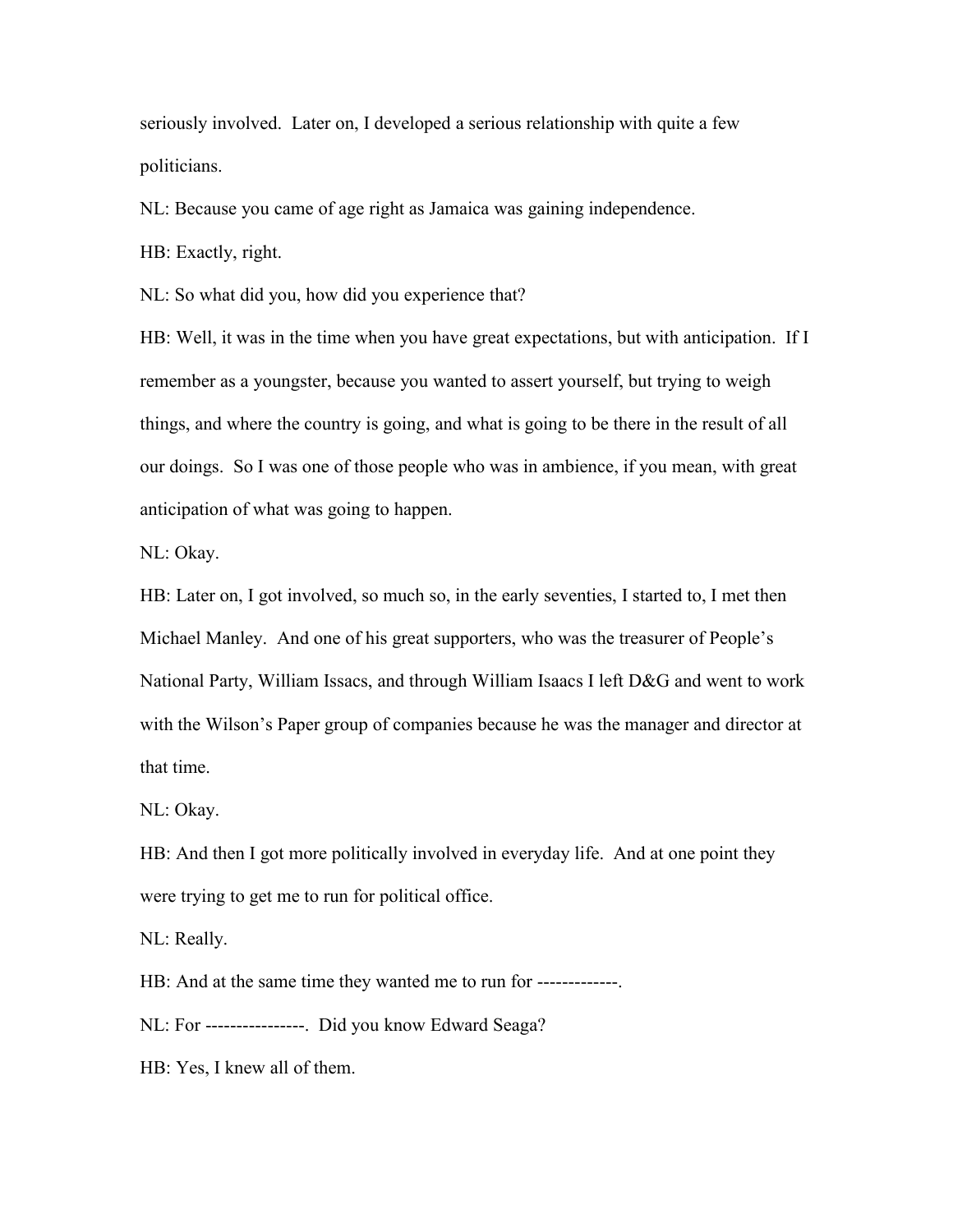seriously involved. Later on, I developed a serious relationship with quite a few politicians.

NL: Because you came of age right as Jamaica was gaining independence.

HB: Exactly, right.

NL: So what did you, how did you experience that?

HB: Well, it was in the time when you have great expectations, but with anticipation. If I remember as a youngster, because you wanted to assert yourself, but trying to weigh things, and where the country is going, and what is going to be there in the result of all our doings. So I was one of those people who was in ambience, if you mean, with great anticipation of what was going to happen.

NL: Okay.

HB: Later on, I got involved, so much so, in the early seventies, I started to, I met then Michael Manley. And one of his great supporters, who was the treasurer of People's National Party, William Issacs, and through William Isaacs I left D&G and went to work with the Wilson's Paper group of companies because he was the manager and director at that time.

NL: Okay.

HB: And then I got more politically involved in everyday life. And at one point they were trying to get me to run for political office.

NL: Really.

HB: And at the same time they wanted me to run for -------------.

NL: For ----------------. Did you know Edward Seaga?

HB: Yes, I knew all of them.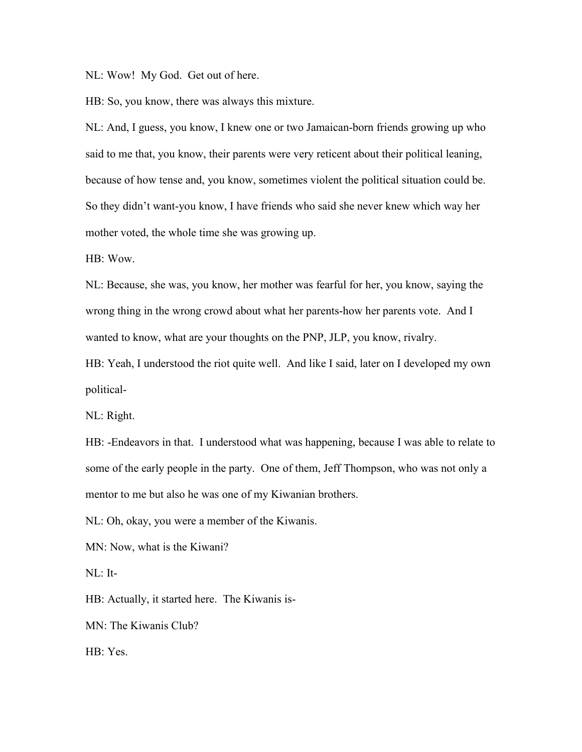NL: Wow! My God. Get out of here.

HB: So, you know, there was always this mixture.

NL: And, I guess, you know, I knew one or two Jamaican-born friends growing up who said to me that, you know, their parents were very reticent about their political leaning, because of how tense and, you know, sometimes violent the political situation could be. So they didn't want-you know, I have friends who said she never knew which way her mother voted, the whole time she was growing up.

HB: Wow.

NL: Because, she was, you know, her mother was fearful for her, you know, saying the wrong thing in the wrong crowd about what her parents-how her parents vote. And I wanted to know, what are your thoughts on the PNP, JLP, you know, rivalry.

HB: Yeah, I understood the riot quite well. And like I said, later on I developed my own political-

NL: Right.

HB: -Endeavors in that. I understood what was happening, because I was able to relate to some of the early people in the party. One of them, Jeff Thompson, who was not only a mentor to me but also he was one of my Kiwanian brothers.

NL: Oh, okay, you were a member of the Kiwanis.

MN: Now, what is the Kiwani?

NL: It-

HB: Actually, it started here. The Kiwanis is-

MN: The Kiwanis Club?

HB: Yes.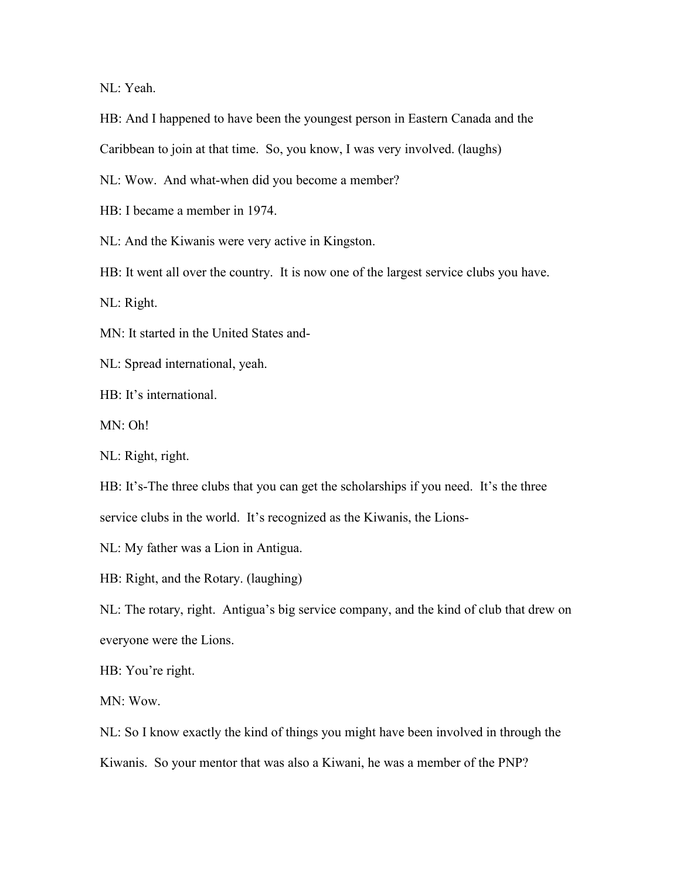NL: Yeah.

HB: And I happened to have been the youngest person in Eastern Canada and the Caribbean to join at that time. So, you know, I was very involved. (laughs)

NL: Wow. And what-when did you become a member?

HB: I became a member in 1974.

NL: And the Kiwanis were very active in Kingston.

HB: It went all over the country. It is now one of the largest service clubs you have.

NL: Right.

MN: It started in the United States and-

NL: Spread international, yeah.

HB: It's international.

MN: Oh!

NL: Right, right.

HB: It's-The three clubs that you can get the scholarships if you need. It's the three service clubs in the world. It's recognized as the Kiwanis, the Lions-

NL: My father was a Lion in Antigua.

HB: Right, and the Rotary. (laughing)

NL: The rotary, right. Antigua's big service company, and the kind of club that drew on everyone were the Lions.

HB: You're right.

MN: Wow.

NL: So I know exactly the kind of things you might have been involved in through the Kiwanis. So your mentor that was also a Kiwani, he was a member of the PNP?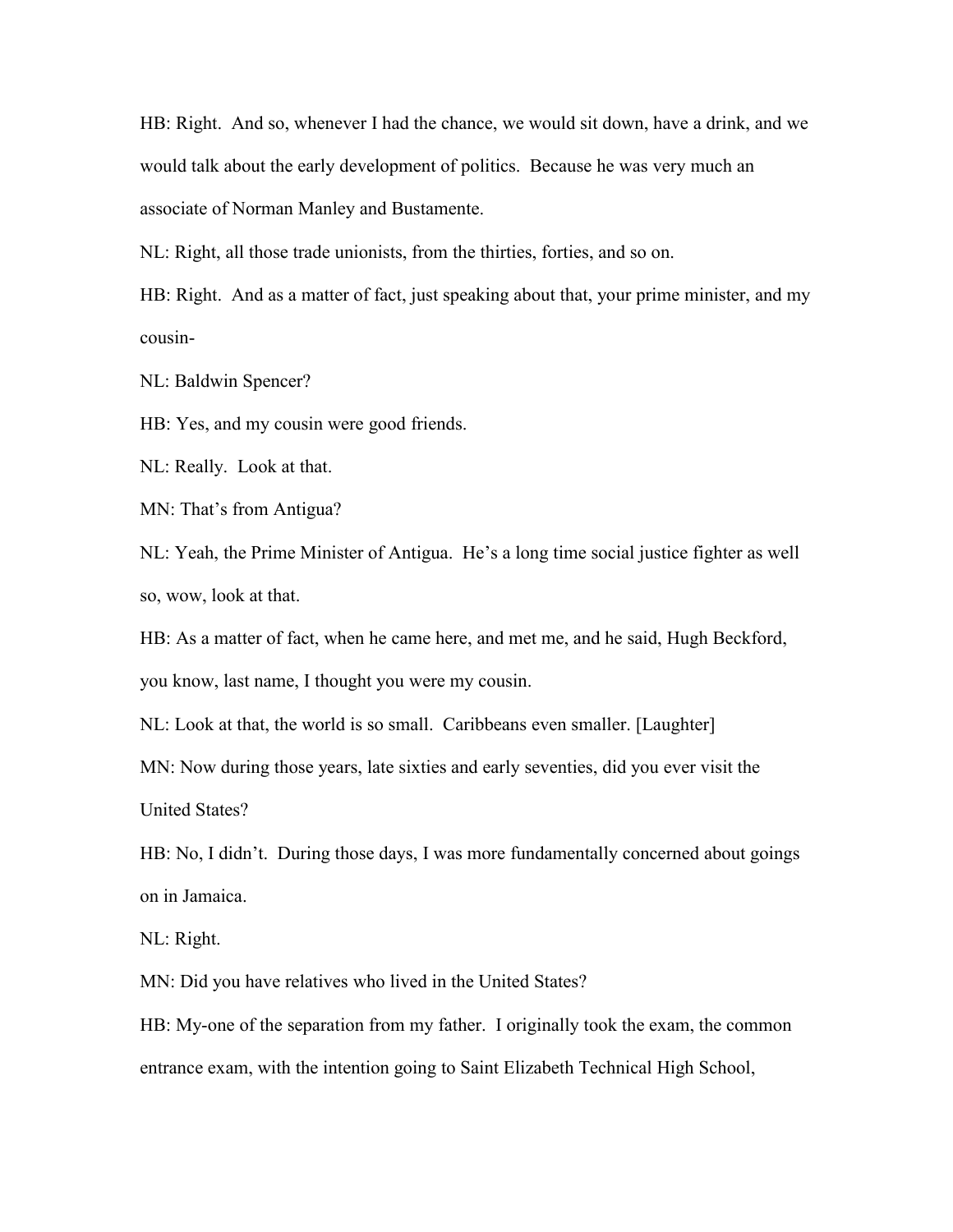HB: Right. And so, whenever I had the chance, we would sit down, have a drink, and we would talk about the early development of politics. Because he was very much an associate of Norman Manley and Bustamente.

NL: Right, all those trade unionists, from the thirties, forties, and so on.

HB: Right. And as a matter of fact, just speaking about that, your prime minister, and my cousin-

NL: Baldwin Spencer?

HB: Yes, and my cousin were good friends.

NL: Really. Look at that.

MN: That's from Antigua?

NL: Yeah, the Prime Minister of Antigua. He's a long time social justice fighter as well so, wow, look at that.

HB: As a matter of fact, when he came here, and met me, and he said, Hugh Beckford, you know, last name, I thought you were my cousin.

NL: Look at that, the world is so small. Caribbeans even smaller. [Laughter]

MN: Now during those years, late sixties and early seventies, did you ever visit the United States?

HB: No, I didn't. During those days, I was more fundamentally concerned about goings on in Jamaica.

NL: Right.

MN: Did you have relatives who lived in the United States?

HB: My-one of the separation from my father. I originally took the exam, the common entrance exam, with the intention going to Saint Elizabeth Technical High School,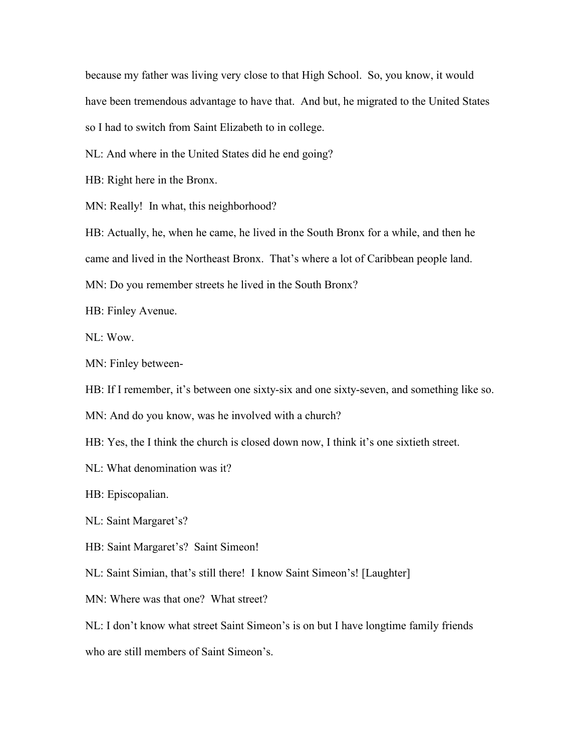because my father was living very close to that High School. So, you know, it would have been tremendous advantage to have that. And but, he migrated to the United States so I had to switch from Saint Elizabeth to in college.

NL: And where in the United States did he end going?

HB: Right here in the Bronx.

MN: Really! In what, this neighborhood?

HB: Actually, he, when he came, he lived in the South Bronx for a while, and then he came and lived in the Northeast Bronx. That's where a lot of Caribbean people land.

MN: Do you remember streets he lived in the South Bronx?

HB: Finley Avenue.

NL: Wow.

MN: Finley between-

HB: If I remember, it's between one sixty-six and one sixty-seven, and something like so.

MN: And do you know, was he involved with a church?

HB: Yes, the I think the church is closed down now, I think it's one sixtieth street.

NL: What denomination was it?

HB: Episcopalian.

NL: Saint Margaret's?

HB: Saint Margaret's? Saint Simeon!

NL: Saint Simian, that's still there! I know Saint Simeon's! [Laughter]

MN: Where was that one? What street?

NL: I don't know what street Saint Simeon's is on but I have longtime family friends who are still members of Saint Simeon's.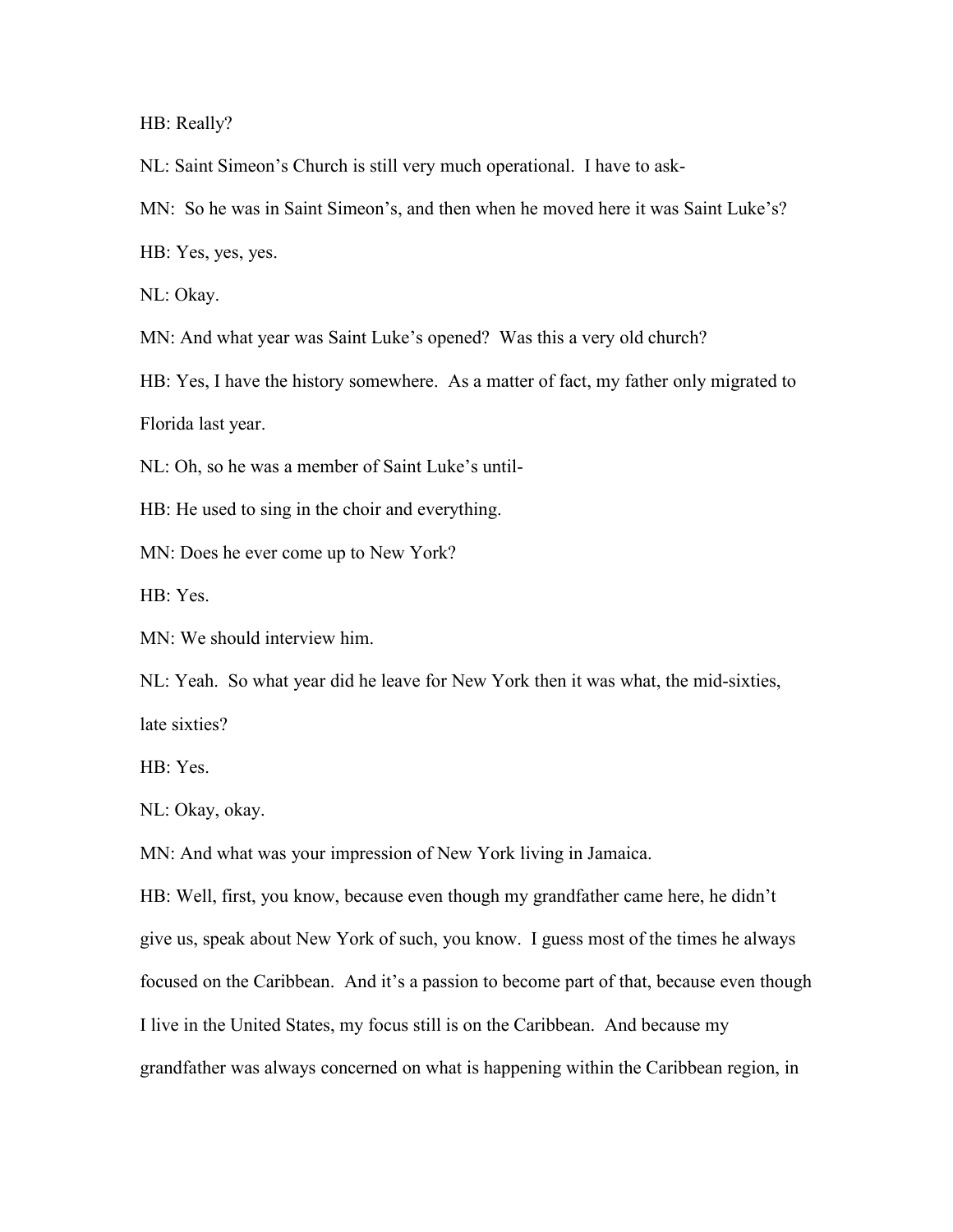HB: Really?

NL: Saint Simeon's Church is still very much operational. I have to ask-

MN: So he was in Saint Simeon's, and then when he moved here it was Saint Luke's?

HB: Yes, yes, yes.

NL: Okay.

MN: And what year was Saint Luke's opened? Was this a very old church?

HB: Yes, I have the history somewhere. As a matter of fact, my father only migrated to Florida last year.

NL: Oh, so he was a member of Saint Luke's until-

HB: He used to sing in the choir and everything.

MN: Does he ever come up to New York?

HB: Yes.

MN: We should interview him.

NL: Yeah. So what year did he leave for New York then it was what, the mid-sixties, late sixties?

HB: Yes.

NL: Okay, okay.

MN: And what was your impression of New York living in Jamaica.

HB: Well, first, you know, because even though my grandfather came here, he didn't give us, speak about New York of such, you know. I guess most of the times he always focused on the Caribbean. And it's a passion to become part of that, because even though I live in the United States, my focus still is on the Caribbean. And because my grandfather was always concerned on what is happening within the Caribbean region, in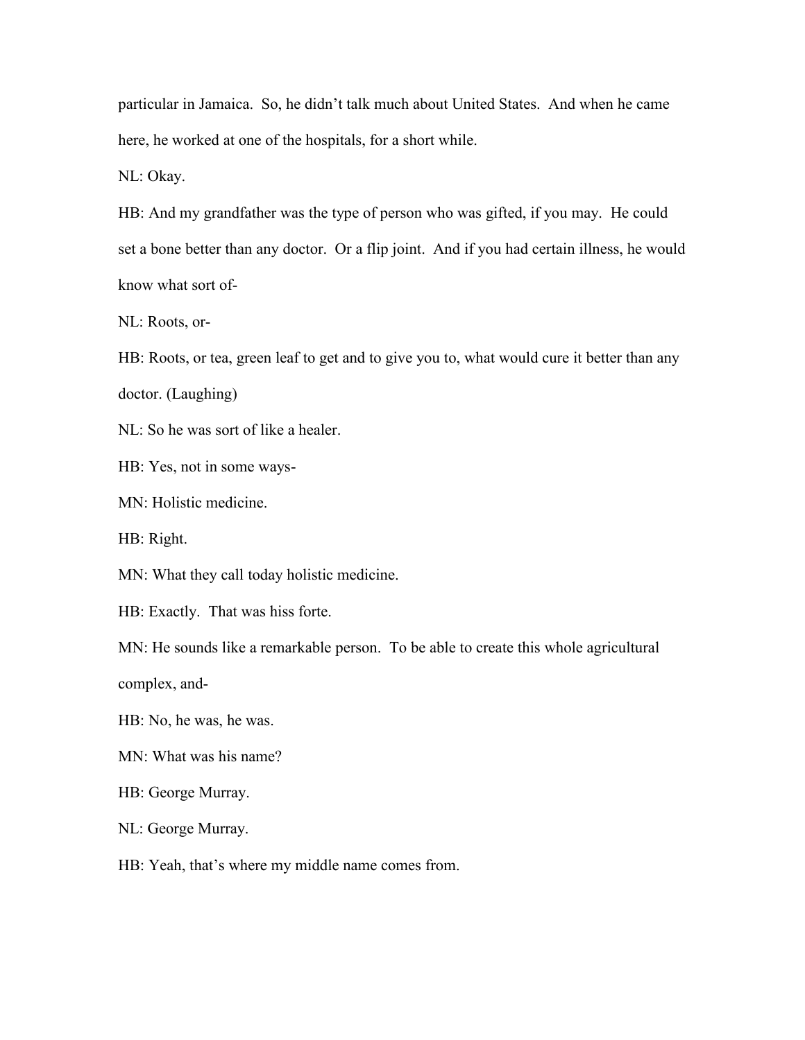particular in Jamaica.  So, he didn't talk much about United States.  And when he came here, he worked at one of the hospitals, for a short while.

NL: Okay.

HB: And my grandfather was the type of person who was gifted, if you may.  He could set a bone better than any doctor.  Or a flip joint.  And if you had certain illness, he would know what sort of-

NL: Roots, or-

HB: Roots, or tea, green leaf to get and to give you to, what would cure it better than any doctor. (Laughing)

NL: So he was sort of like a healer.

HB: Yes, not in some ways-

MN: Holistic medicine.

HB: Right.

MN: What they call today holistic medicine.

HB: Exactly.  That was hiss forte.

MN: He sounds like a remarkable person.  To be able to create this whole agricultural complex, and-

HB: No, he was, he was.

MN: What was his name?

HB: George Murray.

NL: George Murray.

HB: Yeah, that's where my middle name comes from.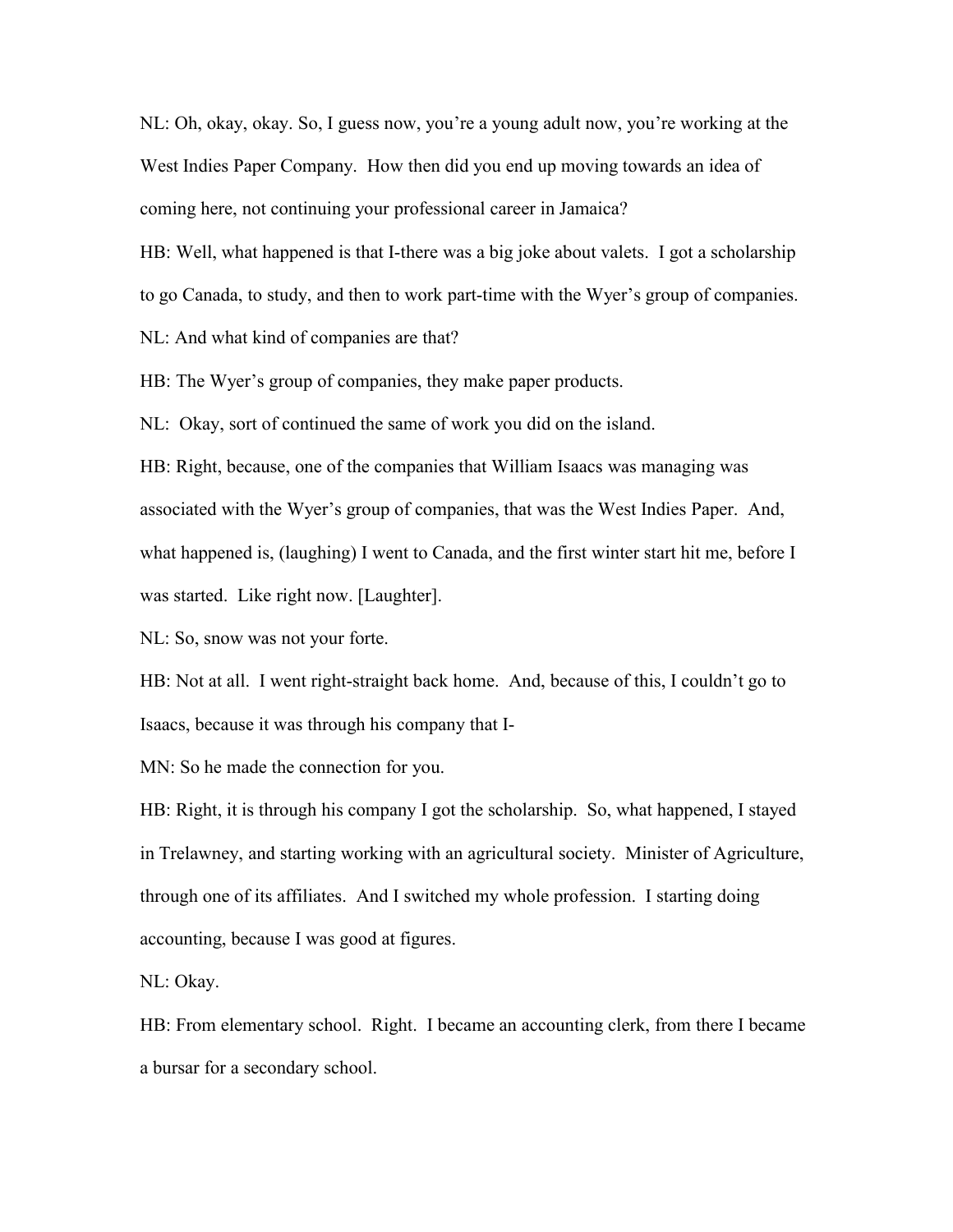NL: Oh, okay, okay. So, I guess now, you're a young adult now, you're working at the West Indies Paper Company. How then did you end up moving towards an idea of coming here, not continuing your professional career in Jamaica?

HB: Well, what happened is that I-there was a big joke about valets. I got a scholarship to go Canada, to study, and then to work part-time with the Wyer's group of companies.

NL: And what kind of companies are that?

HB: The Wyer's group of companies, they make paper products.

NL: Okay, sort of continued the same of work you did on the island.

HB: Right, because, one of the companies that William Isaacs was managing was associated with the Wyer's group of companies, that was the West Indies Paper. And, what happened is, (laughing) I went to Canada, and the first winter start hit me, before I was started. Like right now. [Laughter].

NL: So, snow was not your forte.

HB: Not at all. I went right-straight back home. And, because of this, I couldn't go to Isaacs, because it was through his company that I-

MN: So he made the connection for you.

HB: Right, it is through his company I got the scholarship. So, what happened, I stayed in Trelawney, and starting working with an agricultural society. Minister of Agriculture, through one of its affiliates. And I switched my whole profession. I starting doing accounting, because I was good at figures.

NL: Okay.

HB: From elementary school. Right. I became an accounting clerk, from there I became a bursar for a secondary school.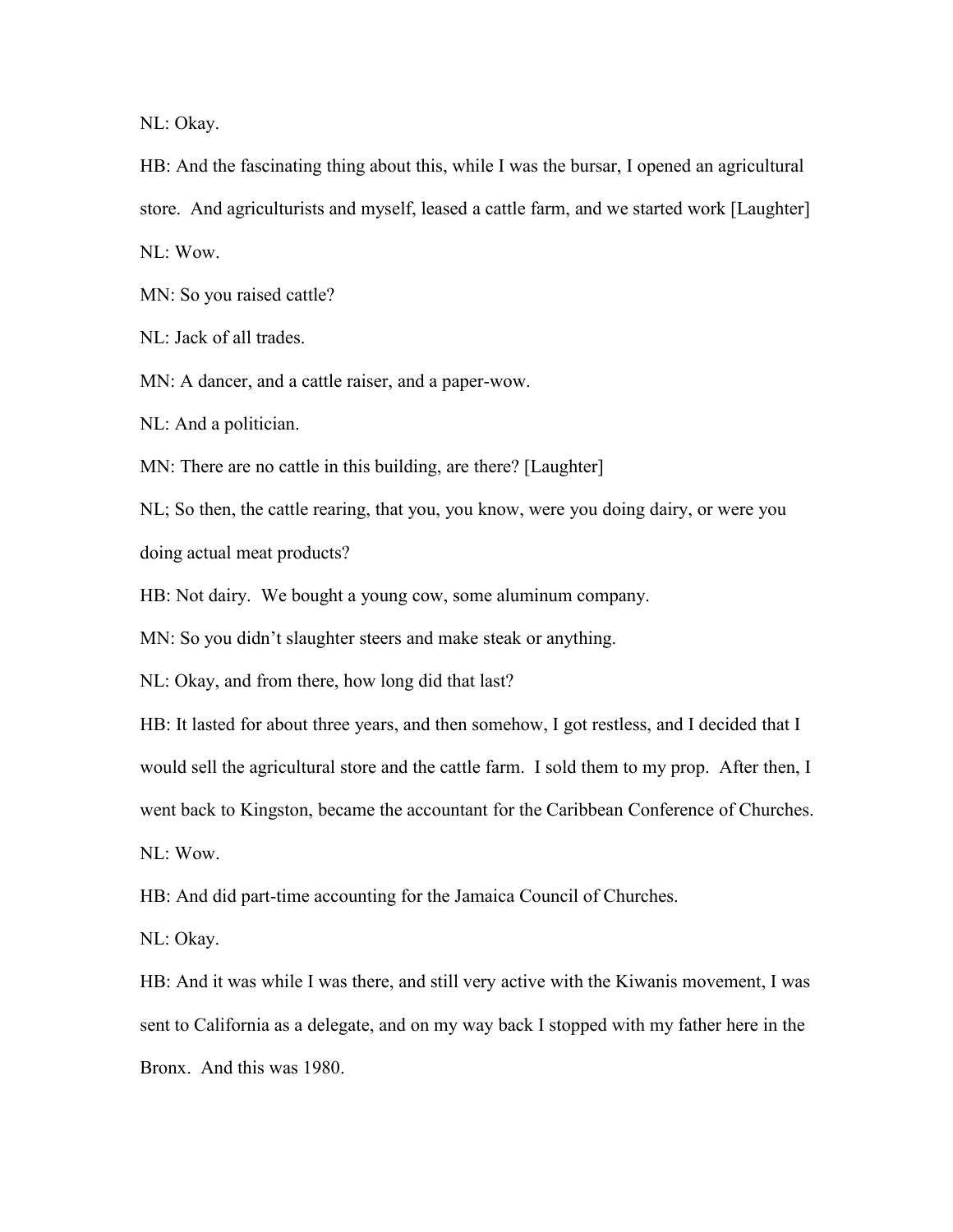NL: Okay.

HB: And the fascinating thing about this, while I was the bursar, I opened an agricultural store. And agriculturists and myself, leased a cattle farm, and we started work [Laughter]

NL: Wow.

MN: So you raised cattle?

NL: Jack of all trades.

MN: A dancer, and a cattle raiser, and a paper-wow.

NL: And a politician.

MN: There are no cattle in this building, are there? [Laughter]

NL; So then, the cattle rearing, that you, you know, were you doing dairy, or were you doing actual meat products?

HB: Not dairy. We bought a young cow, some aluminum company.

MN: So you didn't slaughter steers and make steak or anything.

NL: Okay, and from there, how long did that last?

HB: It lasted for about three years, and then somehow, I got restless, and I decided that I would sell the agricultural store and the cattle farm. I sold them to my prop. After then, I went back to Kingston, became the accountant for the Caribbean Conference of Churches.

NL: Wow.

HB: And did part-time accounting for the Jamaica Council of Churches.

NL: Okay.

HB: And it was while I was there, and still very active with the Kiwanis movement, I was sent to California as a delegate, and on my way back I stopped with my father here in the Bronx. And this was 1980.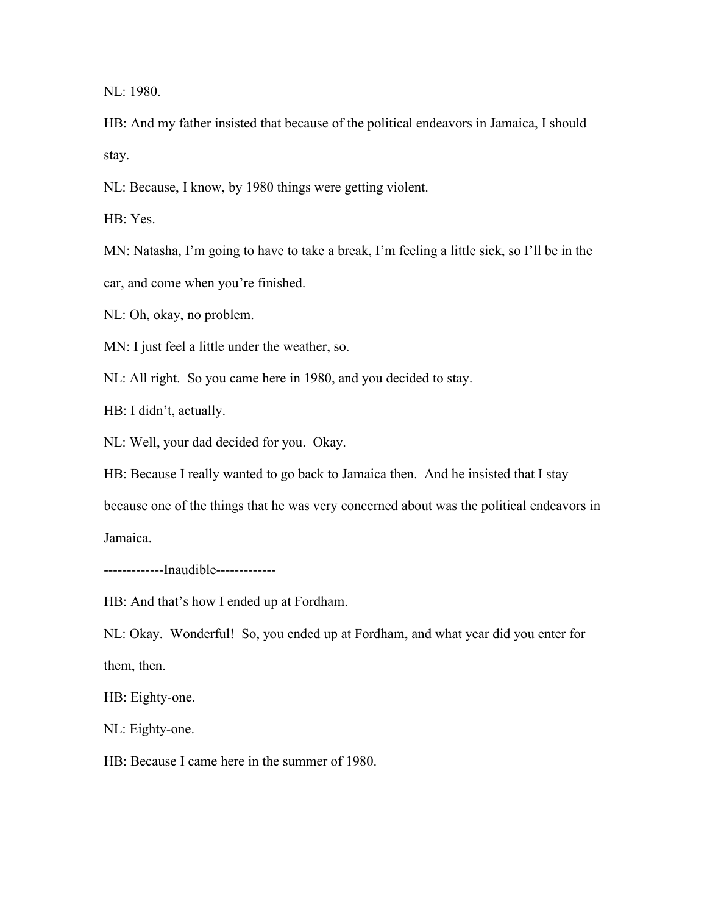NL: 1980.

HB: And my father insisted that because of the political endeavors in Jamaica, I should stay.

NL: Because, I know, by 1980 things were getting violent.

HB: Yes.

MN: Natasha, I'm going to have to take a break, I'm feeling a little sick, so I'll be in the car, and come when you're finished.

NL: Oh, okay, no problem.

MN: I just feel a little under the weather, so.

NL: All right.  So you came here in 1980, and you decided to stay.

HB: I didn't, actually.

NL: Well, your dad decided for you.  Okay.

HB: Because I really wanted to go back to Jamaica then.  And he insisted that I stay because one of the things that he was very concerned about was the political endeavors in Jamaica.

-------------Inaudible-------------

HB: And that's how I ended up at Fordham.

NL: Okay.  Wonderful!  So, you ended up at Fordham, and what year did you enter for them, then.

HB: Eighty-one.

NL: Eighty-one.

HB: Because I came here in the summer of 1980.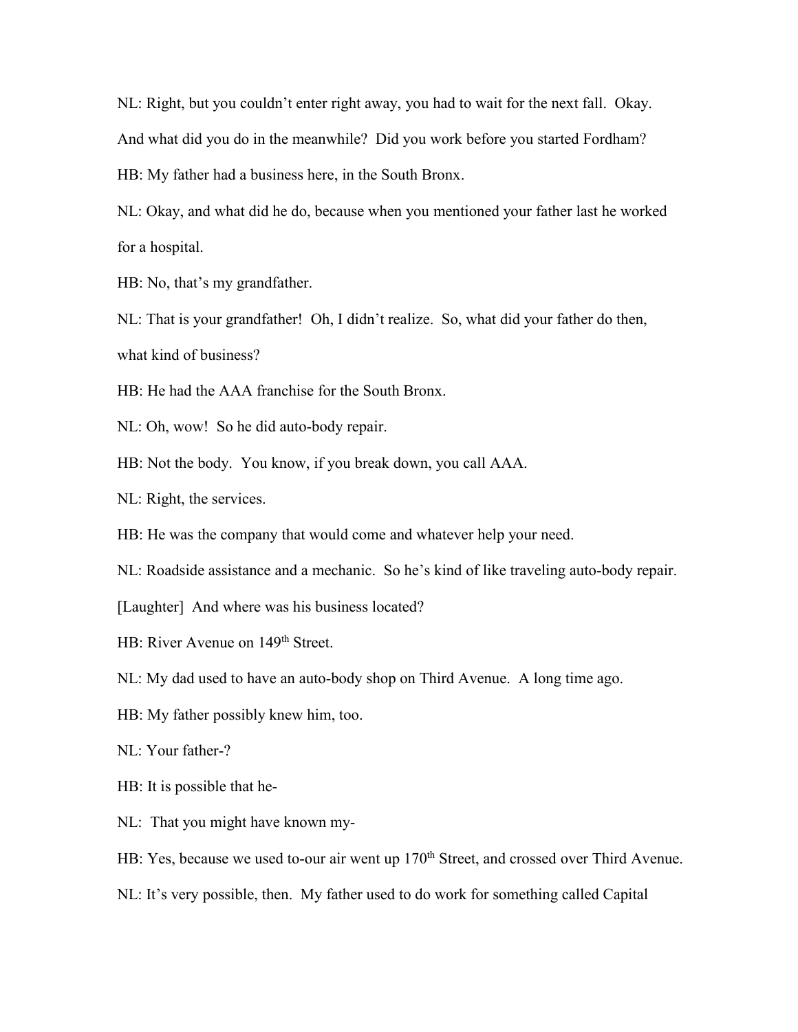NL: Right, but you couldn't enter right away, you had to wait for the next fall. Okay. And what did you do in the meanwhile? Did you work before you started Fordham?

HB: My father had a business here, in the South Bronx.

NL: Okay, and what did he do, because when you mentioned your father last he worked for a hospital.

HB: No, that's my grandfather.

NL: That is your grandfather! Oh, I didn't realize. So, what did your father do then, what kind of business?

HB: He had the AAA franchise for the South Bronx.

NL: Oh, wow! So he did auto-body repair.

HB: Not the body. You know, if you break down, you call AAA.

NL: Right, the services.

HB: He was the company that would come and whatever help your need.

NL: Roadside assistance and a mechanic. So he's kind of like traveling auto-body repair. [Laughter] And where was his business located?

HB: River Avenue on 149th Street.

NL: My dad used to have an auto-body shop on Third Avenue. A long time ago.

HB: My father possibly knew him, too.

NL: Your father-?

HB: It is possible that he-

NL: That you might have known my-

HB: Yes, because we used to-our air went up 170th Street, and crossed over Third Avenue.

NL: It's very possible, then. My father used to do work for something called Capital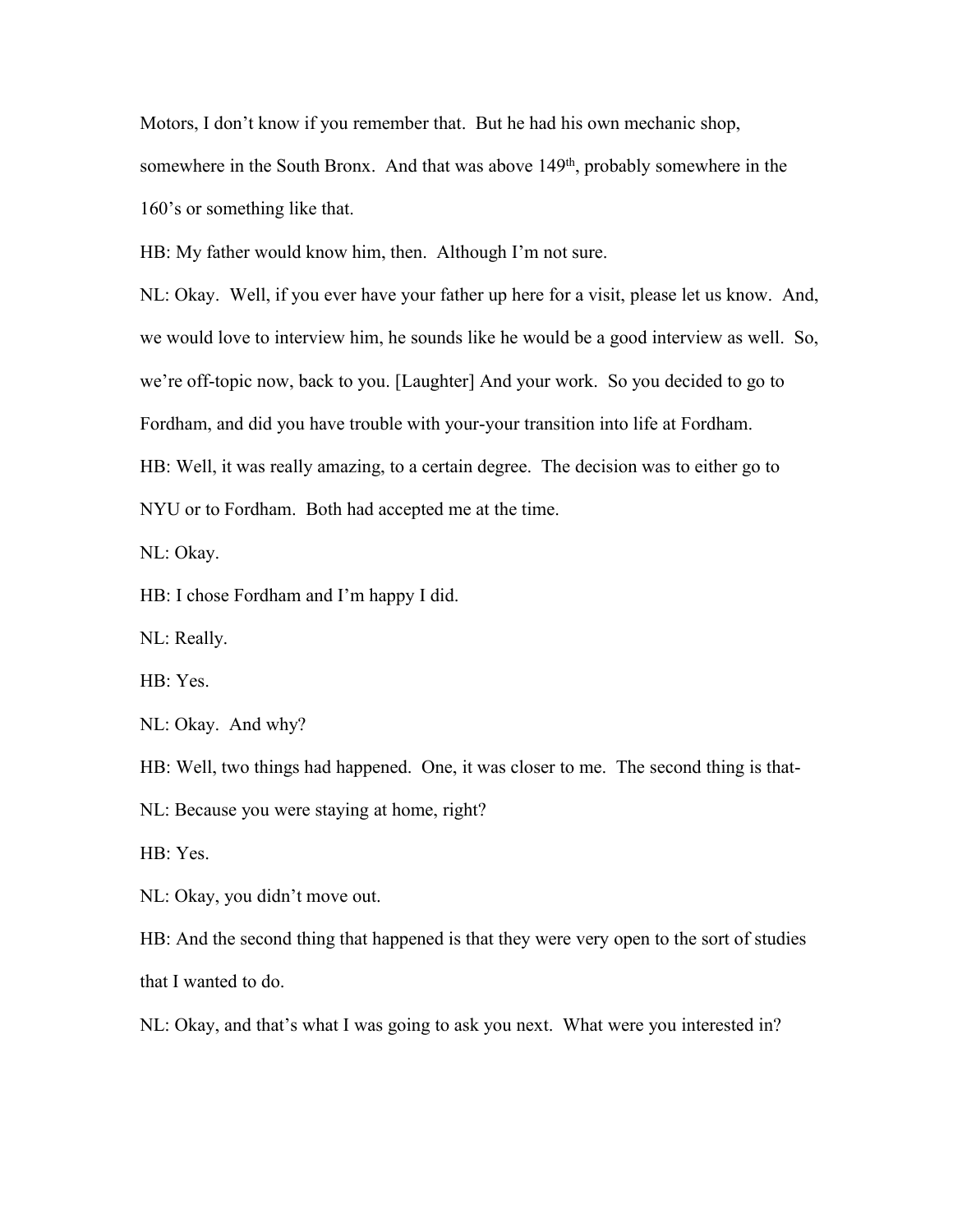Motors, I don't know if you remember that. But he had his own mechanic shop, somewhere in the South Bronx. And that was above 149th, probably somewhere in the 160's or something like that.

HB: My father would know him, then. Although I'm not sure.

NL: Okay. Well, if you ever have your father up here for a visit, please let us know. And, we would love to interview him, he sounds like he would be a good interview as well. So, we're off-topic now, back to you. [Laughter] And your work. So you decided to go to Fordham, and did you have trouble with your-your transition into life at Fordham.

HB: Well, it was really amazing, to a certain degree. The decision was to either go to NYU or to Fordham. Both had accepted me at the time.

NL: Okay.

HB: I chose Fordham and I'm happy I did.

NL: Really.

HB: Yes.

NL: Okay. And why?

HB: Well, two things had happened. One, it was closer to me. The second thing is that-

NL: Because you were staying at home, right?

HB: Yes.

NL: Okay, you didn't move out.

HB: And the second thing that happened is that they were very open to the sort of studies that I wanted to do.

NL: Okay, and that's what I was going to ask you next. What were you interested in?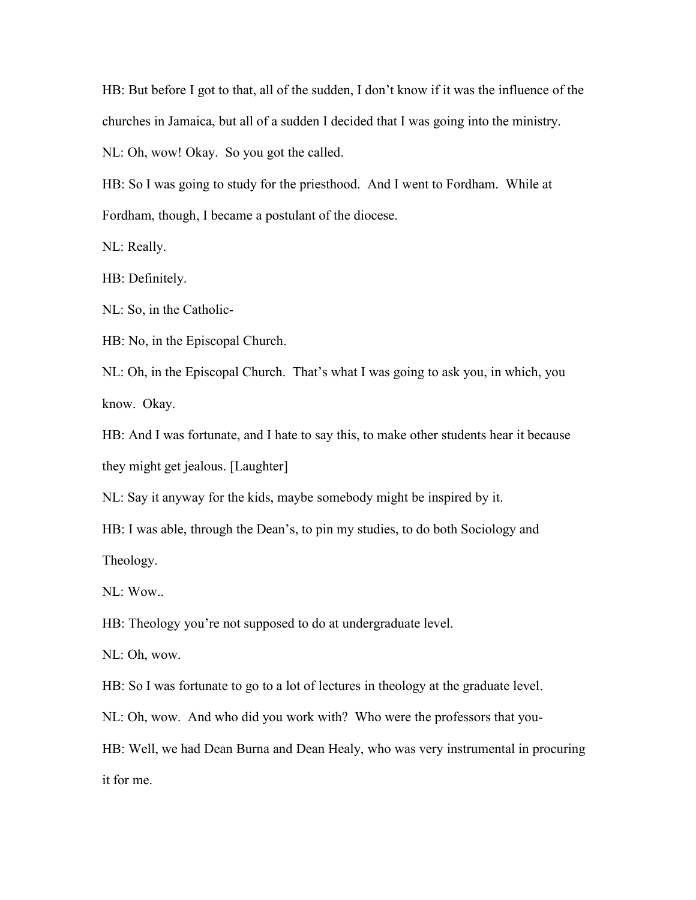HB: But before I got to that, all of the sudden, I don't know if it was the influence of the churches in Jamaica, but all of a sudden I decided that I was going into the ministry.

NL: Oh, wow! Okay. So you got the called.

HB: So I was going to study for the priesthood. And I went to Fordham. While at Fordham, though, I became a postulant of the diocese.

NL: Really.

HB: Definitely.

NL: So, in the Catholic-

HB: No, in the Episcopal Church.

NL: Oh, in the Episcopal Church. That's what I was going to ask you, in which, you know. Okay.

HB: And I was fortunate, and I hate to say this, to make other students hear it because they might get jealous. [Laughter]

NL: Say it anyway for the kids, maybe somebody might be inspired by it.

HB: I was able, through the Dean's, to pin my studies, to do both Sociology and Theology.

NL: Wow..

HB: Theology you're not supposed to do at undergraduate level.

NL: Oh, wow.

HB: So I was fortunate to go to a lot of lectures in theology at the graduate level.

NL: Oh, wow. And who did you work with? Who were the professors that you-

HB: Well, we had Dean Burna and Dean Healy, who was very instrumental in procuring it for me.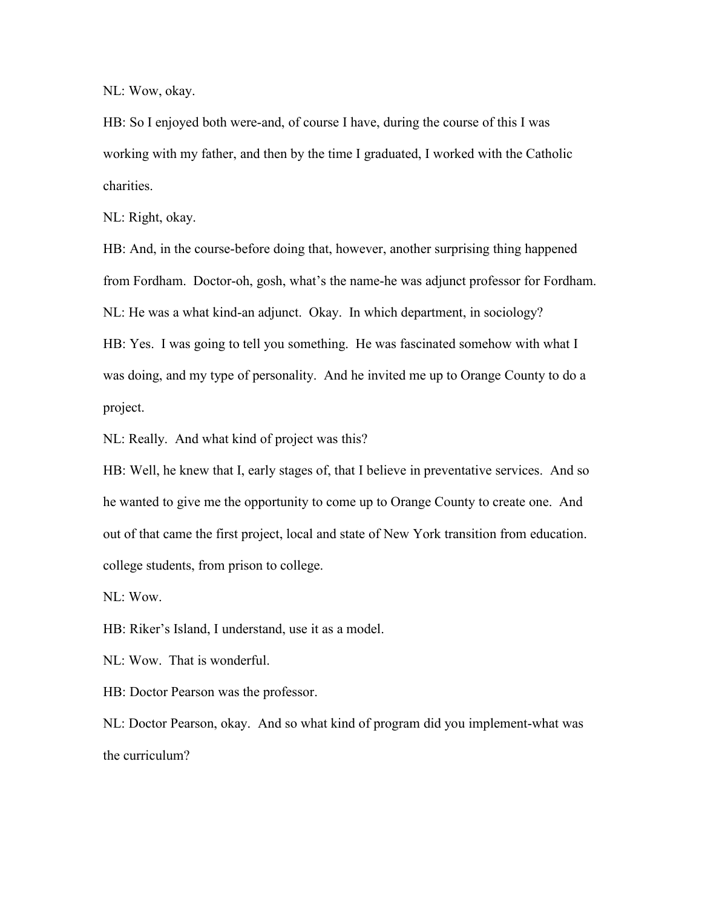NL: Wow, okay.

HB: So I enjoyed both were-and, of course I have, during the course of this I was working with my father, and then by the time I graduated, I worked with the Catholic charities.

NL: Right, okay.

HB: And, in the course-before doing that, however, another surprising thing happened from Fordham. Doctor-oh, gosh, what's the name-he was adjunct professor for Fordham.

NL: He was a what kind-an adjunct. Okay. In which department, in sociology?

HB: Yes. I was going to tell you something. He was fascinated somehow with what I was doing, and my type of personality. And he invited me up to Orange County to do a project.

NL: Really. And what kind of project was this?

HB: Well, he knew that I, early stages of, that I believe in preventative services. And so he wanted to give me the opportunity to come up to Orange County to create one. And out of that came the first project, local and state of New York transition from education. college students, from prison to college.

NL: Wow.

HB: Riker's Island, I understand, use it as a model.

NL: Wow. That is wonderful.

HB: Doctor Pearson was the professor.

NL: Doctor Pearson, okay. And so what kind of program did you implement-what was the curriculum?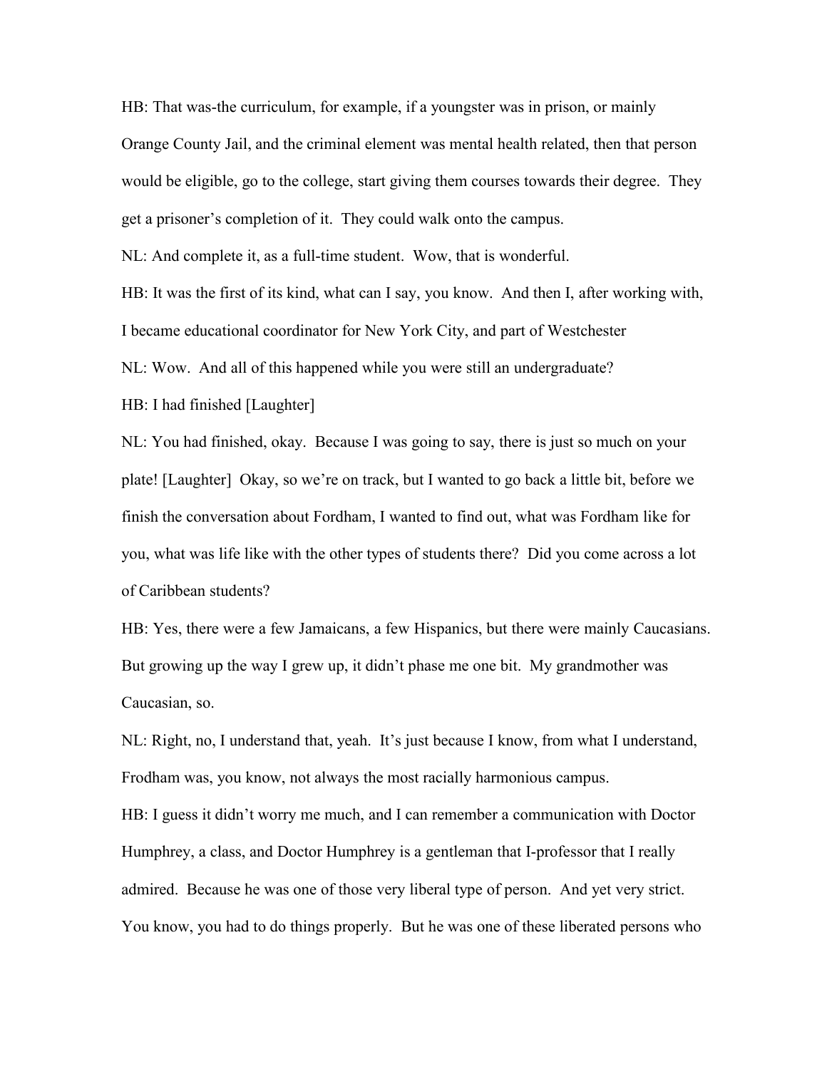HB: That was-the curriculum, for example, if a youngster was in prison, or mainly Orange County Jail, and the criminal element was mental health related, then that person would be eligible, go to the college, start giving them courses towards their degree. They get a prisoner's completion of it. They could walk onto the campus.

NL: And complete it, as a full-time student. Wow, that is wonderful.

HB: It was the first of its kind, what can I say, you know. And then I, after working with, I became educational coordinator for New York City, and part of Westchester

NL: Wow. And all of this happened while you were still an undergraduate?

HB: I had finished [Laughter]

NL: You had finished, okay. Because I was going to say, there is just so much on your plate! [Laughter] Okay, so we're on track, but I wanted to go back a little bit, before we finish the conversation about Fordham, I wanted to find out, what was Fordham like for you, what was life like with the other types of students there? Did you come across a lot of Caribbean students?

HB: Yes, there were a few Jamaicans, a few Hispanics, but there were mainly Caucasians. But growing up the way I grew up, it didn't phase me one bit. My grandmother was Caucasian, so.

NL: Right, no, I understand that, yeah. It's just because I know, from what I understand, Frodham was, you know, not always the most racially harmonious campus.

HB: I guess it didn't worry me much, and I can remember a communication with Doctor Humphrey, a class, and Doctor Humphrey is a gentleman that I-professor that I really admired. Because he was one of those very liberal type of person. And yet very strict. You know, you had to do things properly. But he was one of these liberated persons who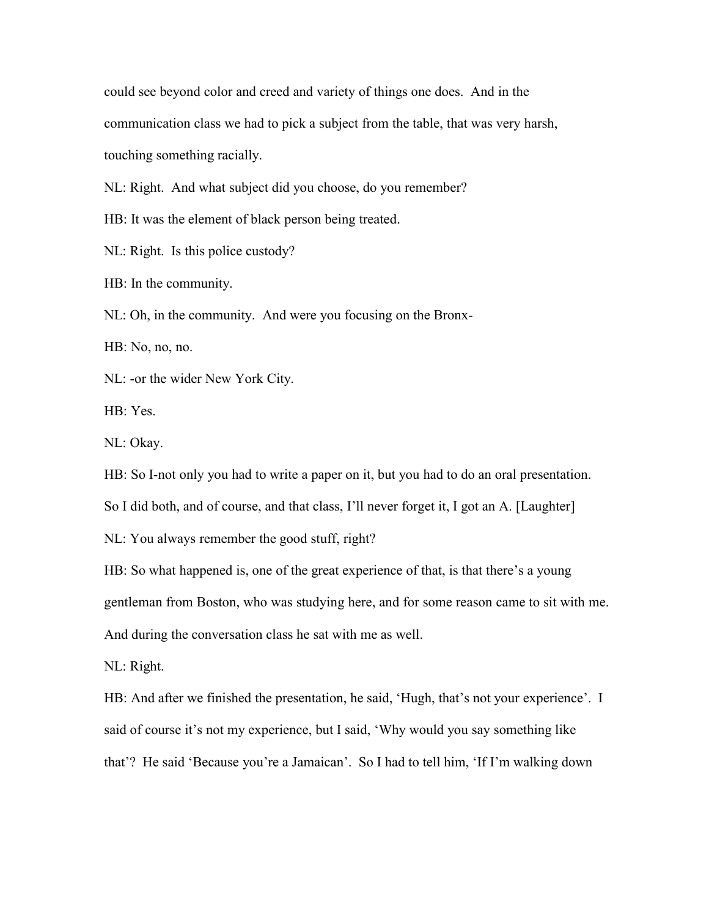could see beyond color and creed and variety of things one does. And in the communication class we had to pick a subject from the table, that was very harsh, touching something racially.

NL: Right. And what subject did you choose, do you remember?

HB: It was the element of black person being treated.

NL: Right. Is this police custody?

HB: In the community.

NL: Oh, in the community. And were you focusing on the Bronx-

HB: No, no, no.

NL: -or the wider New York City.

HB: Yes.

NL: Okay.

HB: So I-not only you had to write a paper on it, but you had to do an oral presentation. So I did both, and of course, and that class, I'll never forget it, I got an A. [Laughter]

NL: You always remember the good stuff, right?

HB: So what happened is, one of the great experience of that, is that there's a young gentleman from Boston, who was studying here, and for some reason came to sit with me. And during the conversation class he sat with me as well.

NL: Right.

HB: And after we finished the presentation, he said, 'Hugh, that's not your experience'. I said of course it's not my experience, but I said, 'Why would you say something like that'? He said 'Because you're a Jamaican'. So I had to tell him, 'If I'm walking down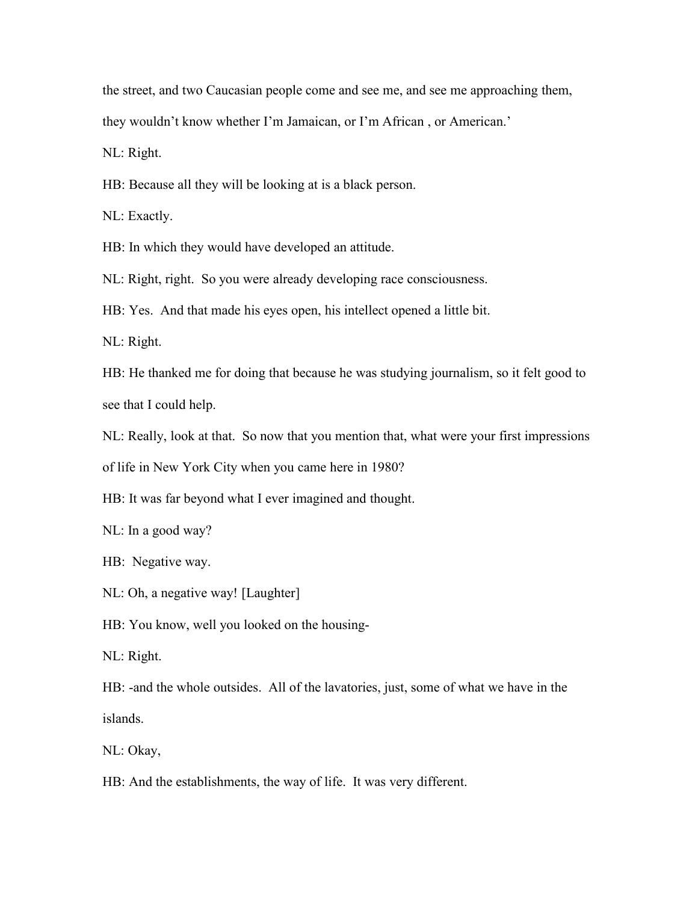the street, and two Caucasian people come and see me, and see me approaching them, they wouldn't know whether I'm Jamaican, or I'm African , or American.'

NL: Right.

HB: Because all they will be looking at is a black person.

NL: Exactly.

HB: In which they would have developed an attitude.

NL: Right, right. So you were already developing race consciousness.

HB: Yes. And that made his eyes open, his intellect opened a little bit.

NL: Right.

HB: He thanked me for doing that because he was studying journalism, so it felt good to see that I could help.

NL: Really, look at that. So now that you mention that, what were your first impressions of life in New York City when you came here in 1980?

HB: It was far beyond what I ever imagined and thought.

NL: In a good way?

HB: Negative way.

NL: Oh, a negative way! [Laughter]

HB: You know, well you looked on the housing-

NL: Right.

HB: -and the whole outsides. All of the lavatories, just, some of what we have in the islands.

NL: Okay,

HB: And the establishments, the way of life. It was very different.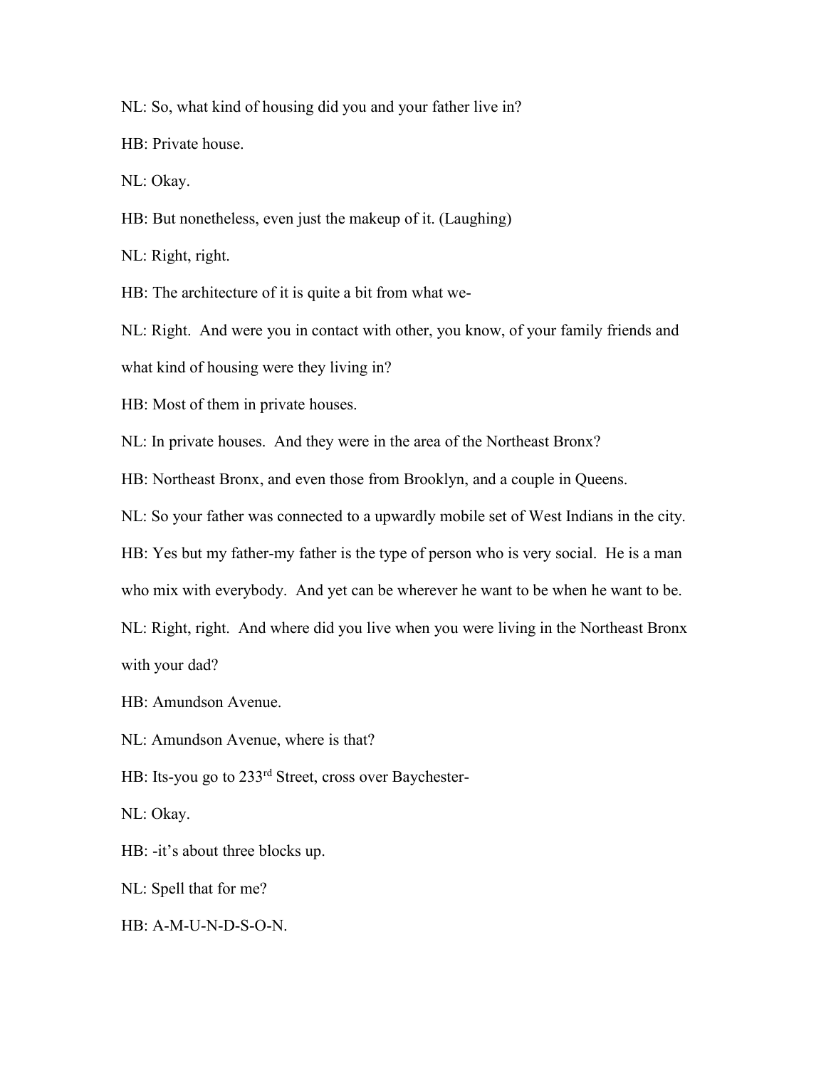NL: So, what kind of housing did you and your father live in?

HB: Private house.

NL: Okay.

HB: But nonetheless, even just the makeup of it. (Laughing)

NL: Right, right.

HB: The architecture of it is quite a bit from what we-

NL: Right. And were you in contact with other, you know, of your family friends and what kind of housing were they living in?

HB: Most of them in private houses.

NL: In private houses. And they were in the area of the Northeast Bronx?

HB: Northeast Bronx, and even those from Brooklyn, and a couple in Queens.

NL: So your father was connected to a upwardly mobile set of West Indians in the city.

HB: Yes but my father-my father is the type of person who is very social. He is a man who mix with everybody. And yet can be wherever he want to be when he want to be.

NL: Right, right. And where did you live when you were living in the Northeast Bronx with your dad?

HB: Amundson Avenue.

NL: Amundson Avenue, where is that?

HB: Its-you go to 233rd Street, cross over Baychester-

NL: Okay.

HB: -it's about three blocks up.

NL: Spell that for me?

HB: A-M-U-N-D-S-O-N.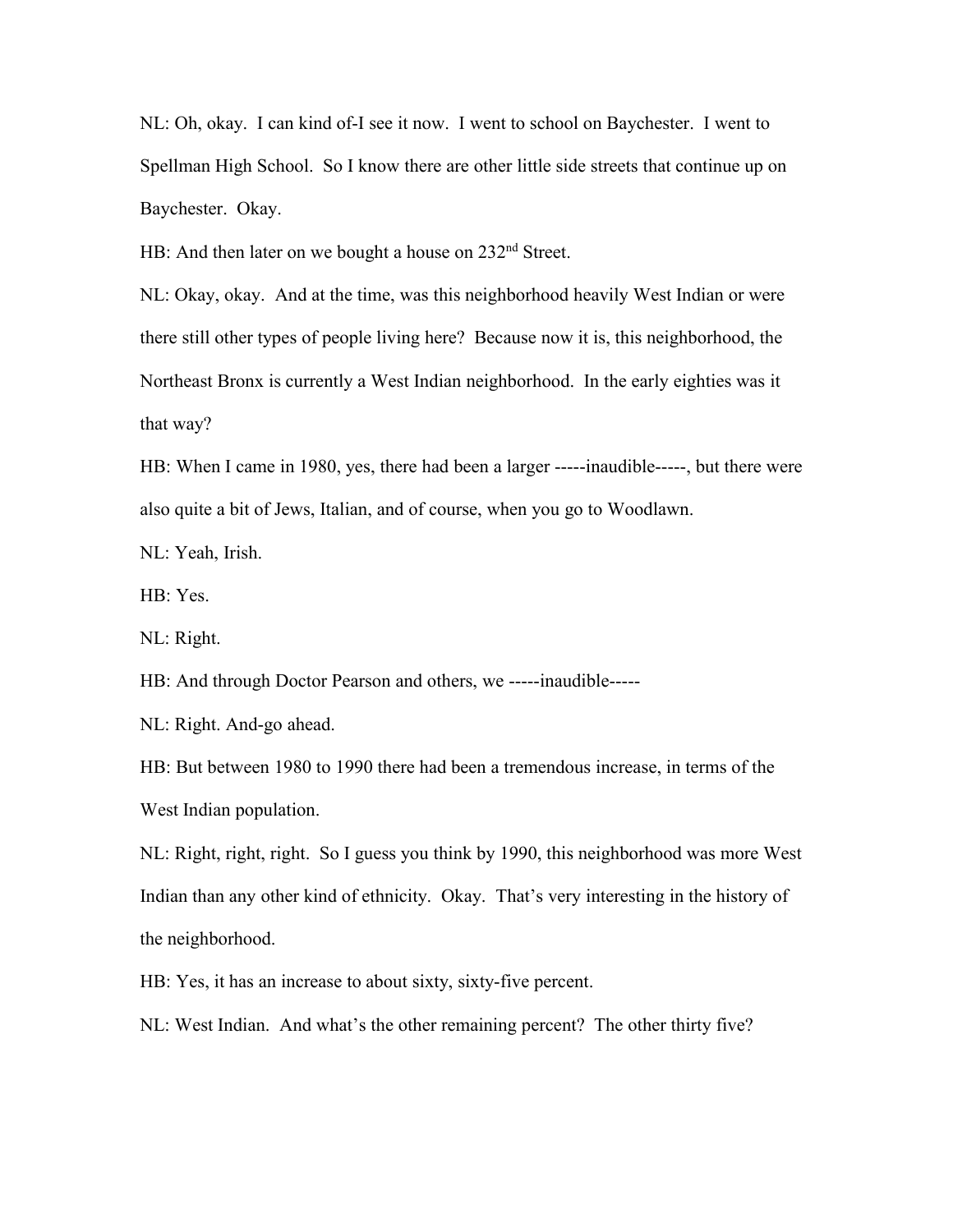NL: Oh, okay. I can kind of-I see it now. I went to school on Baychester. I went to Spellman High School. So I know there are other little side streets that continue up on Baychester. Okay.

HB: And then later on we bought a house on 232nd Street.

NL: Okay, okay. And at the time, was this neighborhood heavily West Indian or were there still other types of people living here? Because now it is, this neighborhood, the Northeast Bronx is currently a West Indian neighborhood. In the early eighties was it that way?

HB: When I came in 1980, yes, there had been a larger -----inaudible-----, but there were also quite a bit of Jews, Italian, and of course, when you go to Woodlawn.

NL: Yeah, Irish.

HB: Yes.

NL: Right.

HB: And through Doctor Pearson and others, we -----inaudible-----

NL: Right. And-go ahead.

HB: But between 1980 to 1990 there had been a tremendous increase, in terms of the West Indian population.

NL: Right, right, right. So I guess you think by 1990, this neighborhood was more West Indian than any other kind of ethnicity. Okay. That's very interesting in the history of the neighborhood.

HB: Yes, it has an increase to about sixty, sixty-five percent.

NL: West Indian. And what's the other remaining percent? The other thirty five?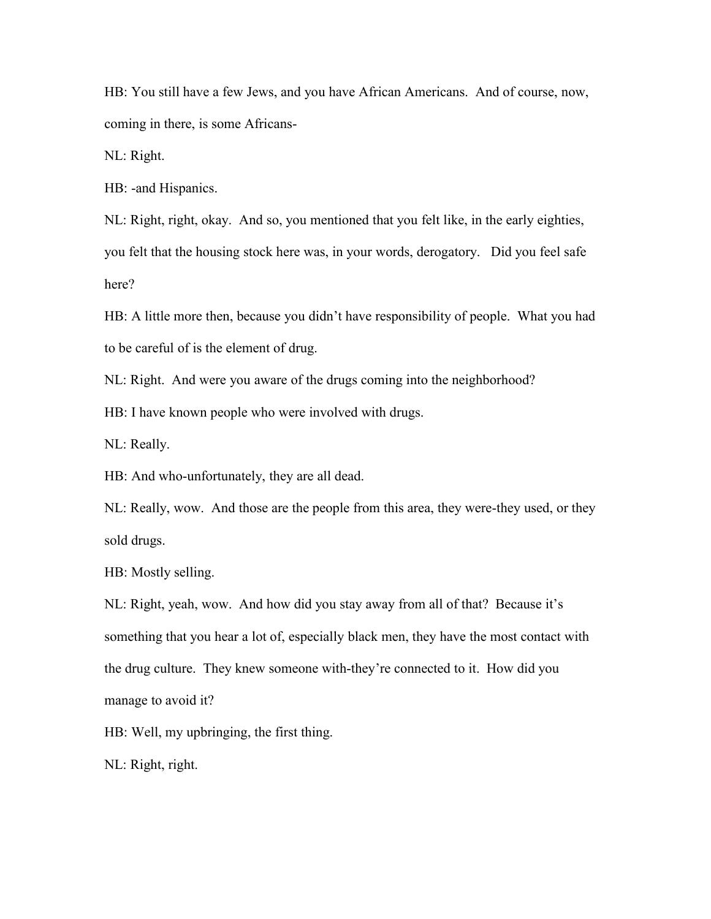HB: You still have a few Jews, and you have African Americans. And of course, now, coming in there, is some Africans-

NL: Right.

HB: -and Hispanics.

NL: Right, right, okay. And so, you mentioned that you felt like, in the early eighties, you felt that the housing stock here was, in your words, derogatory. Did you feel safe here?

HB: A little more then, because you didn't have responsibility of people. What you had to be careful of is the element of drug.

NL: Right. And were you aware of the drugs coming into the neighborhood?

HB: I have known people who were involved with drugs.

NL: Really.

HB: And who-unfortunately, they are all dead.

NL: Really, wow. And those are the people from this area, they were-they used, or they sold drugs.

HB: Mostly selling.

NL: Right, yeah, wow. And how did you stay away from all of that? Because it's something that you hear a lot of, especially black men, they have the most contact with the drug culture. They knew someone with-they're connected to it. How did you manage to avoid it?

HB: Well, my upbringing, the first thing.

NL: Right, right.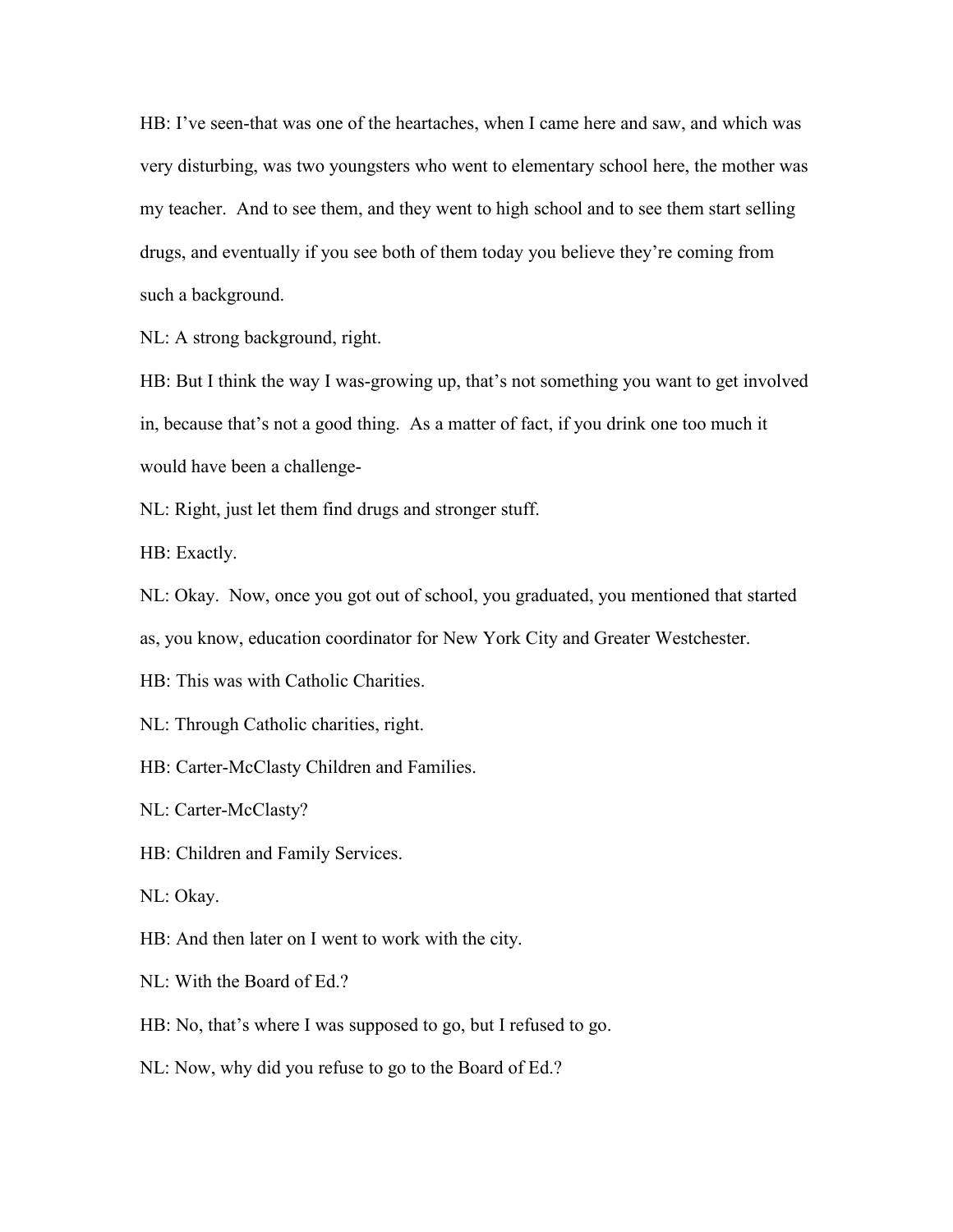HB: I've seen-that was one of the heartaches, when I came here and saw, and which was very disturbing, was two youngsters who went to elementary school here, the mother was my teacher. And to see them, and they went to high school and to see them start selling drugs, and eventually if you see both of them today you believe they're coming from such a background.

NL: A strong background, right.

HB: But I think the way I was-growing up, that's not something you want to get involved in, because that's not a good thing. As a matter of fact, if you drink one too much it would have been a challenge-

NL: Right, just let them find drugs and stronger stuff.

HB: Exactly.

NL: Okay. Now, once you got out of school, you graduated, you mentioned that started as, you know, education coordinator for New York City and Greater Westchester.

HB: This was with Catholic Charities.

NL: Through Catholic charities, right.

HB: Carter-McClasty Children and Families.

NL: Carter-McClasty?

HB: Children and Family Services.

NL: Okay.

HB: And then later on I went to work with the city.

NL: With the Board of Ed.?

HB: No, that's where I was supposed to go, but I refused to go.

NL: Now, why did you refuse to go to the Board of Ed.?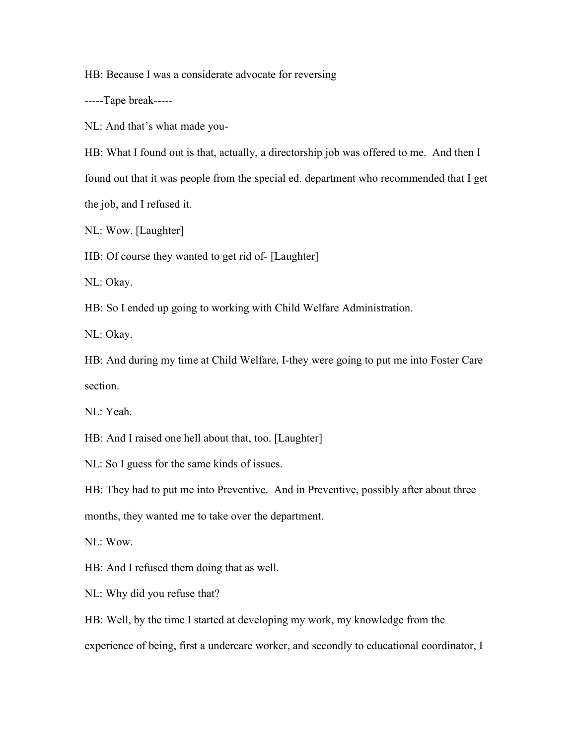HB: Because I was a considerate advocate for reversing

-----Tape break-----

NL: And that's what made you-

HB: What I found out is that, actually, a directorship job was offered to me. And then I found out that it was people from the special ed. department who recommended that I get the job, and I refused it.

NL: Wow. [Laughter]

HB: Of course they wanted to get rid of- [Laughter]

NL: Okay.

HB: So I ended up going to working with Child Welfare Administration.

NL: Okay.

HB: And during my time at Child Welfare, I-they were going to put me into Foster Care section.

NL: Yeah.

HB: And I raised one hell about that, too. [Laughter]

NL: So I guess for the same kinds of issues.

HB: They had to put me into Preventive. And in Preventive, possibly after about three months, they wanted me to take over the department.

NL: Wow.

HB: And I refused them doing that as well.

NL: Why did you refuse that?

HB: Well, by the time I started at developing my work, my knowledge from the experience of being, first a undercare worker, and secondly to educational coordinator, I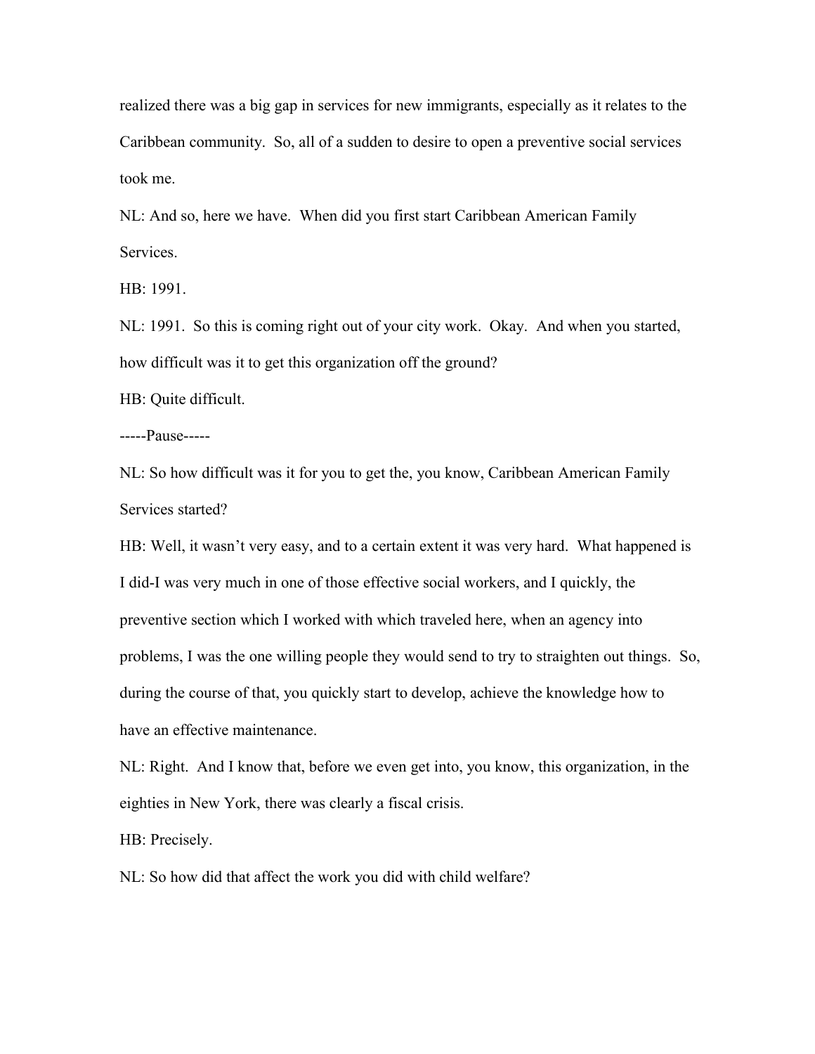realized there was a big gap in services for new immigrants, especially as it relates to the Caribbean community. So, all of a sudden to desire to open a preventive social services took me.

NL: And so, here we have. When did you first start Caribbean American Family Services.

HB: 1991.

NL: 1991. So this is coming right out of your city work. Okay. And when you started, how difficult was it to get this organization off the ground?

HB: Quite difficult.

-----Pause-----

NL: So how difficult was it for you to get the, you know, Caribbean American Family Services started?

HB: Well, it wasn't very easy, and to a certain extent it was very hard. What happened is I did-I was very much in one of those effective social workers, and I quickly, the preventive section which I worked with which traveled here, when an agency into problems, I was the one willing people they would send to try to straighten out things. So, during the course of that, you quickly start to develop, achieve the knowledge how to have an effective maintenance.

NL: Right. And I know that, before we even get into, you know, this organization, in the eighties in New York, there was clearly a fiscal crisis.

HB: Precisely.

NL: So how did that affect the work you did with child welfare?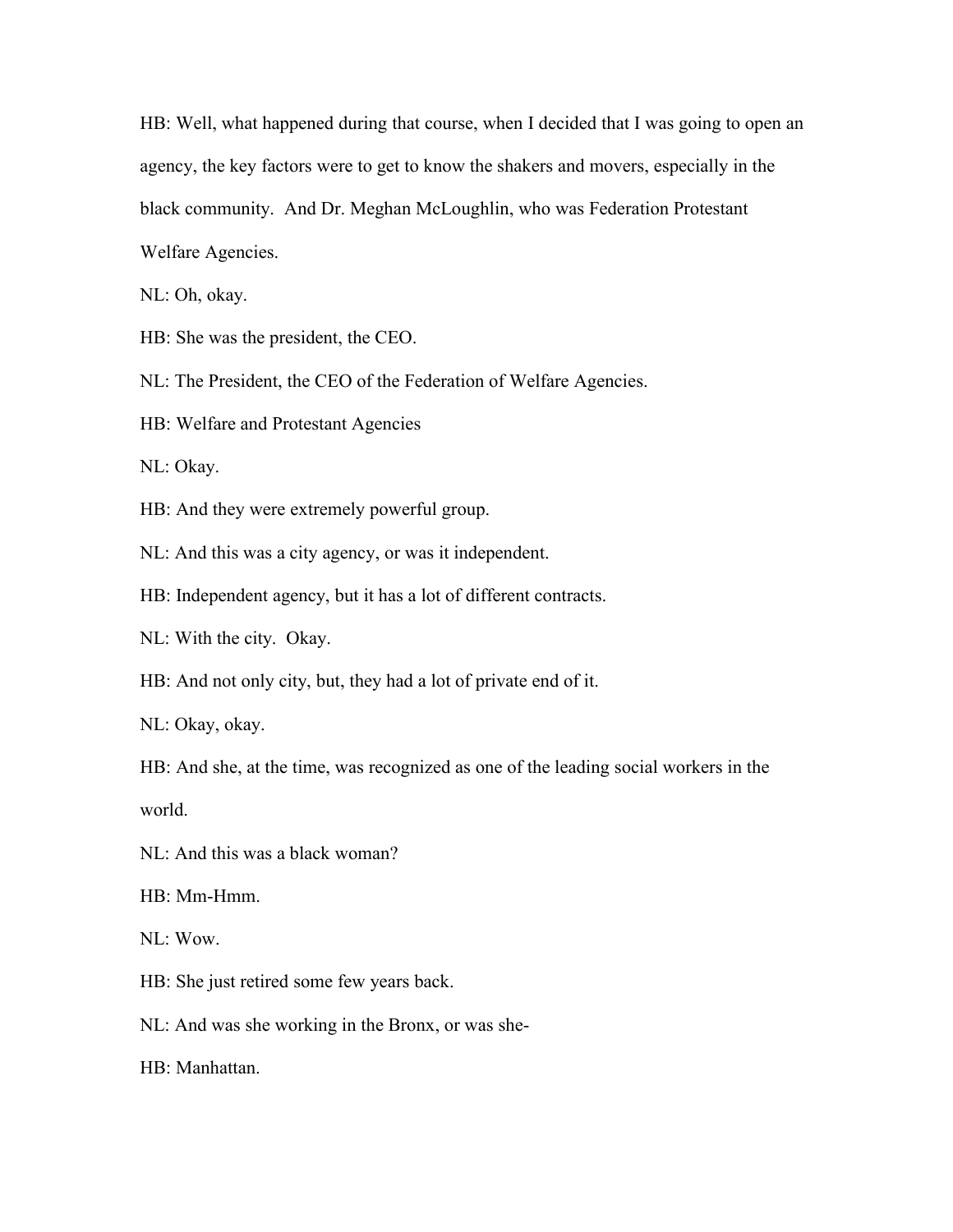HB: Well, what happened during that course, when I decided that I was going to open an agency, the key factors were to get to know the shakers and movers, especially in the black community. And Dr. Meghan McLoughlin, who was Federation Protestant Welfare Agencies.

NL: Oh, okay.

HB: She was the president, the CEO.

NL: The President, the CEO of the Federation of Welfare Agencies.

HB: Welfare and Protestant Agencies

NL: Okay.

HB: And they were extremely powerful group.

NL: And this was a city agency, or was it independent.

HB: Independent agency, but it has a lot of different contracts.

NL: With the city. Okay.

HB: And not only city, but, they had a lot of private end of it.

NL: Okay, okay.

HB: And she, at the time, was recognized as one of the leading social workers in the world.

NL: And this was a black woman?

HB: Mm-Hmm.

NL: Wow.

HB: She just retired some few years back.

NL: And was she working in the Bronx, or was she-

HB: Manhattan.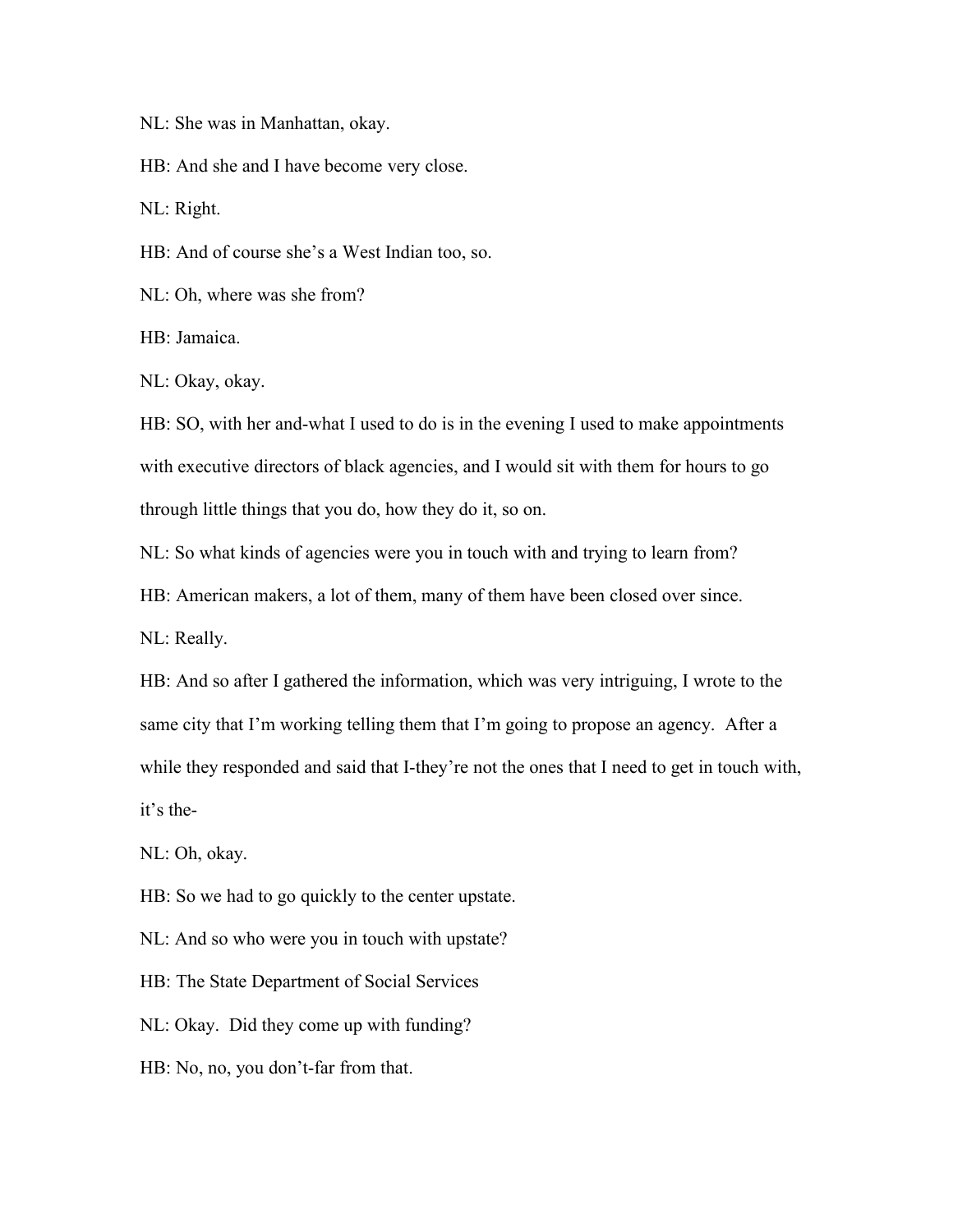NL: She was in Manhattan, okay.

HB: And she and I have become very close.

NL: Right.

HB: And of course she's a West Indian too, so.

NL: Oh, where was she from?

HB: Jamaica.

NL: Okay, okay.

HB: SO, with her and-what I used to do is in the evening I used to make appointments with executive directors of black agencies, and I would sit with them for hours to go through little things that you do, how they do it, so on.

NL: So what kinds of agencies were you in touch with and trying to learn from?

HB: American makers, a lot of them, many of them have been closed over since.

NL: Really.

HB: And so after I gathered the information, which was very intriguing, I wrote to the same city that I'm working telling them that I'm going to propose an agency. After a while they responded and said that I-they're not the ones that I need to get in touch with, it's the-

NL: Oh, okay.

HB: So we had to go quickly to the center upstate.

NL: And so who were you in touch with upstate?

HB: The State Department of Social Services

NL: Okay. Did they come up with funding?

HB: No, no, you don't-far from that.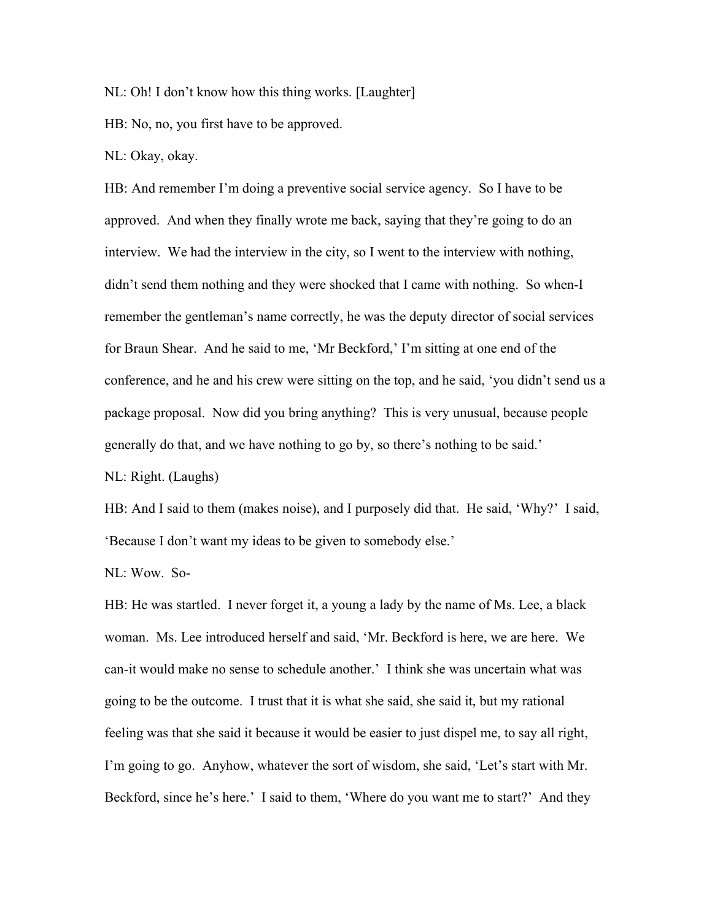NL: Oh! I don't know how this thing works. [Laughter]

HB: No, no, you first have to be approved.

NL: Okay, okay.

HB: And remember I'm doing a preventive social service agency. So I have to be approved. And when they finally wrote me back, saying that they're going to do an interview. We had the interview in the city, so I went to the interview with nothing, didn't send them nothing and they were shocked that I came with nothing. So when-I remember the gentleman's name correctly, he was the deputy director of social services for Braun Shear. And he said to me, 'Mr Beckford,' I'm sitting at one end of the conference, and he and his crew were sitting on the top, and he said, 'you didn't send us a package proposal. Now did you bring anything? This is very unusual, because people generally do that, and we have nothing to go by, so there's nothing to be said.'

NL: Right. (Laughs)

HB: And I said to them (makes noise), and I purposely did that. He said, 'Why?' I said, 'Because I don't want my ideas to be given to somebody else.'

NL: Wow. So-

HB: He was startled. I never forget it, a young a lady by the name of Ms. Lee, a black woman. Ms. Lee introduced herself and said, 'Mr. Beckford is here, we are here. We can-it would make no sense to schedule another.' I think she was uncertain what was going to be the outcome. I trust that it is what she said, she said it, but my rational feeling was that she said it because it would be easier to just dispel me, to say all right, I'm going to go. Anyhow, whatever the sort of wisdom, she said, 'Let's start with Mr. Beckford, since he's here.' I said to them, 'Where do you want me to start?' And they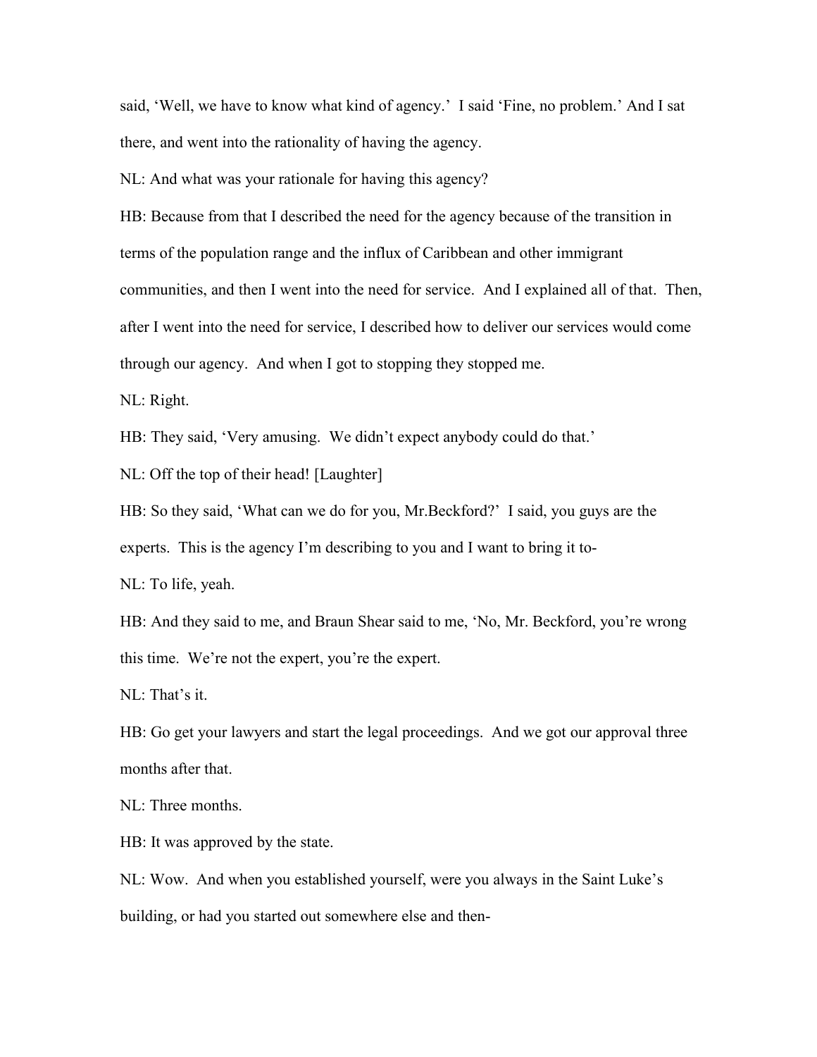said, 'Well, we have to know what kind of agency.' I said 'Fine, no problem.' And I sat there, and went into the rationality of having the agency.

NL: And what was your rationale for having this agency?

HB: Because from that I described the need for the agency because of the transition in terms of the population range and the influx of Caribbean and other immigrant communities, and then I went into the need for service. And I explained all of that. Then, after I went into the need for service, I described how to deliver our services would come through our agency. And when I got to stopping they stopped me.

NL: Right.

HB: They said, 'Very amusing. We didn't expect anybody could do that.'

NL: Off the top of their head! [Laughter]

HB: So they said, 'What can we do for you, Mr.Beckford?' I said, you guys are the experts. This is the agency I'm describing to you and I want to bring it to-

NL: To life, yeah.

HB: And they said to me, and Braun Shear said to me, 'No, Mr. Beckford, you're wrong this time. We're not the expert, you're the expert.

NL: That's it.

HB: Go get your lawyers and start the legal proceedings. And we got our approval three months after that.

NL: Three months.

HB: It was approved by the state.

NL: Wow. And when you established yourself, were you always in the Saint Luke's building, or had you started out somewhere else and then-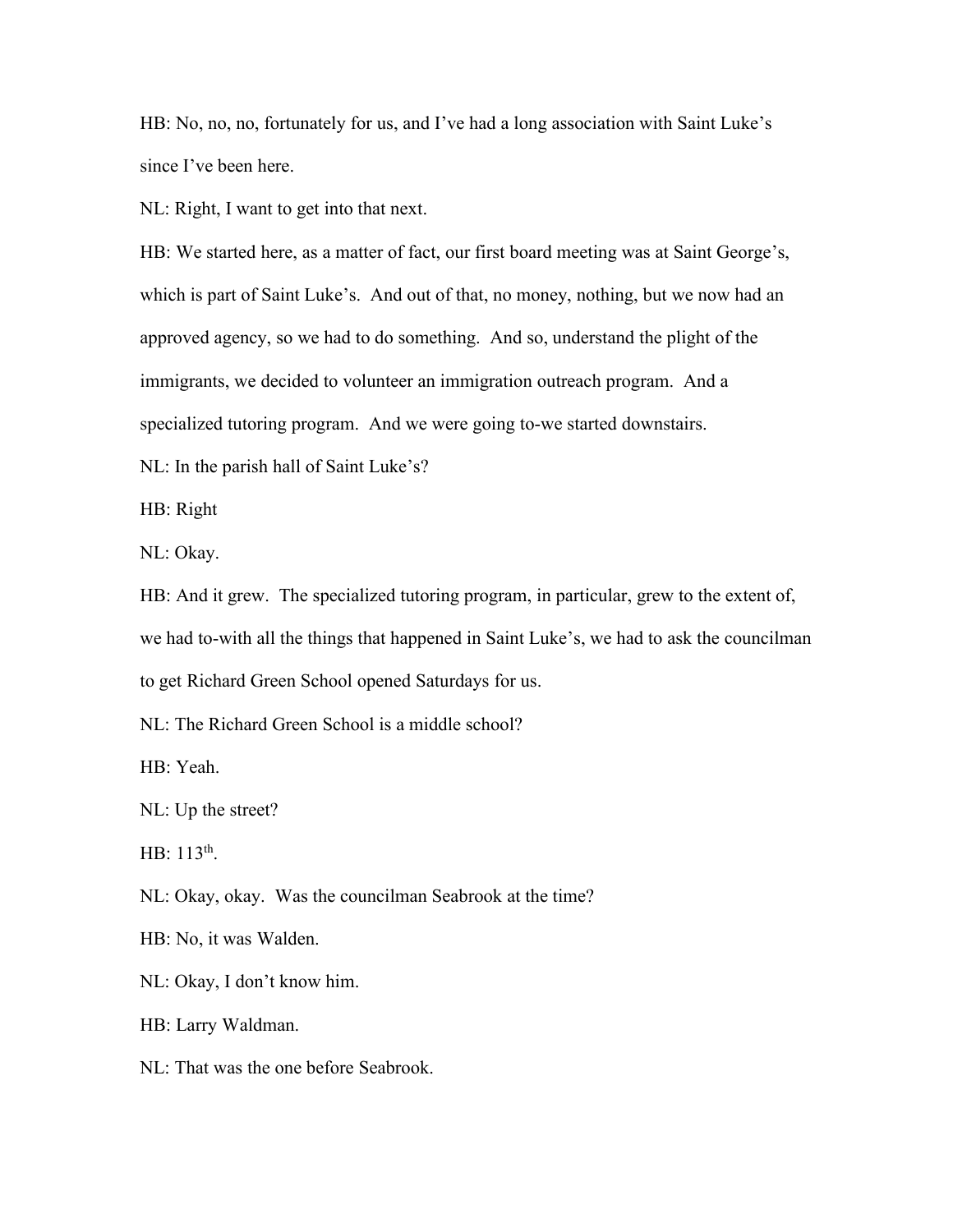HB: No, no, no, fortunately for us, and I've had a long association with Saint Luke's since I've been here.

NL: Right, I want to get into that next.

HB: We started here, as a matter of fact, our first board meeting was at Saint George's, which is part of Saint Luke's. And out of that, no money, nothing, but we now had an approved agency, so we had to do something. And so, understand the plight of the immigrants, we decided to volunteer an immigration outreach program. And a specialized tutoring program. And we were going to-we started downstairs.

NL: In the parish hall of Saint Luke's?

HB: Right

NL: Okay.

HB: And it grew. The specialized tutoring program, in particular, grew to the extent of, we had to-with all the things that happened in Saint Luke's, we had to ask the councilman to get Richard Green School opened Saturdays for us.

NL: The Richard Green School is a middle school?

HB: Yeah.

NL: Up the street?

HB: 113th.

NL: Okay, okay. Was the councilman Seabrook at the time?

HB: No, it was Walden.

NL: Okay, I don't know him.

HB: Larry Waldman.

NL: That was the one before Seabrook.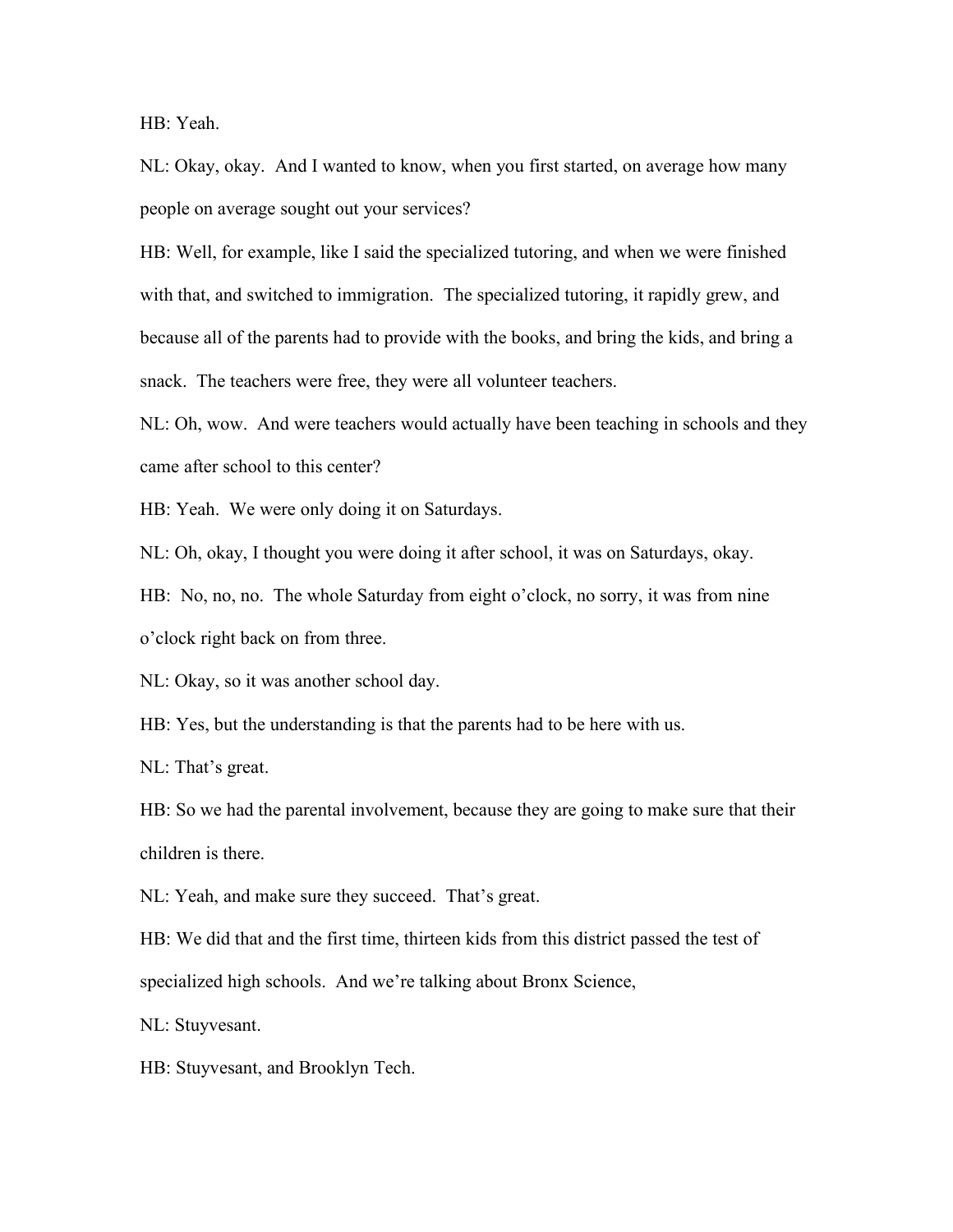HB: Yeah.

NL: Okay, okay. And I wanted to know, when you first started, on average how many people on average sought out your services?

HB: Well, for example, like I said the specialized tutoring, and when we were finished with that, and switched to immigration. The specialized tutoring, it rapidly grew, and because all of the parents had to provide with the books, and bring the kids, and bring a snack. The teachers were free, they were all volunteer teachers.

NL: Oh, wow. And were teachers would actually have been teaching in schools and they came after school to this center?

HB: Yeah. We were only doing it on Saturdays.

NL: Oh, okay, I thought you were doing it after school, it was on Saturdays, okay.

HB: No, no, no. The whole Saturday from eight o'clock, no sorry, it was from nine o'clock right back on from three.

NL: Okay, so it was another school day.

HB: Yes, but the understanding is that the parents had to be here with us.

NL: That's great.

HB: So we had the parental involvement, because they are going to make sure that their children is there.

NL: Yeah, and make sure they succeed. That's great.

HB: We did that and the first time, thirteen kids from this district passed the test of specialized high schools. And we're talking about Bronx Science,

NL: Stuyvesant.

HB: Stuyvesant, and Brooklyn Tech.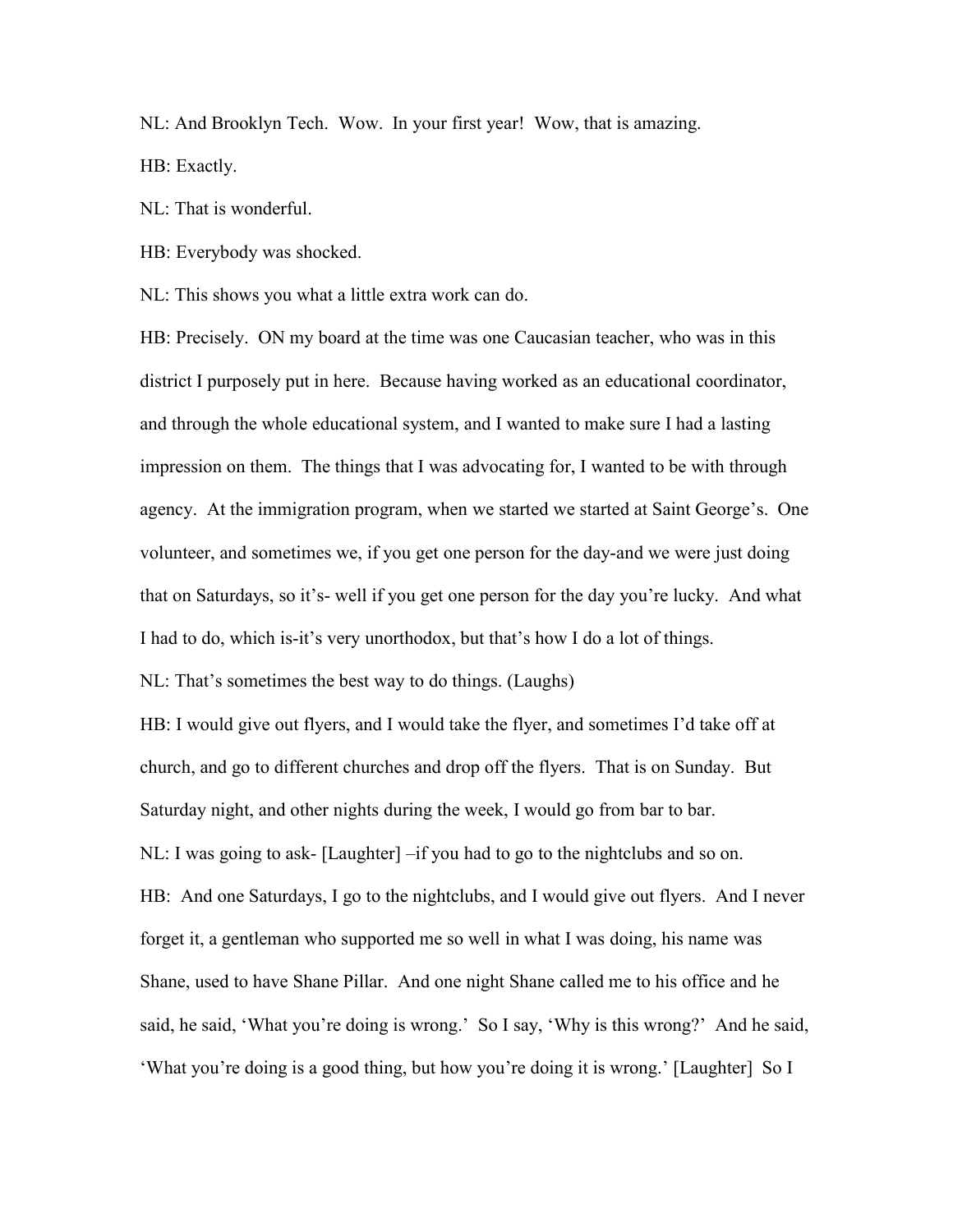NL: And Brooklyn Tech. Wow. In your first year! Wow, that is amazing.

HB: Exactly.

NL: That is wonderful.

HB: Everybody was shocked.

NL: This shows you what a little extra work can do.

HB: Precisely. ON my board at the time was one Caucasian teacher, who was in this district I purposely put in here. Because having worked as an educational coordinator, and through the whole educational system, and I wanted to make sure I had a lasting impression on them. The things that I was advocating for, I wanted to be with through agency. At the immigration program, when we started we started at Saint George's. One volunteer, and sometimes we, if you get one person for the day-and we were just doing that on Saturdays, so it's- well if you get one person for the day you're lucky. And what I had to do, which is-it's very unorthodox, but that's how I do a lot of things.

NL: That's sometimes the best way to do things. (Laughs)

HB: I would give out flyers, and I would take the flyer, and sometimes I'd take off at church, and go to different churches and drop off the flyers. That is on Sunday. But Saturday night, and other nights during the week, I would go from bar to bar.

NL: I was going to ask- [Laughter] –if you had to go to the nightclubs and so on.

HB: And one Saturdays, I go to the nightclubs, and I would give out flyers. And I never forget it, a gentleman who supported me so well in what I was doing, his name was Shane, used to have Shane Pillar. And one night Shane called me to his office and he said, he said, 'What you're doing is wrong.' So I say, 'Why is this wrong?' And he said, 'What you're doing is a good thing, but how you're doing it is wrong.' [Laughter] So I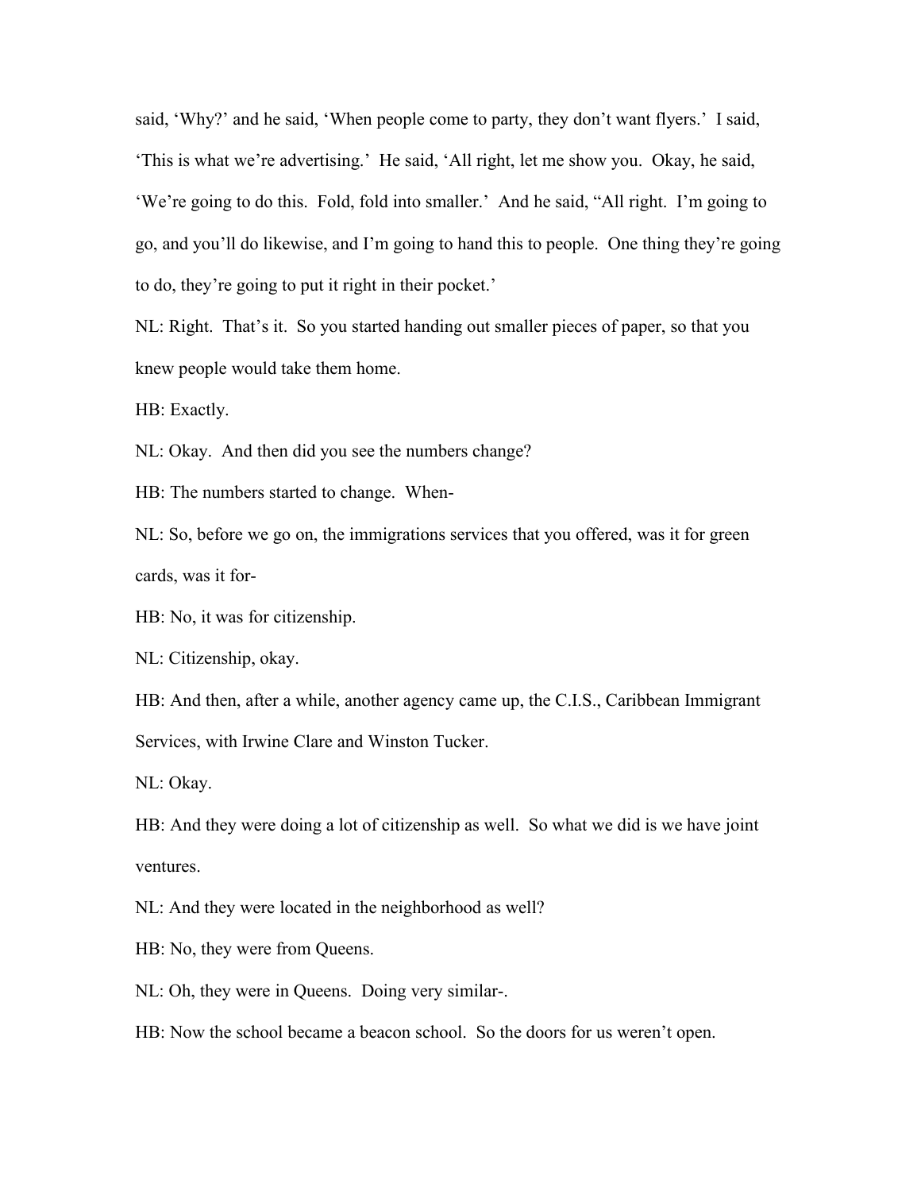said, 'Why?' and he said, 'When people come to party, they don't want flyers.' I said, 'This is what we're advertising.' He said, 'All right, let me show you. Okay, he said, 'We're going to do this. Fold, fold into smaller.' And he said, "All right. I'm going to go, and you'll do likewise, and I'm going to hand this to people. One thing they're going to do, they're going to put it right in their pocket.'

NL: Right. That's it. So you started handing out smaller pieces of paper, so that you knew people would take them home.

HB: Exactly.

NL: Okay. And then did you see the numbers change?

HB: The numbers started to change. When-

NL: So, before we go on, the immigrations services that you offered, was it for green cards, was it for-

HB: No, it was for citizenship.

NL: Citizenship, okay.

HB: And then, after a while, another agency came up, the C.I.S., Caribbean Immigrant Services, with Irwine Clare and Winston Tucker.

NL: Okay.

HB: And they were doing a lot of citizenship as well. So what we did is we have joint ventures.

NL: And they were located in the neighborhood as well?

HB: No, they were from Queens.

NL: Oh, they were in Queens. Doing very similar-.

HB: Now the school became a beacon school. So the doors for us weren't open.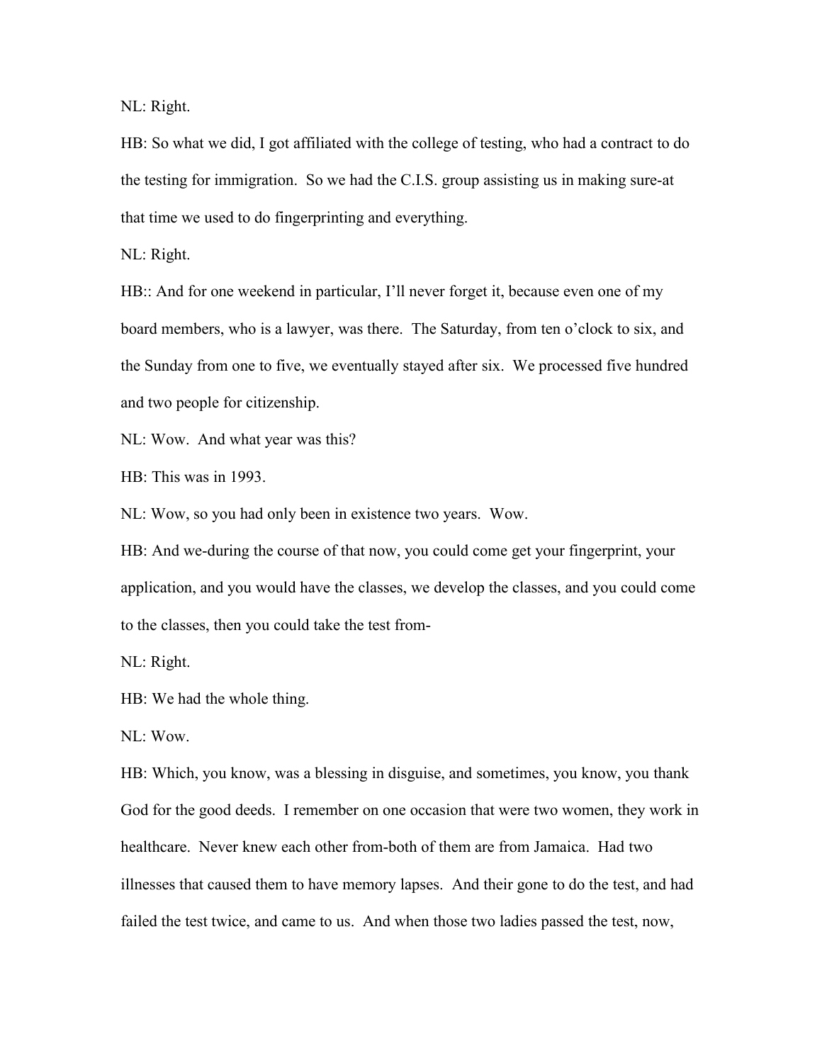NL: Right.

HB: So what we did, I got affiliated with the college of testing, who had a contract to do the testing for immigration. So we had the C.I.S. group assisting us in making sure-at that time we used to do fingerprinting and everything.

NL: Right.

HB:: And for one weekend in particular, I'll never forget it, because even one of my board members, who is a lawyer, was there. The Saturday, from ten o'clock to six, and the Sunday from one to five, we eventually stayed after six. We processed five hundred and two people for citizenship.

NL: Wow. And what year was this?

HB: This was in 1993.

NL: Wow, so you had only been in existence two years. Wow.

HB: And we-during the course of that now, you could come get your fingerprint, your application, and you would have the classes, we develop the classes, and you could come to the classes, then you could take the test from-

NL: Right.

HB: We had the whole thing.

NL: Wow.

HB: Which, you know, was a blessing in disguise, and sometimes, you know, you thank God for the good deeds. I remember on one occasion that were two women, they work in healthcare. Never knew each other from-both of them are from Jamaica. Had two illnesses that caused them to have memory lapses. And their gone to do the test, and had failed the test twice, and came to us. And when those two ladies passed the test, now,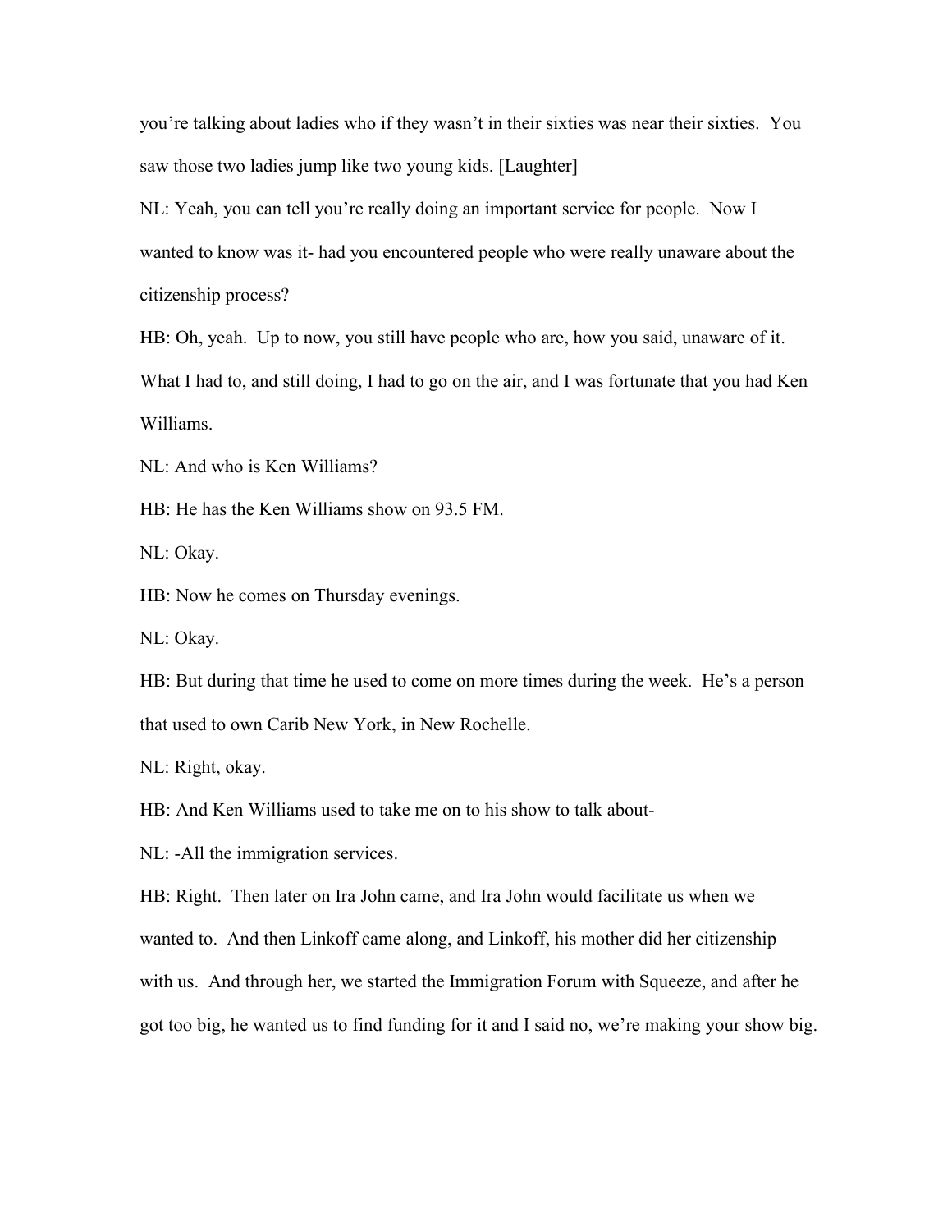you're talking about ladies who if they wasn't in their sixties was near their sixties. You saw those two ladies jump like two young kids. [Laughter]

NL: Yeah, you can tell you're really doing an important service for people. Now I wanted to know was it- had you encountered people who were really unaware about the citizenship process?

HB: Oh, yeah. Up to now, you still have people who are, how you said, unaware of it. What I had to, and still doing, I had to go on the air, and I was fortunate that you had Ken Williams.

NL: And who is Ken Williams?

HB: He has the Ken Williams show on 93.5 FM.

NL: Okay.

HB: Now he comes on Thursday evenings.

NL: Okay.

HB: But during that time he used to come on more times during the week. He's a person that used to own Carib New York, in New Rochelle.

NL: Right, okay.

HB: And Ken Williams used to take me on to his show to talk about-

NL: -All the immigration services.

HB: Right. Then later on Ira John came, and Ira John would facilitate us when we wanted to. And then Linkoff came along, and Linkoff, his mother did her citizenship with us. And through her, we started the Immigration Forum with Squeeze, and after he got too big, he wanted us to find funding for it and I said no, we're making your show big.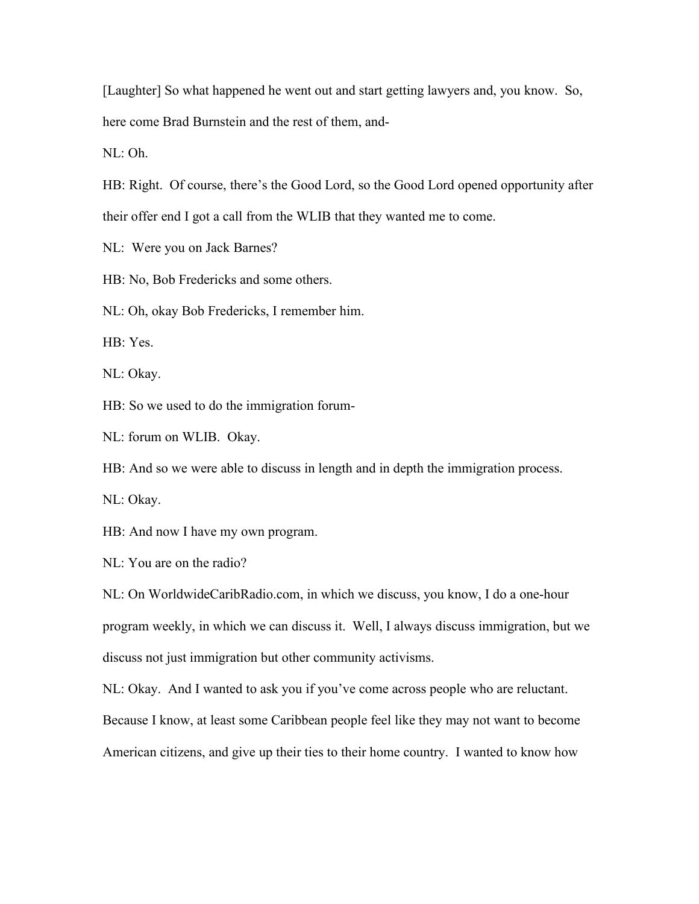[Laughter] So what happened he went out and start getting lawyers and, you know. So, here come Brad Burnstein and the rest of them, and-

NL: Oh.

HB: Right. Of course, there's the Good Lord, so the Good Lord opened opportunity after their offer end I got a call from the WLIB that they wanted me to come.

NL: Were you on Jack Barnes?

HB: No, Bob Fredericks and some others.

NL: Oh, okay Bob Fredericks, I remember him.

HB: Yes.

NL: Okay.

HB: So we used to do the immigration forum-

NL: forum on WLIB. Okay.

HB: And so we were able to discuss in length and in depth the immigration process.

NL: Okay.

HB: And now I have my own program.

NL: You are on the radio?

NL: On WorldwideCaribRadio.com, in which we discuss, you know, I do a one-hour program weekly, in which we can discuss it. Well, I always discuss immigration, but we discuss not just immigration but other community activisms.

NL: Okay. And I wanted to ask you if you've come across people who are reluctant. Because I know, at least some Caribbean people feel like they may not want to become American citizens, and give up their ties to their home country. I wanted to know how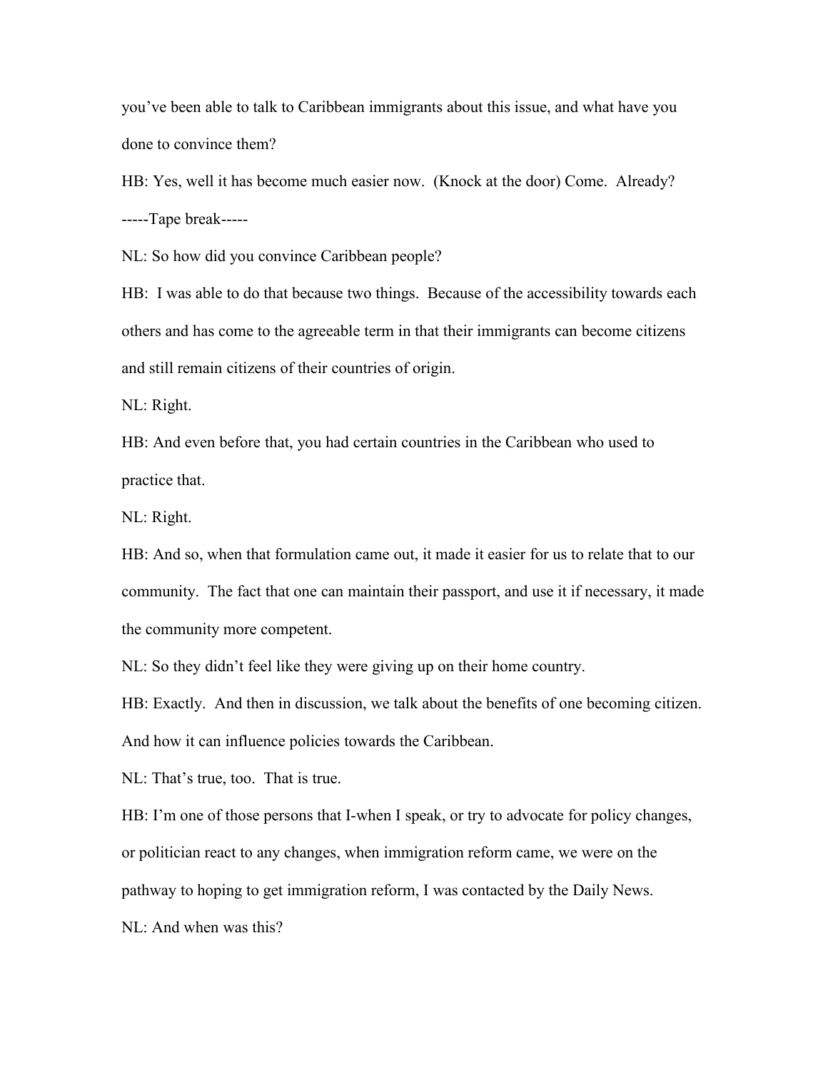you've been able to talk to Caribbean immigrants about this issue, and what have you done to convince them?

HB: Yes, well it has become much easier now. (Knock at the door) Come. Already?

-----Tape break-----

NL: So how did you convince Caribbean people?

HB: I was able to do that because two things. Because of the accessibility towards each others and has come to the agreeable term in that their immigrants can become citizens and still remain citizens of their countries of origin.

NL: Right.

HB: And even before that, you had certain countries in the Caribbean who used to practice that.

NL: Right.

HB: And so, when that formulation came out, it made it easier for us to relate that to our community. The fact that one can maintain their passport, and use it if necessary, it made the community more competent.

NL: So they didn't feel like they were giving up on their home country.

HB: Exactly. And then in discussion, we talk about the benefits of one becoming citizen. And how it can influence policies towards the Caribbean.

NL: That's true, too. That is true.

HB: I'm one of those persons that I-when I speak, or try to advocate for policy changes, or politician react to any changes, when immigration reform came, we were on the pathway to hoping to get immigration reform, I was contacted by the Daily News.

NL: And when was this?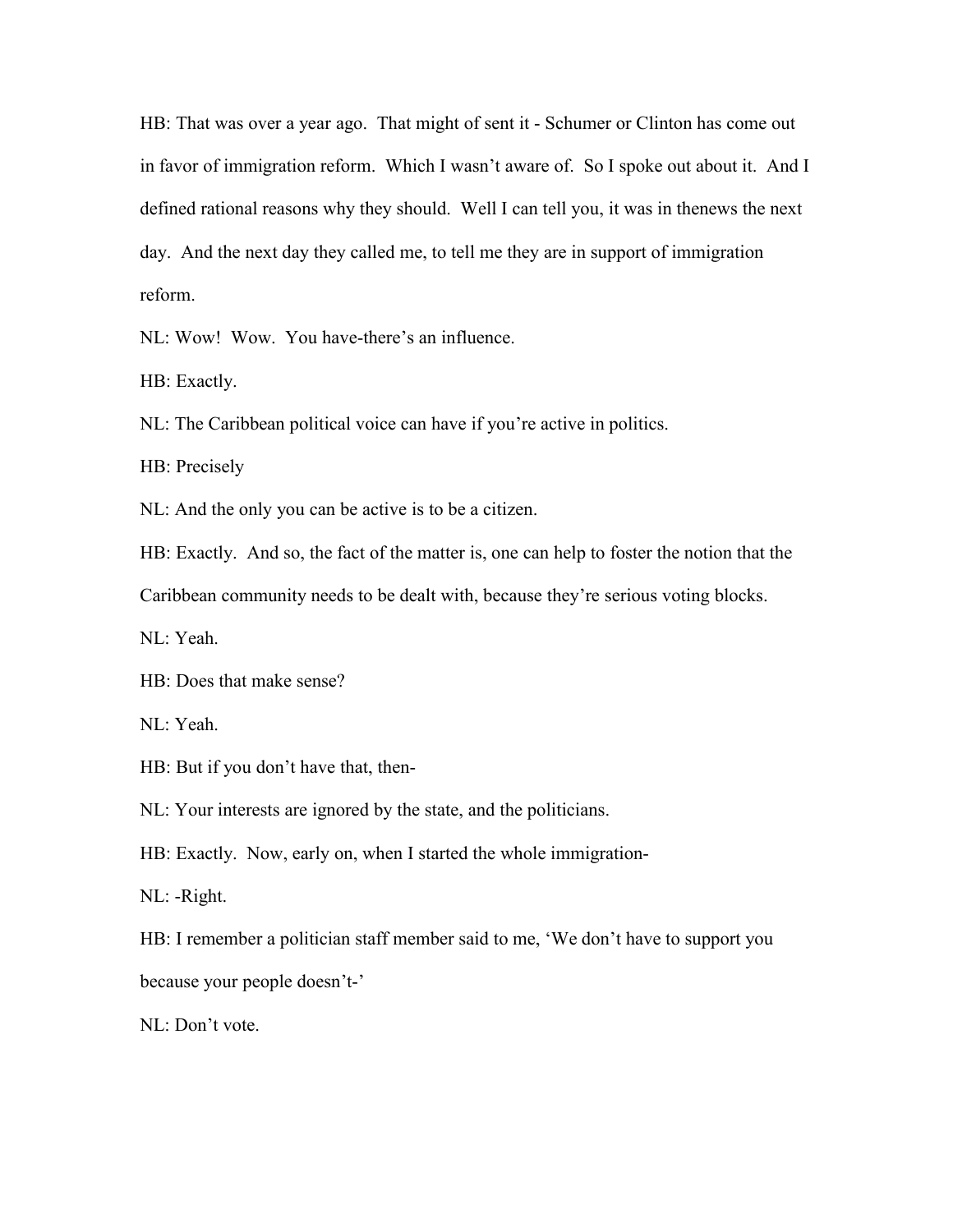HB: That was over a year ago. That might of sent it - Schumer or Clinton has come out in favor of immigration reform. Which I wasn't aware of. So I spoke out about it. And I defined rational reasons why they should. Well I can tell you, it was in thenews the next day. And the next day they called me, to tell me they are in support of immigration reform.

NL: Wow! Wow. You have-there's an influence.

HB: Exactly.

NL: The Caribbean political voice can have if you're active in politics.

HB: Precisely

NL: And the only you can be active is to be a citizen.

HB: Exactly. And so, the fact of the matter is, one can help to foster the notion that the Caribbean community needs to be dealt with, because they're serious voting blocks.

NL: Yeah.

HB: Does that make sense?

NL: Yeah.

HB: But if you don't have that, then-

NL: Your interests are ignored by the state, and the politicians.

HB: Exactly. Now, early on, when I started the whole immigration-

NL: -Right.

HB: I remember a politician staff member said to me, 'We don't have to support you because your people doesn't-'

NL: Don't vote.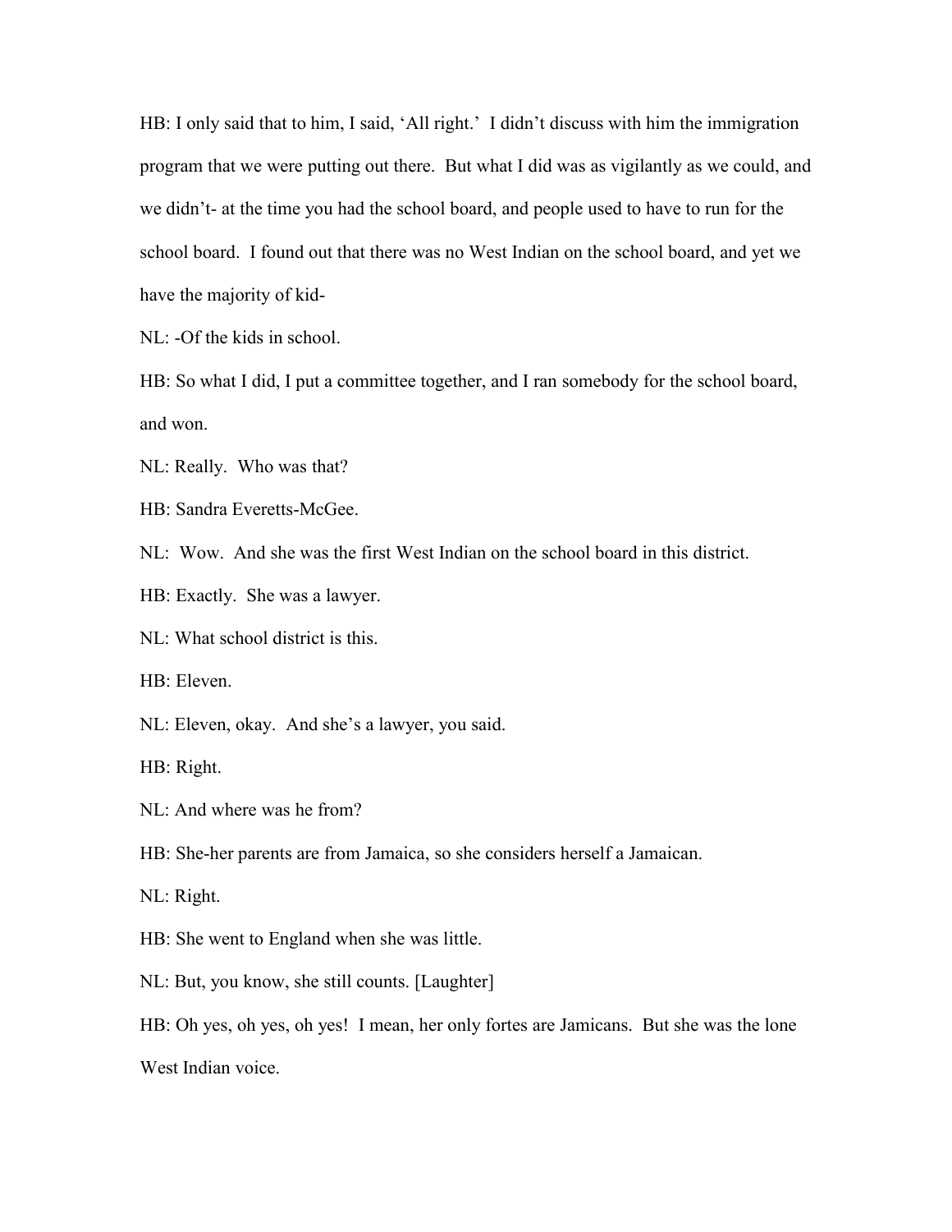HB: I only said that to him, I said, 'All right.' I didn't discuss with him the immigration program that we were putting out there. But what I did was as vigilantly as we could, and we didn't- at the time you had the school board, and people used to have to run for the school board. I found out that there was no West Indian on the school board, and yet we have the majority of kid-

NL: -Of the kids in school.

HB: So what I did, I put a committee together, and I ran somebody for the school board, and won.

NL: Really. Who was that?

HB: Sandra Everetts-McGee.

NL: Wow. And she was the first West Indian on the school board in this district.

HB: Exactly. She was a lawyer.

NL: What school district is this.

HB: Eleven.

NL: Eleven, okay. And she's a lawyer, you said.

HB: Right.

NL: And where was he from?

HB: She-her parents are from Jamaica, so she considers herself a Jamaican.

NL: Right.

HB: She went to England when she was little.

NL: But, you know, she still counts. [Laughter]

HB: Oh yes, oh yes, oh yes! I mean, her only fortes are Jamicans. But she was the lone West Indian voice.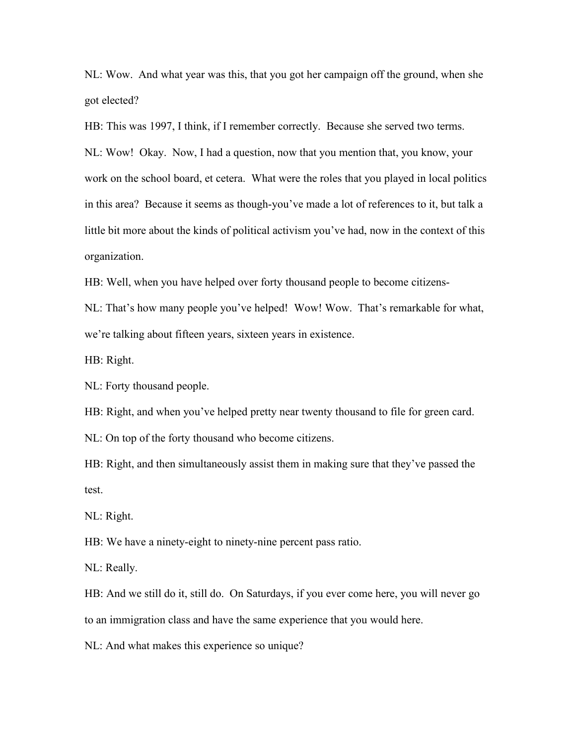NL: Wow. And what year was this, that you got her campaign off the ground, when she got elected?

HB: This was 1997, I think, if I remember correctly. Because she served two terms.

NL: Wow! Okay. Now, I had a question, now that you mention that, you know, your work on the school board, et cetera. What were the roles that you played in local politics in this area? Because it seems as though-you've made a lot of references to it, but talk a little bit more about the kinds of political activism you've had, now in the context of this organization.

HB: Well, when you have helped over forty thousand people to become citizens-

NL: That's how many people you've helped! Wow! Wow. That's remarkable for what, we're talking about fifteen years, sixteen years in existence.

HB: Right.

NL: Forty thousand people.

HB: Right, and when you've helped pretty near twenty thousand to file for green card.

NL: On top of the forty thousand who become citizens.

HB: Right, and then simultaneously assist them in making sure that they've passed the test.

NL: Right.

HB: We have a ninety-eight to ninety-nine percent pass ratio.

NL: Really.

HB: And we still do it, still do. On Saturdays, if you ever come here, you will never go to an immigration class and have the same experience that you would here.

NL: And what makes this experience so unique?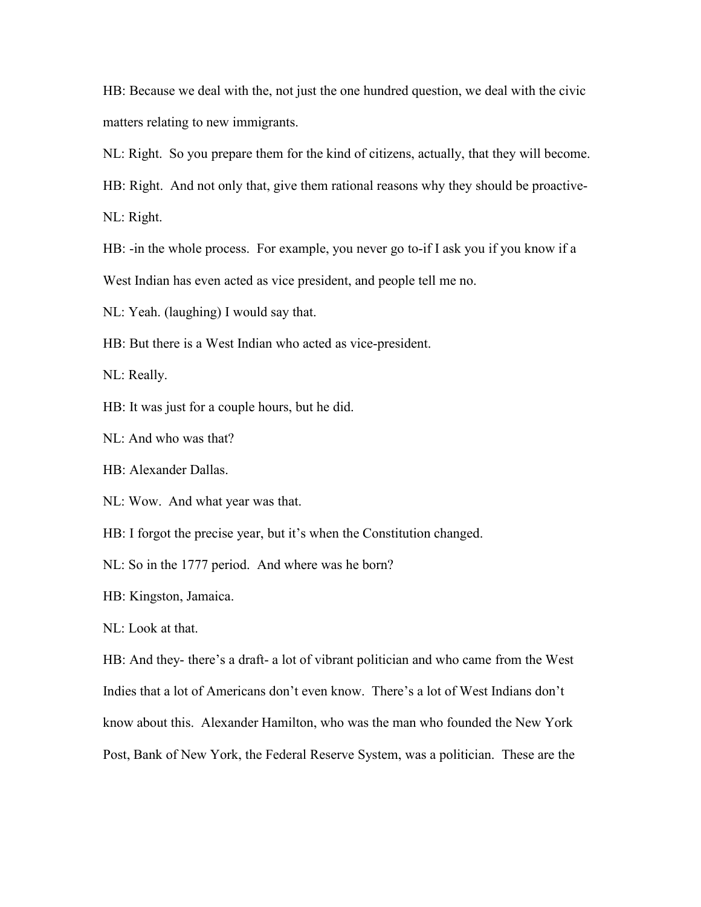HB: Because we deal with the, not just the one hundred question, we deal with the civic matters relating to new immigrants.

NL: Right. So you prepare them for the kind of citizens, actually, that they will become.

HB: Right. And not only that, give them rational reasons why they should be proactive-

NL: Right.

HB: -in the whole process. For example, you never go to-if I ask you if you know if a West Indian has even acted as vice president, and people tell me no.

NL: Yeah. (laughing) I would say that.

HB: But there is a West Indian who acted as vice-president.

NL: Really.

HB: It was just for a couple hours, but he did.

NL: And who was that?

HB: Alexander Dallas.

NL: Wow. And what year was that.

HB: I forgot the precise year, but it's when the Constitution changed.

NL: So in the 1777 period. And where was he born?

HB: Kingston, Jamaica.

NL: Look at that.

HB: And they- there's a draft- a lot of vibrant politician and who came from the West Indies that a lot of Americans don't even know. There's a lot of West Indians don't know about this. Alexander Hamilton, who was the man who founded the New York Post, Bank of New York, the Federal Reserve System, was a politician. These are the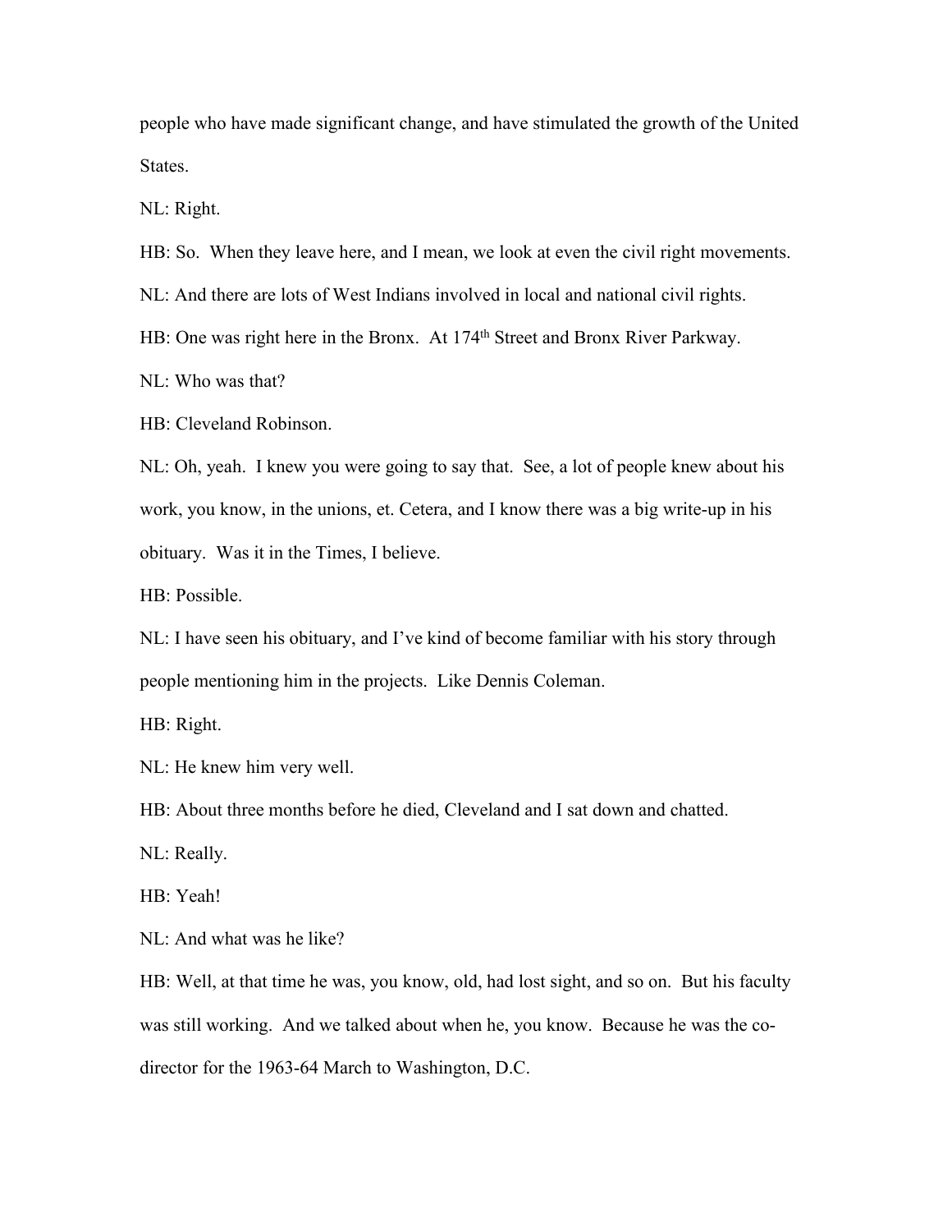people who have made significant change, and have stimulated the growth of the United States.

NL: Right.

HB: So. When they leave here, and I mean, we look at even the civil right movements.

NL: And there are lots of West Indians involved in local and national civil rights.

HB: One was right here in the Bronx. At 174th Street and Bronx River Parkway.

NL: Who was that?

HB: Cleveland Robinson.

NL: Oh, yeah. I knew you were going to say that. See, a lot of people knew about his work, you know, in the unions, et. Cetera, and I know there was a big write-up in his obituary. Was it in the Times, I believe.

HB: Possible.

NL: I have seen his obituary, and I've kind of become familiar with his story through people mentioning him in the projects. Like Dennis Coleman.

HB: Right.

NL: He knew him very well.

HB: About three months before he died, Cleveland and I sat down and chatted.

NL: Really.

HB: Yeah!

NL: And what was he like?

HB: Well, at that time he was, you know, old, had lost sight, and so on. But his faculty was still working. And we talked about when he, you know. Because he was the co-director for the 1963-64 March to Washington, D.C.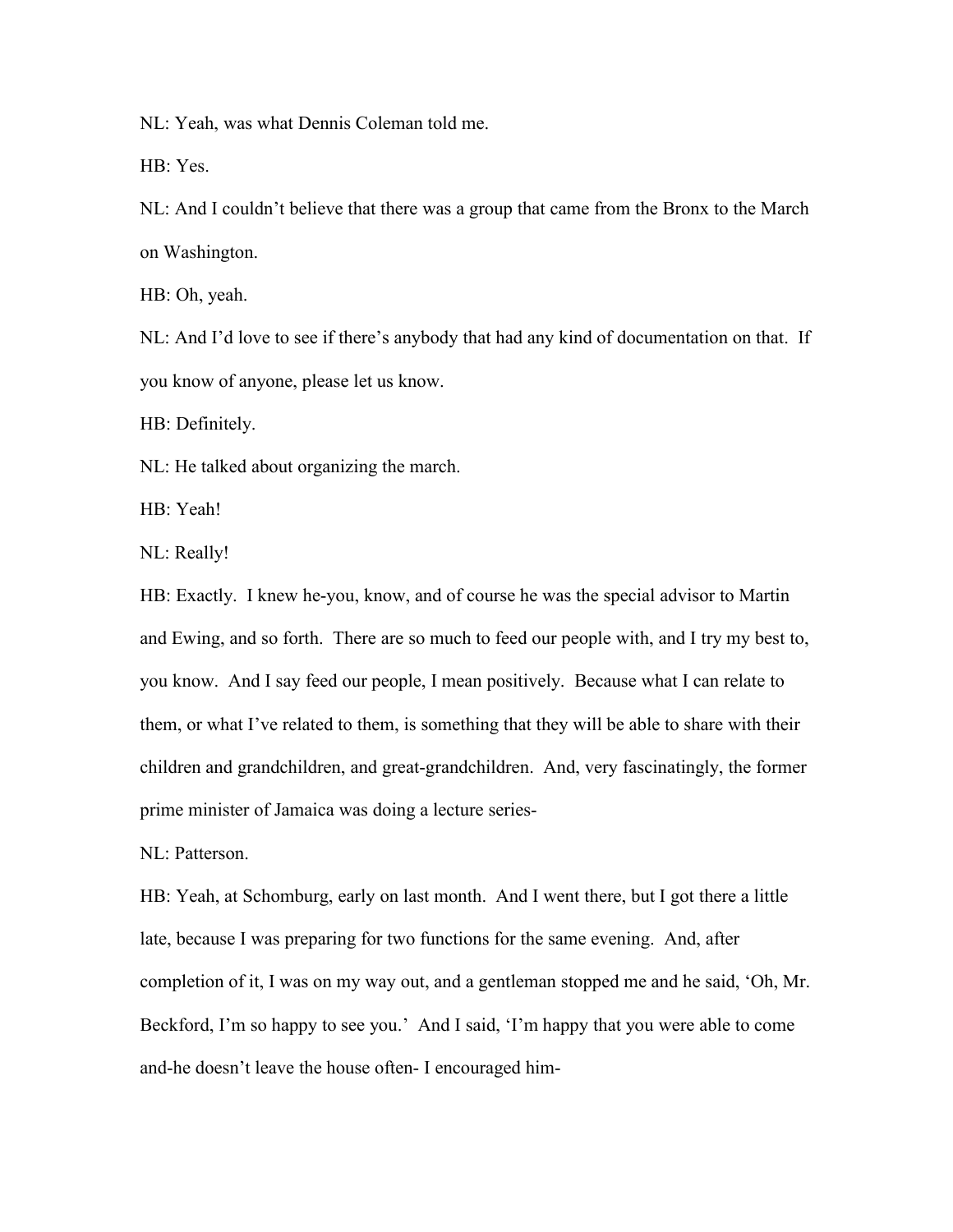NL: Yeah, was what Dennis Coleman told me.

HB: Yes.

NL: And I couldn't believe that there was a group that came from the Bronx to the March on Washington.

HB: Oh, yeah.

NL: And I'd love to see if there's anybody that had any kind of documentation on that. If you know of anyone, please let us know.

HB: Definitely.

NL: He talked about organizing the march.

HB: Yeah!

NL: Really!

HB: Exactly. I knew he-you, know, and of course he was the special advisor to Martin and Ewing, and so forth. There are so much to feed our people with, and I try my best to, you know. And I say feed our people, I mean positively. Because what I can relate to them, or what I've related to them, is something that they will be able to share with their children and grandchildren, and great-grandchildren. And, very fascinatingly, the former prime minister of Jamaica was doing a lecture series-

NL: Patterson.

HB: Yeah, at Schomburg, early on last month. And I went there, but I got there a little late, because I was preparing for two functions for the same evening. And, after completion of it, I was on my way out, and a gentleman stopped me and he said, 'Oh, Mr. Beckford, I'm so happy to see you.' And I said, 'I'm happy that you were able to come and-he doesn't leave the house often- I encouraged him-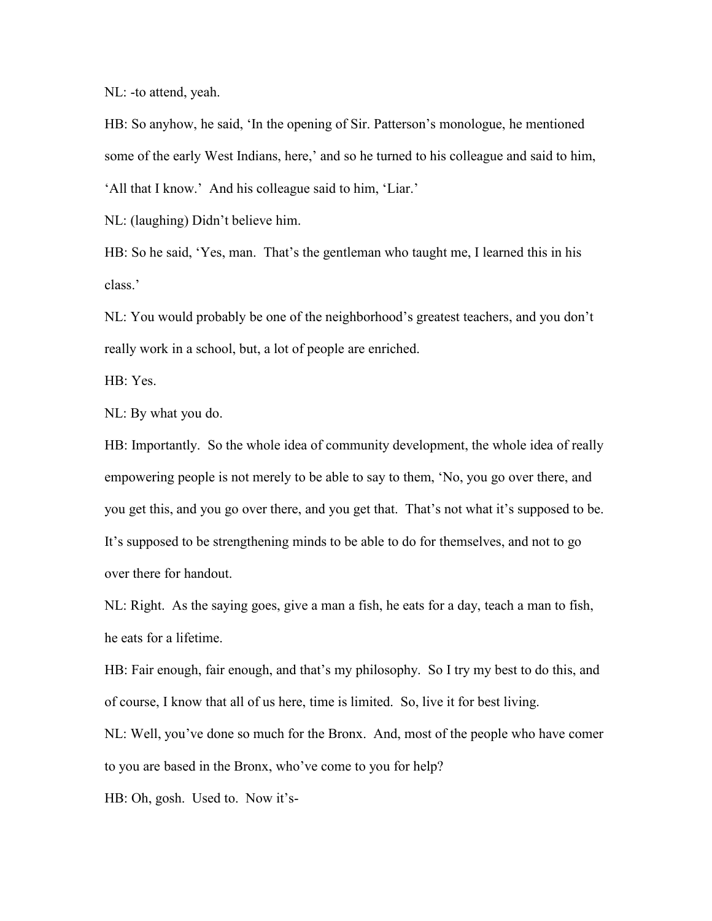NL: -to attend, yeah.

HB: So anyhow, he said, 'In the opening of Sir. Patterson's monologue, he mentioned some of the early West Indians, here,' and so he turned to his colleague and said to him, 'All that I know.' And his colleague said to him, 'Liar.'

NL: (laughing) Didn't believe him.

HB: So he said, 'Yes, man. That's the gentleman who taught me, I learned this in his class.'

NL: You would probably be one of the neighborhood's greatest teachers, and you don't really work in a school, but, a lot of people are enriched.

HB: Yes.

NL: By what you do.

HB: Importantly. So the whole idea of community development, the whole idea of really empowering people is not merely to be able to say to them, 'No, you go over there, and you get this, and you go over there, and you get that. That's not what it's supposed to be. It's supposed to be strengthening minds to be able to do for themselves, and not to go over there for handout.

NL: Right. As the saying goes, give a man a fish, he eats for a day, teach a man to fish, he eats for a lifetime.

HB: Fair enough, fair enough, and that's my philosophy. So I try my best to do this, and of course, I know that all of us here, time is limited. So, live it for best living.

NL: Well, you've done so much for the Bronx. And, most of the people who have comer to you are based in the Bronx, who've come to you for help?

HB: Oh, gosh. Used to. Now it's-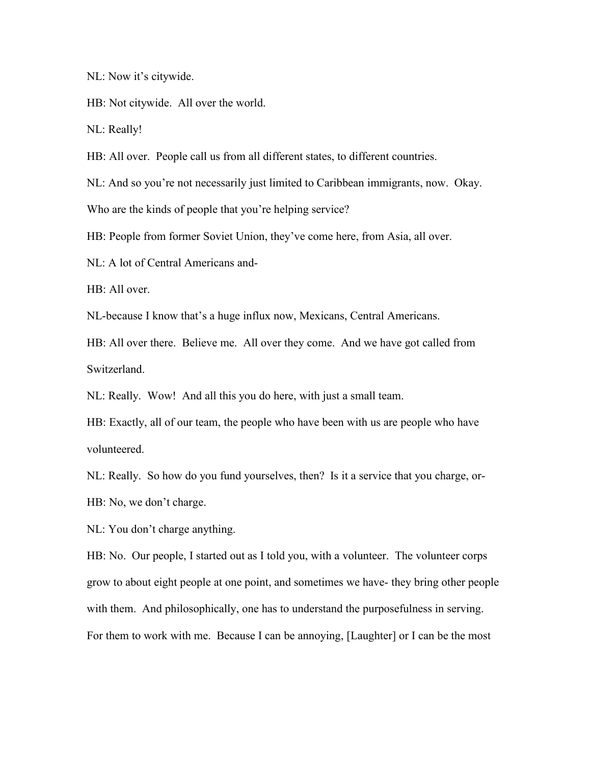NL: Now it's citywide.

HB: Not citywide. All over the world.

NL: Really!

HB: All over. People call us from all different states, to different countries.

NL: And so you're not necessarily just limited to Caribbean immigrants, now. Okay. Who are the kinds of people that you're helping service?

HB: People from former Soviet Union, they've come here, from Asia, all over.

NL: A lot of Central Americans and-

HB: All over.

NL-because I know that's a huge influx now, Mexicans, Central Americans.

HB: All over there. Believe me. All over they come. And we have got called from Switzerland.

NL: Really. Wow! And all this you do here, with just a small team.

HB: Exactly, all of our team, the people who have been with us are people who have volunteered.

NL: Really. So how do you fund yourselves, then? Is it a service that you charge, or-

HB: No, we don't charge.

NL: You don't charge anything.

HB: No. Our people, I started out as I told you, with a volunteer. The volunteer corps grow to about eight people at one point, and sometimes we have- they bring other people with them. And philosophically, one has to understand the purposefulness in serving. For them to work with me. Because I can be annoying, [Laughter] or I can be the most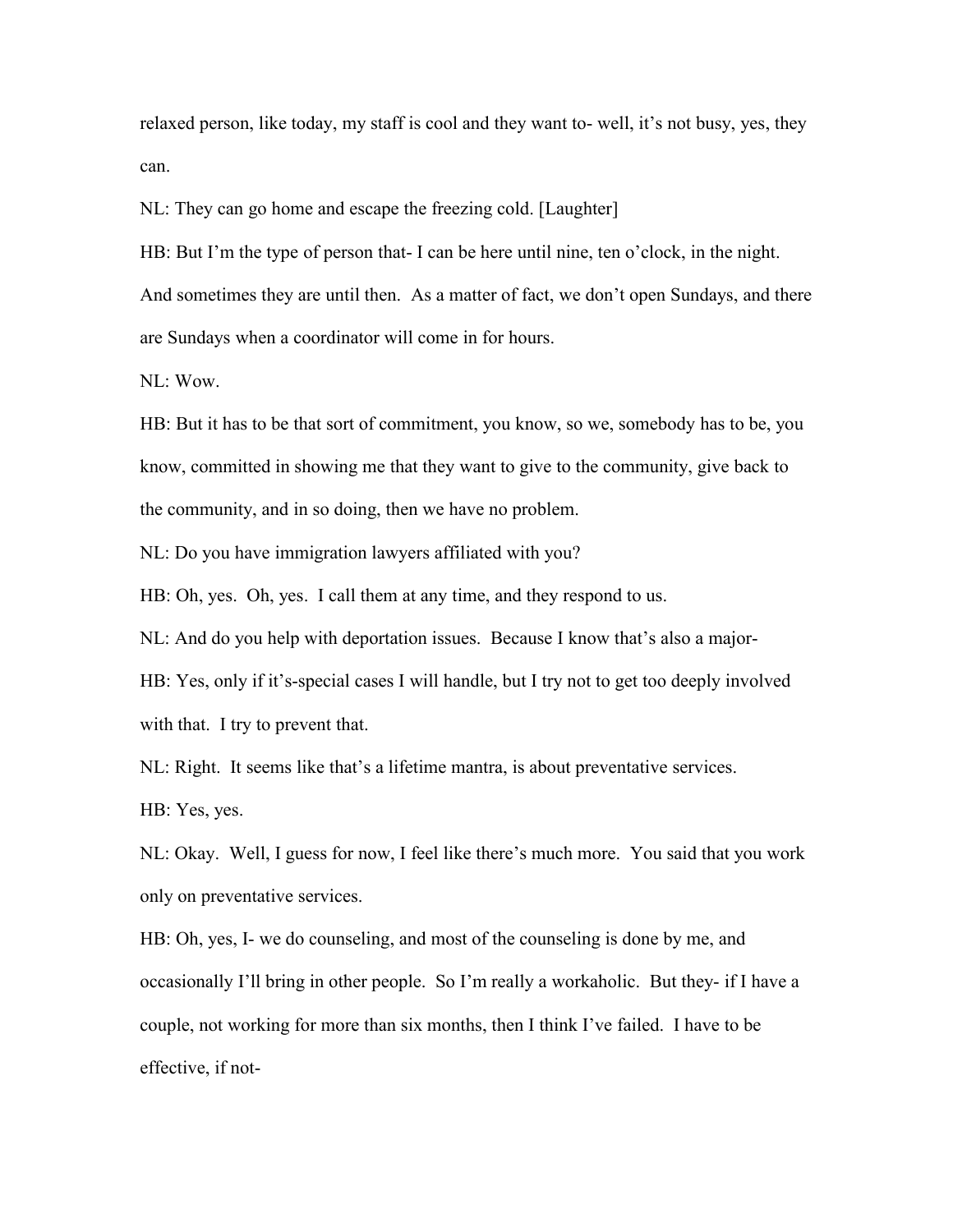relaxed person, like today, my staff is cool and they want to- well, it's not busy, yes, they can.

NL: They can go home and escape the freezing cold. [Laughter]

HB: But I'm the type of person that- I can be here until nine, ten o'clock, in the night. And sometimes they are until then. As a matter of fact, we don't open Sundays, and there are Sundays when a coordinator will come in for hours.

NL: Wow.

HB: But it has to be that sort of commitment, you know, so we, somebody has to be, you know, committed in showing me that they want to give to the community, give back to the community, and in so doing, then we have no problem.

NL: Do you have immigration lawyers affiliated with you?

HB: Oh, yes. Oh, yes. I call them at any time, and they respond to us.

NL: And do you help with deportation issues. Because I know that's also a major-

HB: Yes, only if it's-special cases I will handle, but I try not to get too deeply involved with that. I try to prevent that.

NL: Right. It seems like that's a lifetime mantra, is about preventative services.

HB: Yes, yes.

NL: Okay. Well, I guess for now, I feel like there's much more. You said that you work only on preventative services.

HB: Oh, yes, I- we do counseling, and most of the counseling is done by me, and occasionally I'll bring in other people. So I'm really a workaholic. But they- if I have a couple, not working for more than six months, then I think I've failed. I have to be effective, if not-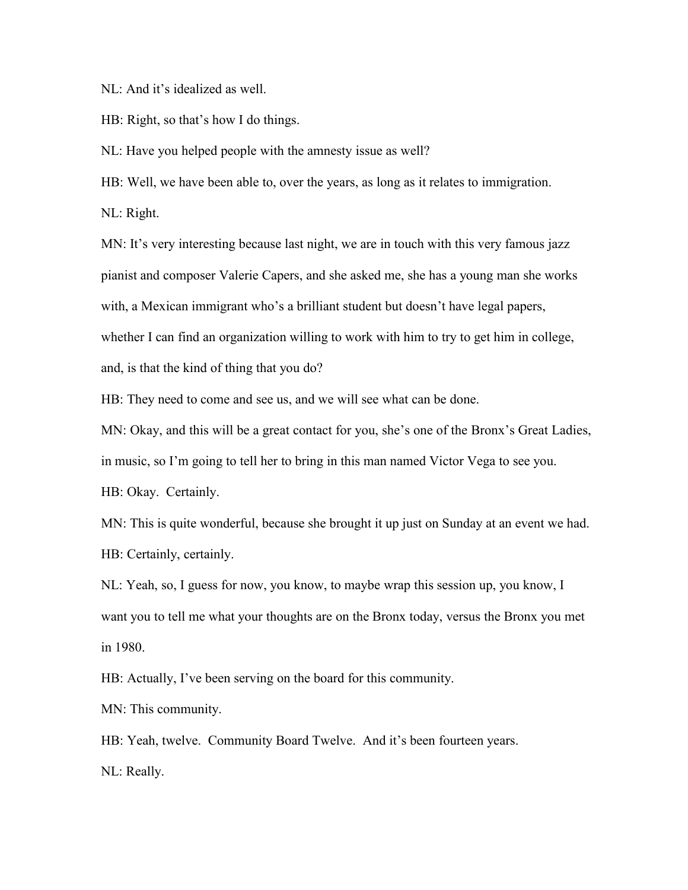NL: And it's idealized as well.

HB: Right, so that's how I do things.

NL: Have you helped people with the amnesty issue as well?

HB: Well, we have been able to, over the years, as long as it relates to immigration.

NL: Right.

MN: It's very interesting because last night, we are in touch with this very famous jazz pianist and composer Valerie Capers, and she asked me, she has a young man she works with, a Mexican immigrant who's a brilliant student but doesn't have legal papers, whether I can find an organization willing to work with him to try to get him in college, and, is that the kind of thing that you do?

HB: They need to come and see us, and we will see what can be done.

MN: Okay, and this will be a great contact for you, she's one of the Bronx's Great Ladies, in music, so I'm going to tell her to bring in this man named Victor Vega to see you.

HB: Okay. Certainly.

MN: This is quite wonderful, because she brought it up just on Sunday at an event we had.

HB: Certainly, certainly.

NL: Yeah, so, I guess for now, you know, to maybe wrap this session up, you know, I want you to tell me what your thoughts are on the Bronx today, versus the Bronx you met in 1980.

HB: Actually, I've been serving on the board for this community.

MN: This community.

HB: Yeah, twelve. Community Board Twelve. And it's been fourteen years.

NL: Really.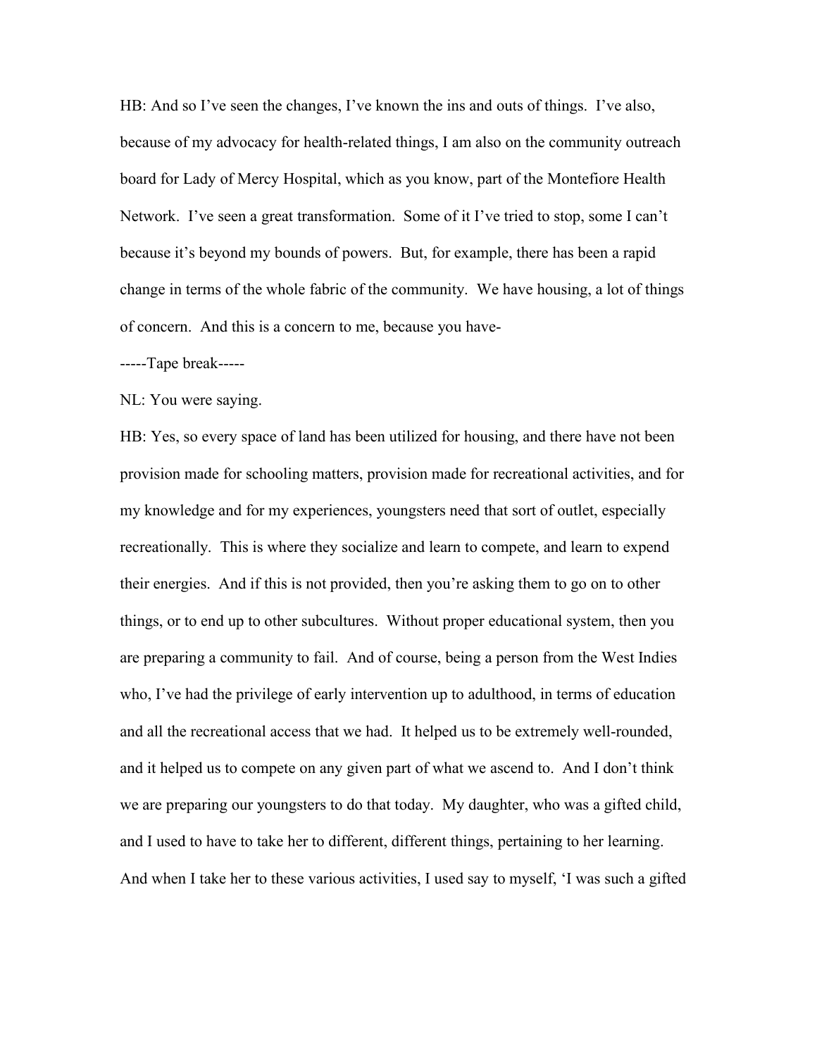HB: And so I've seen the changes, I've known the ins and outs of things. I've also, because of my advocacy for health-related things, I am also on the community outreach board for Lady of Mercy Hospital, which as you know, part of the Montefiore Health Network. I've seen a great transformation. Some of it I've tried to stop, some I can't because it's beyond my bounds of powers. But, for example, there has been a rapid change in terms of the whole fabric of the community. We have housing, a lot of things of concern. And this is a concern to me, because you have-

-----Tape break-----

NL: You were saying.

HB: Yes, so every space of land has been utilized for housing, and there have not been provision made for schooling matters, provision made for recreational activities, and for my knowledge and for my experiences, youngsters need that sort of outlet, especially recreationally. This is where they socialize and learn to compete, and learn to expend their energies. And if this is not provided, then you're asking them to go on to other things, or to end up to other subcultures. Without proper educational system, then you are preparing a community to fail. And of course, being a person from the West Indies who, I've had the privilege of early intervention up to adulthood, in terms of education and all the recreational access that we had. It helped us to be extremely well-rounded, and it helped us to compete on any given part of what we ascend to. And I don't think we are preparing our youngsters to do that today. My daughter, who was a gifted child, and I used to have to take her to different, different things, pertaining to her learning. And when I take her to these various activities, I used say to myself, 'I was such a gifted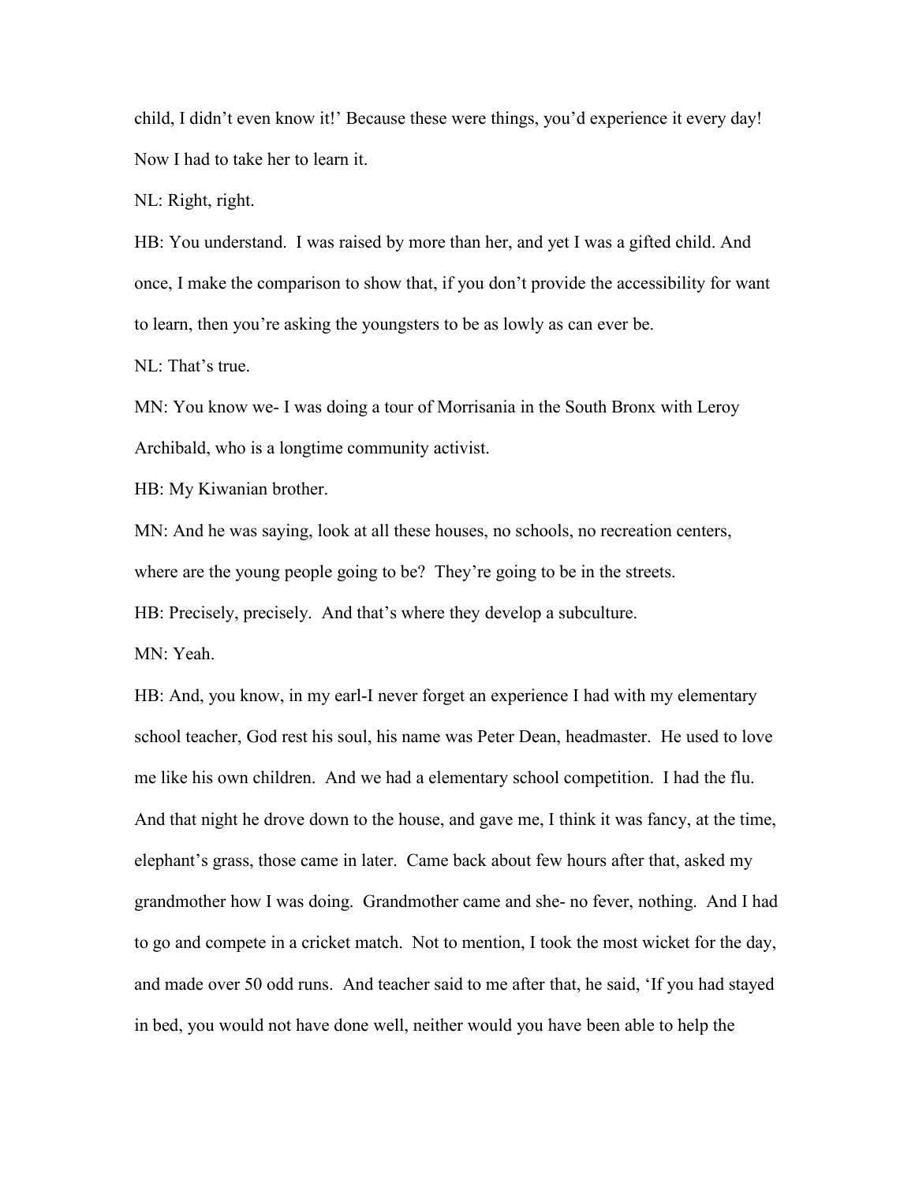child, I didn't even know it!' Because these were things, you'd experience it every day! Now I had to take her to learn it.

NL: Right, right.

HB: You understand. I was raised by more than her, and yet I was a gifted child. And once, I make the comparison to show that, if you don't provide the accessibility for want to learn, then you're asking the youngsters to be as lowly as can ever be.

NL: That's true.

MN: You know we- I was doing a tour of Morrisania in the South Bronx with Leroy Archibald, who is a longtime community activist.

HB: My Kiwanian brother.

MN: And he was saying, look at all these houses, no schools, no recreation centers, where are the young people going to be? They're going to be in the streets.

HB: Precisely, precisely. And that's where they develop a subculture.

MN: Yeah.

HB: And, you know, in my earl-I never forget an experience I had with my elementary school teacher, God rest his soul, his name was Peter Dean, headmaster. He used to love me like his own children. And we had a elementary school competition. I had the flu. And that night he drove down to the house, and gave me, I think it was fancy, at the time, elephant's grass, those came in later. Came back about few hours after that, asked my grandmother how I was doing. Grandmother came and she- no fever, nothing. And I had to go and compete in a cricket match. Not to mention, I took the most wicket for the day, and made over 50 odd runs. And teacher said to me after that, he said, 'If you had stayed in bed, you would not have done well, neither would you have been able to help the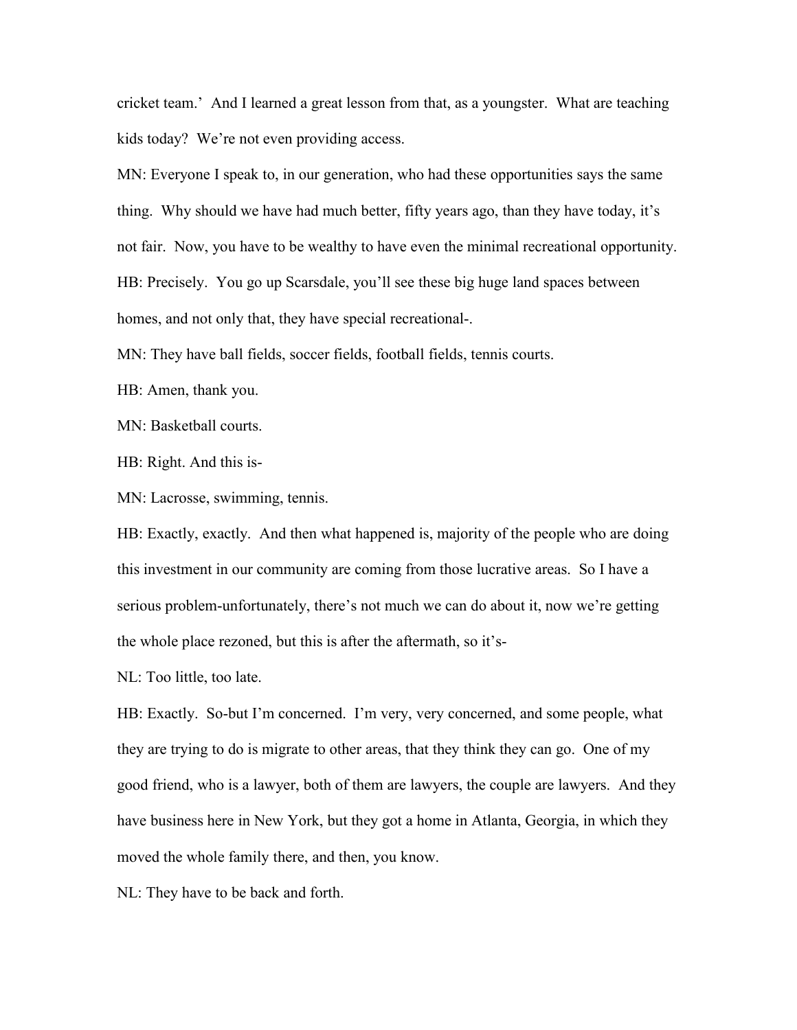cricket team.' And I learned a great lesson from that, as a youngster. What are teaching kids today? We're not even providing access.

MN: Everyone I speak to, in our generation, who had these opportunities says the same thing. Why should we have had much better, fifty years ago, than they have today, it's not fair. Now, you have to be wealthy to have even the minimal recreational opportunity.

HB: Precisely. You go up Scarsdale, you'll see these big huge land spaces between homes, and not only that, they have special recreational-.

MN: They have ball fields, soccer fields, football fields, tennis courts.

HB: Amen, thank you.

MN: Basketball courts.

HB: Right. And this is-

MN: Lacrosse, swimming, tennis.

HB: Exactly, exactly. And then what happened is, majority of the people who are doing this investment in our community are coming from those lucrative areas. So I have a serious problem-unfortunately, there's not much we can do about it, now we're getting the whole place rezoned, but this is after the aftermath, so it's-

NL: Too little, too late.

HB: Exactly. So-but I'm concerned. I'm very, very concerned, and some people, what they are trying to do is migrate to other areas, that they think they can go. One of my good friend, who is a lawyer, both of them are lawyers, the couple are lawyers. And they have business here in New York, but they got a home in Atlanta, Georgia, in which they moved the whole family there, and then, you know.

NL: They have to be back and forth.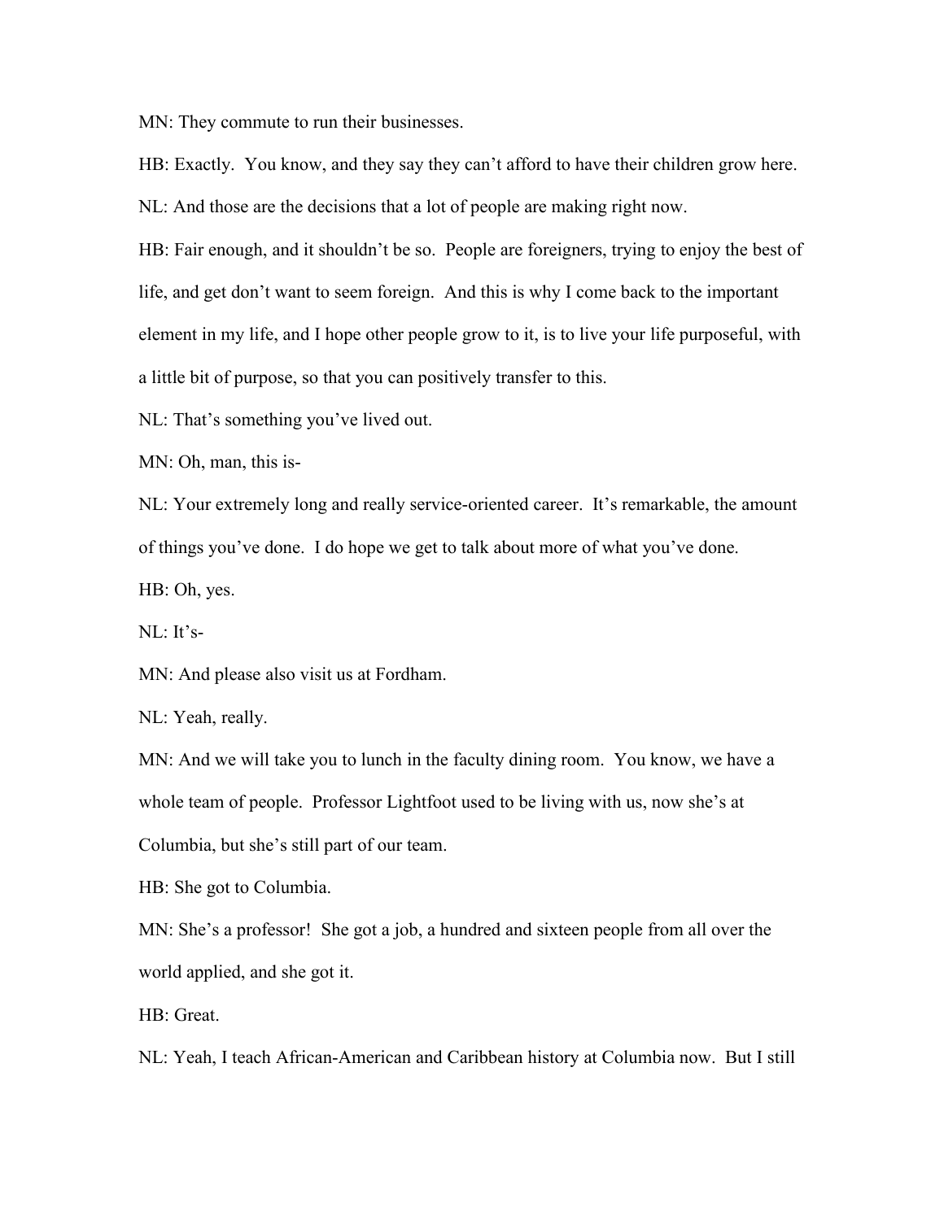MN: They commute to run their businesses.

HB: Exactly. You know, and they say they can't afford to have their children grow here.

NL: And those are the decisions that a lot of people are making right now.

HB: Fair enough, and it shouldn't be so. People are foreigners, trying to enjoy the best of life, and get don't want to seem foreign. And this is why I come back to the important element in my life, and I hope other people grow to it, is to live your life purposeful, with a little bit of purpose, so that you can positively transfer to this.

NL: That's something you've lived out.

MN: Oh, man, this is-

NL: Your extremely long and really service-oriented career. It's remarkable, the amount of things you've done. I do hope we get to talk about more of what you've done.

HB: Oh, yes.

NL: It's-

MN: And please also visit us at Fordham.

NL: Yeah, really.

MN: And we will take you to lunch in the faculty dining room. You know, we have a whole team of people. Professor Lightfoot used to be living with us, now she's at Columbia, but she's still part of our team.

HB: She got to Columbia.

MN: She's a professor! She got a job, a hundred and sixteen people from all over the world applied, and she got it.

HB: Great.

NL: Yeah, I teach African-American and Caribbean history at Columbia now. But I still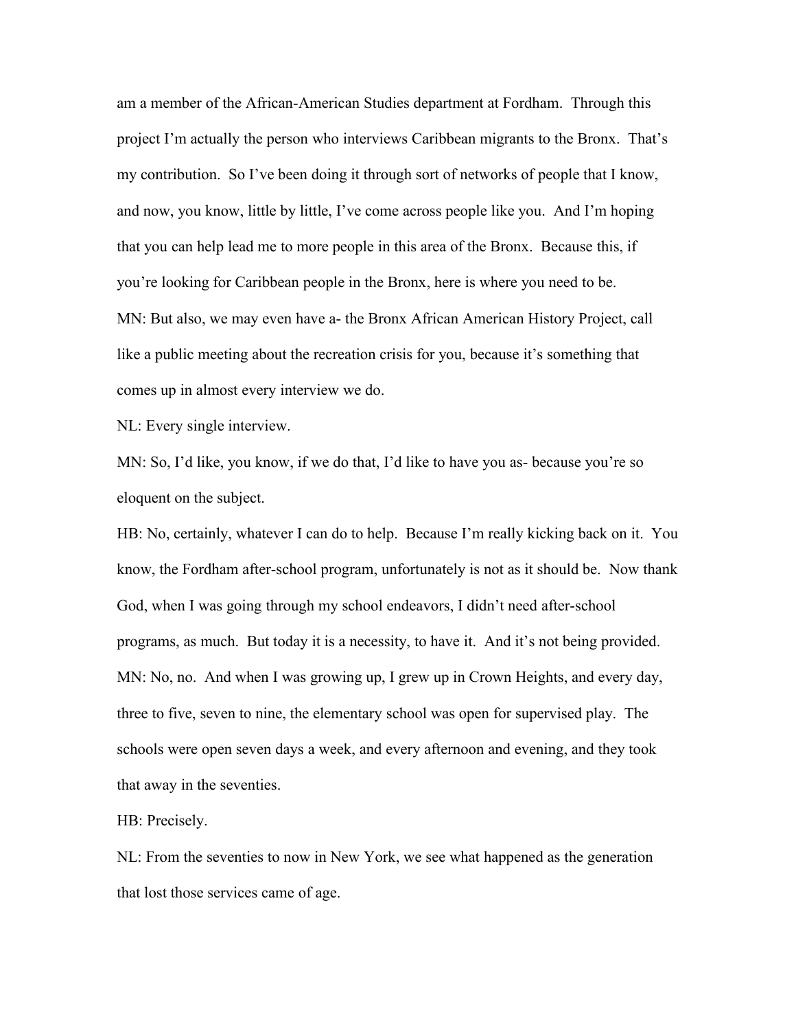am a member of the African-American Studies department at Fordham. Through this project I'm actually the person who interviews Caribbean migrants to the Bronx. That's my contribution. So I've been doing it through sort of networks of people that I know, and now, you know, little by little, I've come across people like you. And I'm hoping that you can help lead me to more people in this area of the Bronx. Because this, if you're looking for Caribbean people in the Bronx, here is where you need to be.

MN: But also, we may even have a- the Bronx African American History Project, call like a public meeting about the recreation crisis for you, because it's something that comes up in almost every interview we do.

NL: Every single interview.

MN: So, I'd like, you know, if we do that, I'd like to have you as- because you're so eloquent on the subject.

HB: No, certainly, whatever I can do to help. Because I'm really kicking back on it. You know, the Fordham after-school program, unfortunately is not as it should be. Now thank God, when I was going through my school endeavors, I didn't need after-school programs, as much. But today it is a necessity, to have it. And it's not being provided.

MN: No, no. And when I was growing up, I grew up in Crown Heights, and every day, three to five, seven to nine, the elementary school was open for supervised play. The schools were open seven days a week, and every afternoon and evening, and they took that away in the seventies.

HB: Precisely.

NL: From the seventies to now in New York, we see what happened as the generation that lost those services came of age.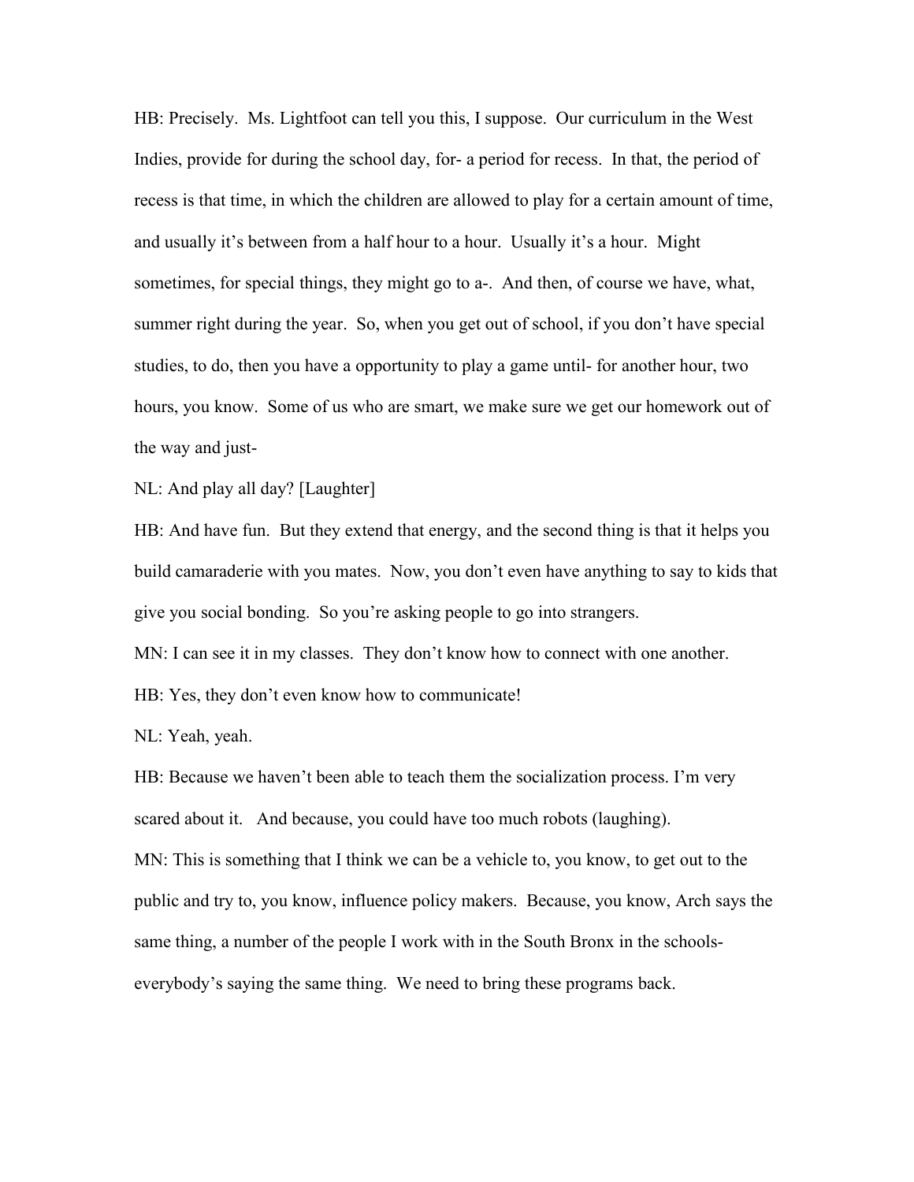HB: Precisely. Ms. Lightfoot can tell you this, I suppose. Our curriculum in the West Indies, provide for during the school day, for- a period for recess. In that, the period of recess is that time, in which the children are allowed to play for a certain amount of time, and usually it's between from a half hour to a hour. Usually it's a hour. Might sometimes, for special things, they might go to a-. And then, of course we have, what, summer right during the year. So, when you get out of school, if you don't have special studies, to do, then you have a opportunity to play a game until- for another hour, two hours, you know. Some of us who are smart, we make sure we get our homework out of the way and just-

NL: And play all day? [Laughter]

HB: And have fun. But they extend that energy, and the second thing is that it helps you build camaraderie with you mates. Now, you don't even have anything to say to kids that give you social bonding. So you're asking people to go into strangers.

MN: I can see it in my classes. They don't know how to connect with one another.

HB: Yes, they don't even know how to communicate!

NL: Yeah, yeah.

HB: Because we haven't been able to teach them the socialization process. I'm very scared about it. And because, you could have too much robots (laughing).

MN: This is something that I think we can be a vehicle to, you know, to get out to the public and try to, you know, influence policy makers. Because, you know, Arch says the same thing, a number of the people I work with in the South Bronx in the schools- everybody's saying the same thing. We need to bring these programs back.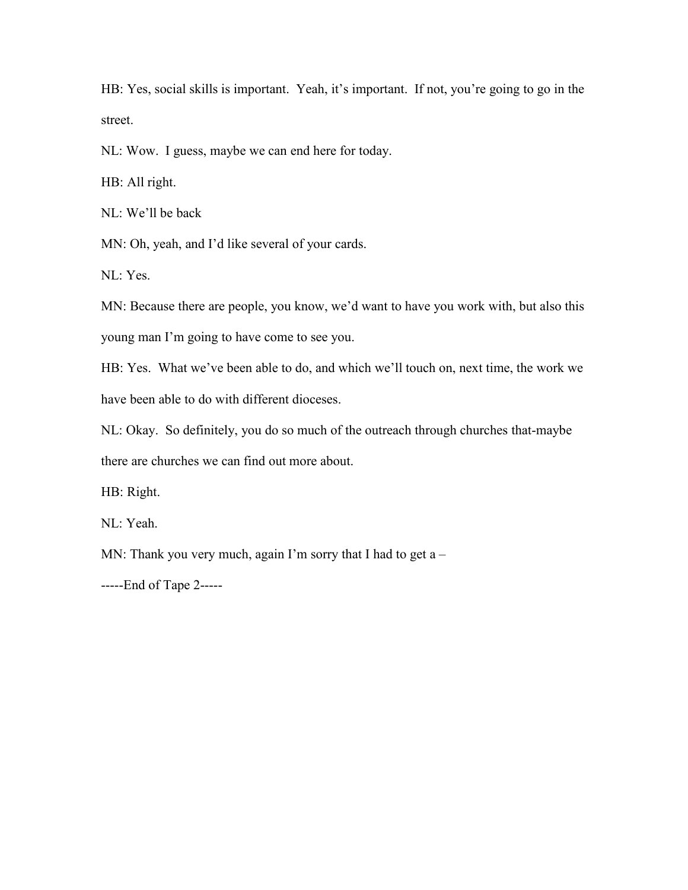HB: Yes, social skills is important. Yeah, it's important. If not, you're going to go in the street.

NL: Wow. I guess, maybe we can end here for today.

HB: All right.

NL: We'll be back

MN: Oh, yeah, and I'd like several of your cards.

NL: Yes.

MN: Because there are people, you know, we'd want to have you work with, but also this young man I'm going to have come to see you.

HB: Yes. What we've been able to do, and which we'll touch on, next time, the work we have been able to do with different dioceses.

NL: Okay. So definitely, you do so much of the outreach through churches that-maybe there are churches we can find out more about.

HB: Right.

NL: Yeah.

MN: Thank you very much, again I'm sorry that I had to get a –

-----End of Tape 2-----